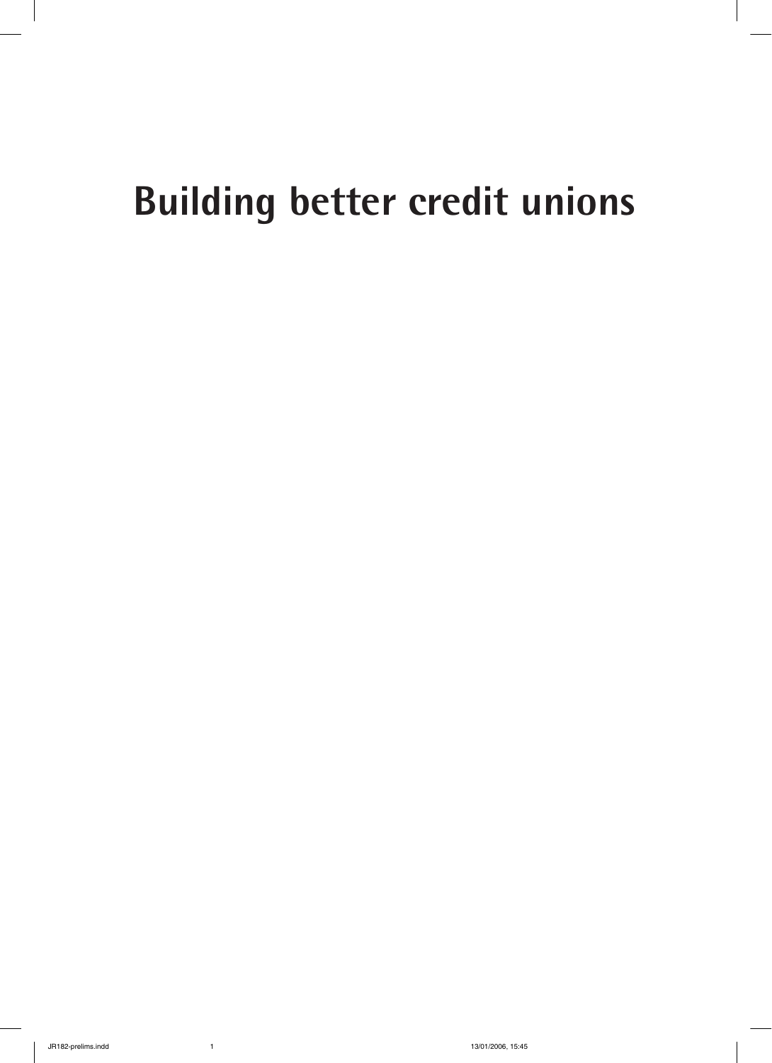# Building better credit unions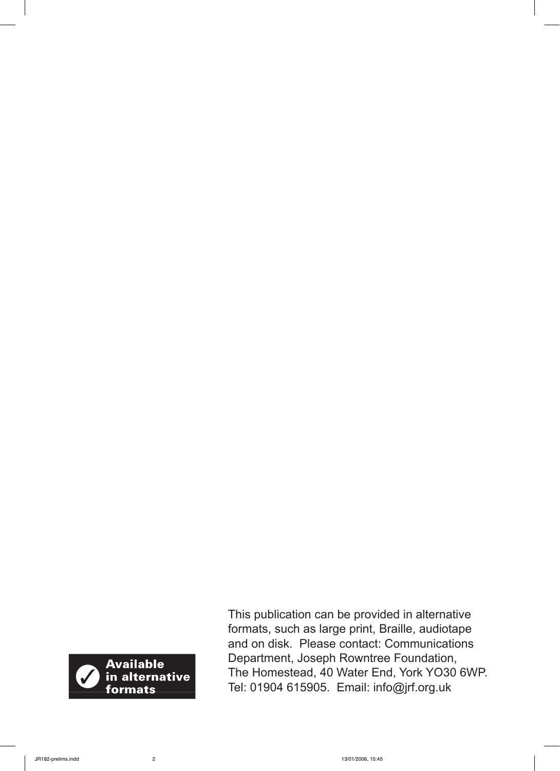**Available in alternative formats**

This publication can be provided in alternative formats, such as large print, Braille, audiotape and on disk. Please contact: Communications Department, Joseph Rowntree Foundation, The Homestead, 40 Water End, York YO30 6WP. Tel: 01904 615905. Email: info@jrf.org.uk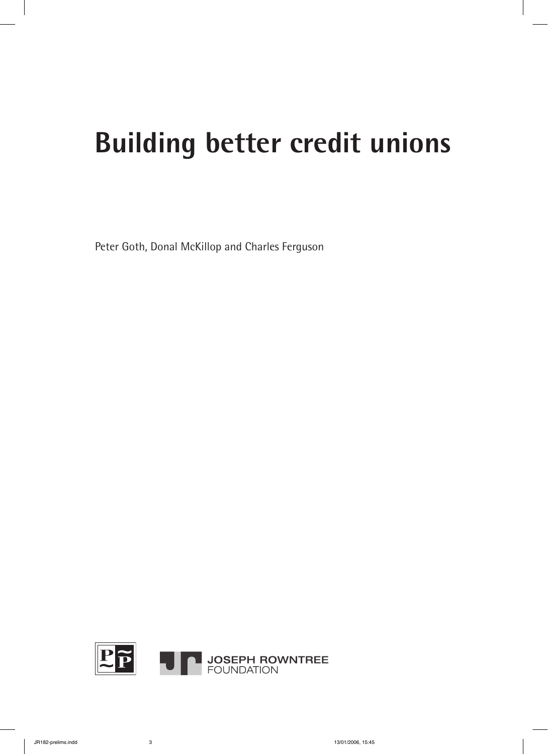# Building better credit unions

Peter Goth, Donal McKillop and Charles Ferguson

JOSEPH ROWNTREE FOUNDATION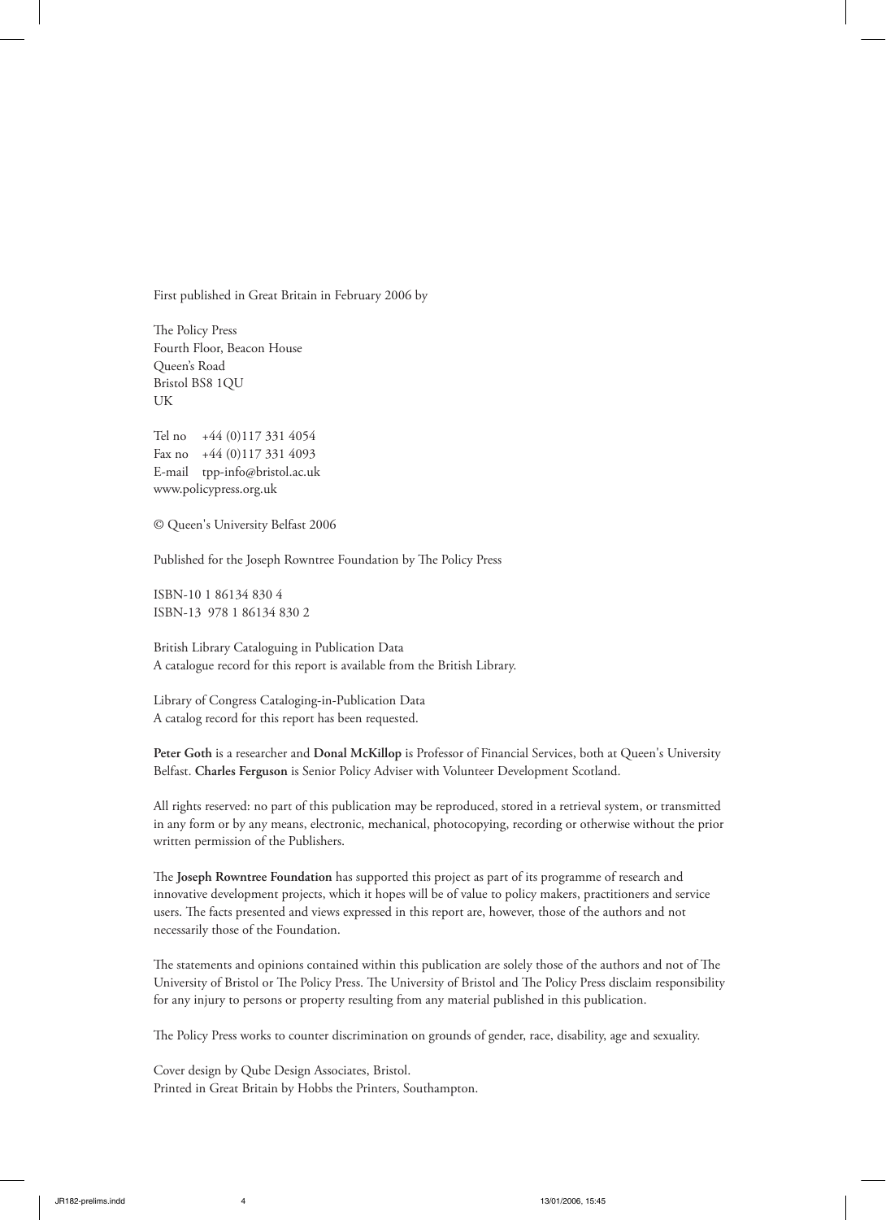First published in Great Britain in February 2006 by

The Policy Press
Fourth Floor, Beacon House
Queen's Road
Bristol BS8 1QU
UK

Tel no +44 (0)117 331 4054
Fax no +44 (0)117 331 4093
E-mail tpp-info@bristol.ac.uk
www.policypress.org.uk

© Queen's University Belfast 2006

Published for the Joseph Rowntree Foundation by The Policy Press

ISBN-10 1 86134 830 4
ISBN-13 978 1 86134 830 2

British Library Cataloguing in Publication Data
A catalogue record for this report is available from the British Library.

Library of Congress Cataloging-in-Publication Data
A catalog record for this report has been requested.

**Peter Goth** is a researcher and **Donal McKillop** is Professor of Financial Services, both at Queen's University Belfast. **Charles Ferguson** is Senior Policy Adviser with Volunteer Development Scotland.

All rights reserved: no part of this publication may be reproduced, stored in a retrieval system, or transmitted in any form or by any means, electronic, mechanical, photocopying, recording or otherwise without the prior written permission of the Publishers.

The **Joseph Rowntree Foundation** has supported this project as part of its programme of research and innovative development projects, which it hopes will be of value to policy makers, practitioners and service users. The facts presented and views expressed in this report are, however, those of the authors and not necessarily those of the Foundation.

The statements and opinions contained within this publication are solely those of the authors and not of The University of Bristol or The Policy Press. The University of Bristol and The Policy Press disclaim responsibility for any injury to persons or property resulting from any material published in this publication.

The Policy Press works to counter discrimination on grounds of gender, race, disability, age and sexuality.

Cover design by Qube Design Associates, Bristol.
Printed in Great Britain by Hobbs the Printers, Southampton.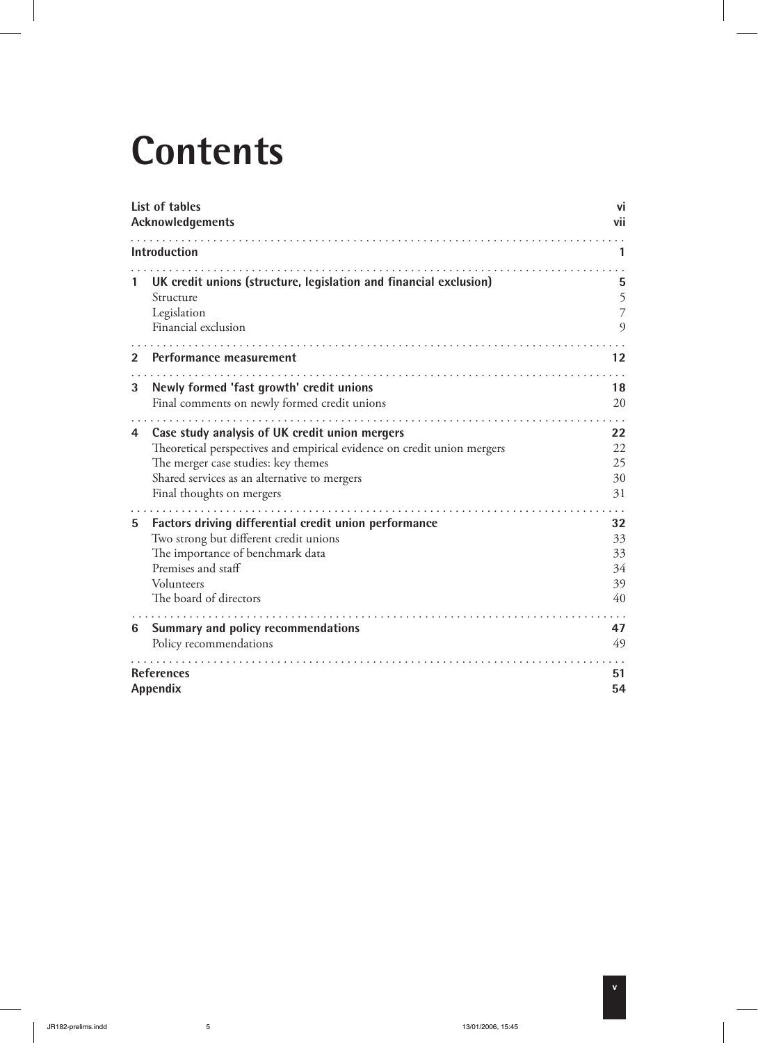# Contents

| | | |
|---|---|---|
| **List of tables** | | **vi** |
| **Acknowledgements** | | **vii** |
| **Introduction** | | **1** |
| **1** | **UK credit unions (structure, legislation and financial exclusion)** | **5** |
| | Structure | 5 |
| | Legislation | 7 |
| | Financial exclusion | 9 |
| **2** | **Performance measurement** | **12** |
| **3** | **Newly formed 'fast growth' credit unions** | **18** |
| | Final comments on newly formed credit unions | 20 |
| **4** | **Case study analysis of UK credit union mergers** | **22** |
| | Theoretical perspectives and empirical evidence on credit union mergers | 22 |
| | The merger case studies: key themes | 25 |
| | Shared services as an alternative to mergers | 30 |
| | Final thoughts on mergers | 31 |
| **5** | **Factors driving differential credit union performance** | **32** |
| | Two strong but different credit unions | 33 |
| | The importance of benchmark data | 33 |
| | Premises and staff | 34 |
| | Volunteers | 39 |
| | The board of directors | 40 |
| **6** | **Summary and policy recommendations** | **47** |
| | Policy recommendations | 49 |
| **References** | | **51** |
| **Appendix** | | **54** |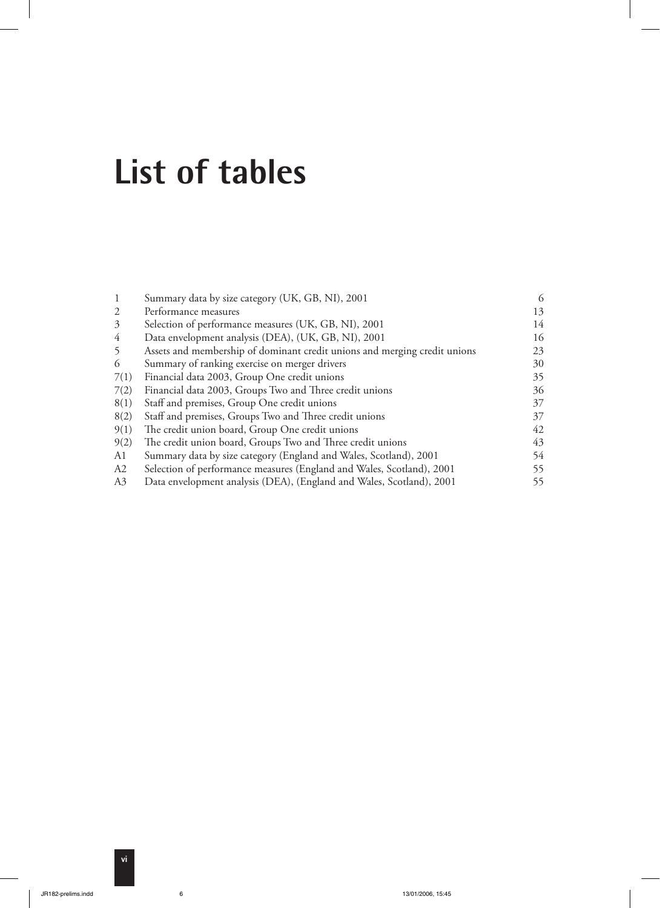# List of tables

| | | |
|---|---|---|
| 1 | Summary data by size category (UK, GB, NI), 2001 | 6 |
| 2 | Performance measures | 13 |
| 3 | Selection of performance measures (UK, GB, NI), 2001 | 14 |
| 4 | Data envelopment analysis (DEA), (UK, GB, NI), 2001 | 16 |
| 5 | Assets and membership of dominant credit unions and merging credit unions | 23 |
| 6 | Summary of ranking exercise on merger drivers | 30 |
| 7(1) | Financial data 2003, Group One credit unions | 35 |
| 7(2) | Financial data 2003, Groups Two and Three credit unions | 36 |
| 8(1) | Staff and premises, Group One credit unions | 37 |
| 8(2) | Staff and premises, Groups Two and Three credit unions | 37 |
| 9(1) | The credit union board, Group One credit unions | 42 |
| 9(2) | The credit union board, Groups Two and Three credit unions | 43 |
| A1 | Summary data by size category (England and Wales, Scotland), 2001 | 54 |
| A2 | Selection of performance measures (England and Wales, Scotland), 2001 | 55 |
| A3 | Data envelopment analysis (DEA), (England and Wales, Scotland), 2001 | 55 |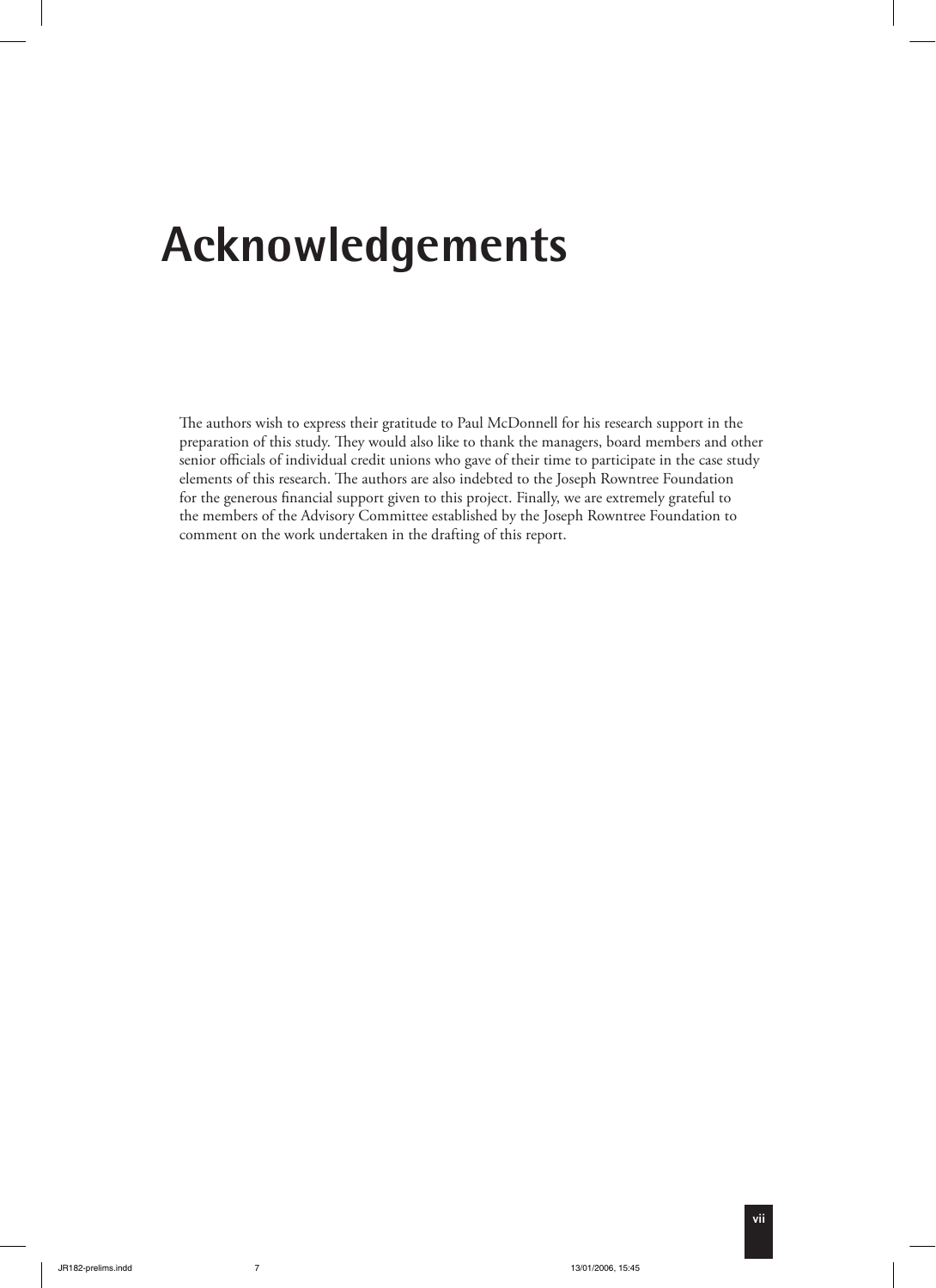# Acknowledgements

The authors wish to express their gratitude to Paul McDonnell for his research support in the preparation of this study. They would also like to thank the managers, board members and other senior officials of individual credit unions who gave of their time to participate in the case study elements of this research. The authors are also indebted to the Joseph Rowntree Foundation for the generous financial support given to this project. Finally, we are extremely grateful to the members of the Advisory Committee established by the Joseph Rowntree Foundation to comment on the work undertaken in the drafting of this report.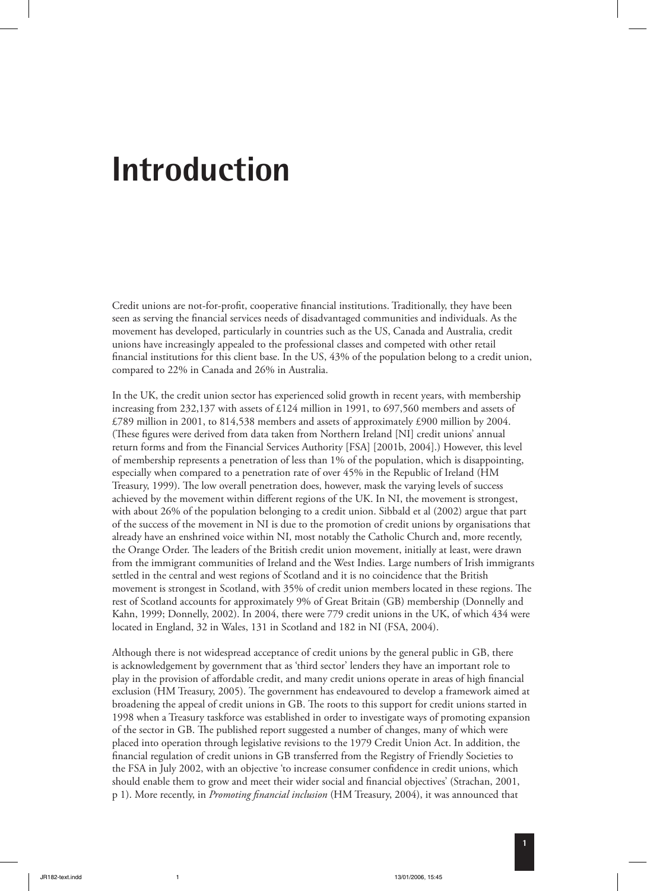# Introduction

Credit unions are not-for-profit, cooperative financial institutions. Traditionally, they have been seen as serving the financial services needs of disadvantaged communities and individuals. As the movement has developed, particularly in countries such as the US, Canada and Australia, credit unions have increasingly appealed to the professional classes and competed with other retail financial institutions for this client base. In the US, 43% of the population belong to a credit union, compared to 22% in Canada and 26% in Australia.

In the UK, the credit union sector has experienced solid growth in recent years, with membership increasing from 232,137 with assets of £124 million in 1991, to 697,560 members and assets of £789 million in 2001, to 814,538 members and assets of approximately £900 million by 2004. (These figures were derived from data taken from Northern Ireland [NI] credit unions' annual return forms and from the Financial Services Authority [FSA] [2001b, 2004].) However, this level of membership represents a penetration of less than 1% of the population, which is disappointing, especially when compared to a penetration rate of over 45% in the Republic of Ireland (HM Treasury, 1999). The low overall penetration does, however, mask the varying levels of success achieved by the movement within different regions of the UK. In NI, the movement is strongest, with about 26% of the population belonging to a credit union. Sibbald et al (2002) argue that part of the success of the movement in NI is due to the promotion of credit unions by organisations that already have an enshrined voice within NI, most notably the Catholic Church and, more recently, the Orange Order. The leaders of the British credit union movement, initially at least, were drawn from the immigrant communities of Ireland and the West Indies. Large numbers of Irish immigrants settled in the central and west regions of Scotland and it is no coincidence that the British movement is strongest in Scotland, with 35% of credit union members located in these regions. The rest of Scotland accounts for approximately 9% of Great Britain (GB) membership (Donnelly and Kahn, 1999; Donnelly, 2002). In 2004, there were 779 credit unions in the UK, of which 434 were located in England, 32 in Wales, 131 in Scotland and 182 in NI (FSA, 2004).

Although there is not widespread acceptance of credit unions by the general public in GB, there is acknowledgement by government that as 'third sector' lenders they have an important role to play in the provision of affordable credit, and many credit unions operate in areas of high financial exclusion (HM Treasury, 2005). The government has endeavoured to develop a framework aimed at broadening the appeal of credit unions in GB. The roots to this support for credit unions started in 1998 when a Treasury taskforce was established in order to investigate ways of promoting expansion of the sector in GB. The published report suggested a number of changes, many of which were placed into operation through legislative revisions to the 1979 Credit Union Act. In addition, the financial regulation of credit unions in GB transferred from the Registry of Friendly Societies to the FSA in July 2002, with an objective 'to increase consumer confidence in credit unions, which should enable them to grow and meet their wider social and financial objectives' (Strachan, 2001, p 1). More recently, in *Promoting financial inclusion* (HM Treasury, 2004), it was announced that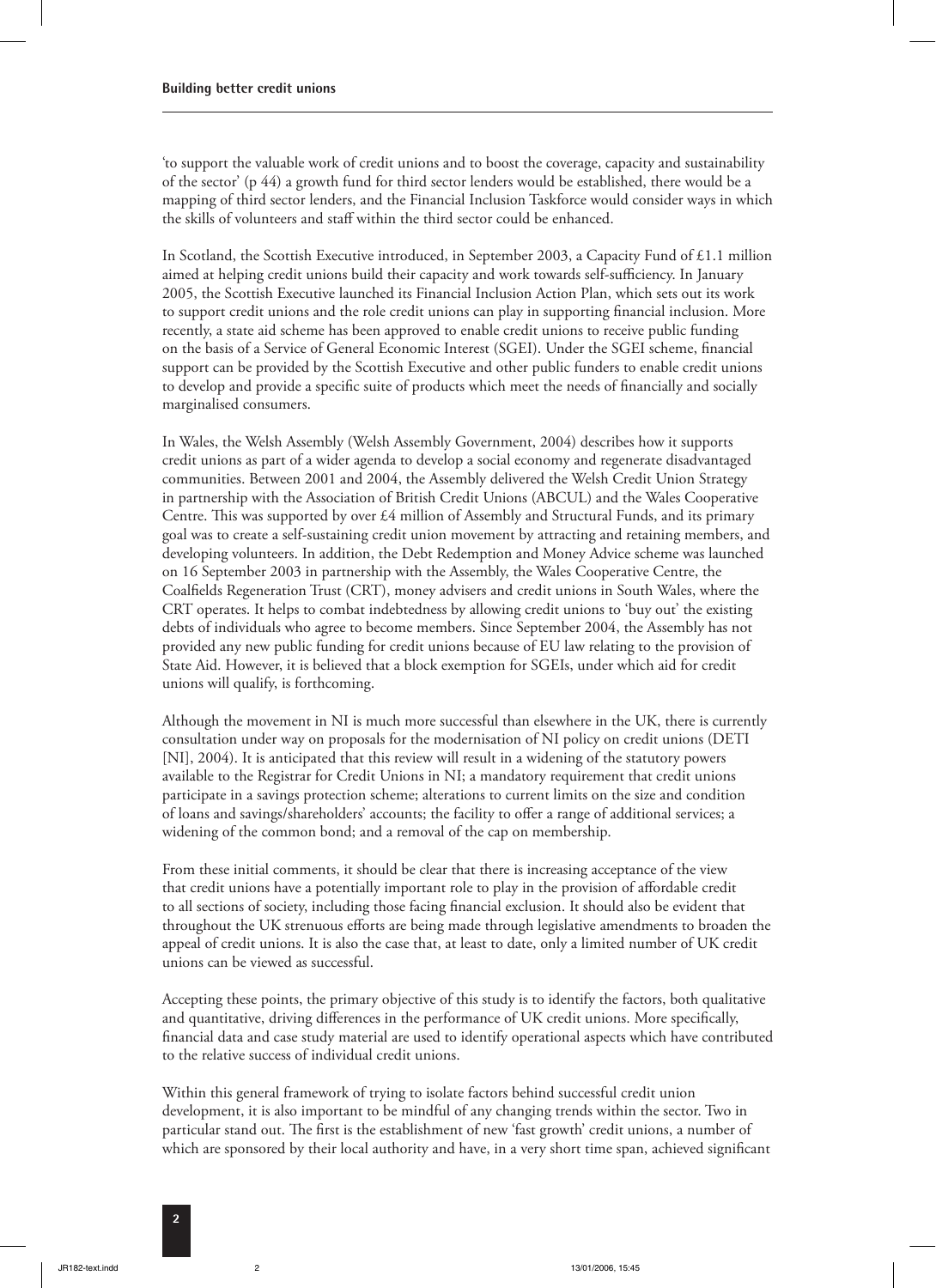'to support the valuable work of credit unions and to boost the coverage, capacity and sustainability of the sector' (p 44) a growth fund for third sector lenders would be established, there would be a mapping of third sector lenders, and the Financial Inclusion Taskforce would consider ways in which the skills of volunteers and staff within the third sector could be enhanced.

In Scotland, the Scottish Executive introduced, in September 2003, a Capacity Fund of £1.1 million aimed at helping credit unions build their capacity and work towards self-sufficiency. In January 2005, the Scottish Executive launched its Financial Inclusion Action Plan, which sets out its work to support credit unions and the role credit unions can play in supporting financial inclusion. More recently, a state aid scheme has been approved to enable credit unions to receive public funding on the basis of a Service of General Economic Interest (SGEI). Under the SGEI scheme, financial support can be provided by the Scottish Executive and other public funders to enable credit unions to develop and provide a specific suite of products which meet the needs of financially and socially marginalised consumers.

In Wales, the Welsh Assembly (Welsh Assembly Government, 2004) describes how it supports credit unions as part of a wider agenda to develop a social economy and regenerate disadvantaged communities. Between 2001 and 2004, the Assembly delivered the Welsh Credit Union Strategy in partnership with the Association of British Credit Unions (ABCUL) and the Wales Cooperative Centre. This was supported by over £4 million of Assembly and Structural Funds, and its primary goal was to create a self-sustaining credit union movement by attracting and retaining members, and developing volunteers. In addition, the Debt Redemption and Money Advice scheme was launched on 16 September 2003 in partnership with the Assembly, the Wales Cooperative Centre, the Coalfields Regeneration Trust (CRT), money advisers and credit unions in South Wales, where the CRT operates. It helps to combat indebtedness by allowing credit unions to 'buy out' the existing debts of individuals who agree to become members. Since September 2004, the Assembly has not provided any new public funding for credit unions because of EU law relating to the provision of State Aid. However, it is believed that a block exemption for SGEIs, under which aid for credit unions will qualify, is forthcoming.

Although the movement in NI is much more successful than elsewhere in the UK, there is currently consultation under way on proposals for the modernisation of NI policy on credit unions (DETI [NI], 2004). It is anticipated that this review will result in a widening of the statutory powers available to the Registrar for Credit Unions in NI; a mandatory requirement that credit unions participate in a savings protection scheme; alterations to current limits on the size and condition of loans and savings/shareholders' accounts; the facility to offer a range of additional services; a widening of the common bond; and a removal of the cap on membership.

From these initial comments, it should be clear that there is increasing acceptance of the view that credit unions have a potentially important role to play in the provision of affordable credit to all sections of society, including those facing financial exclusion. It should also be evident that throughout the UK strenuous efforts are being made through legislative amendments to broaden the appeal of credit unions. It is also the case that, at least to date, only a limited number of UK credit unions can be viewed as successful.

Accepting these points, the primary objective of this study is to identify the factors, both qualitative and quantitative, driving differences in the performance of UK credit unions. More specifically, financial data and case study material are used to identify operational aspects which have contributed to the relative success of individual credit unions.

Within this general framework of trying to isolate factors behind successful credit union development, it is also important to be mindful of any changing trends within the sector. Two in particular stand out. The first is the establishment of new 'fast growth' credit unions, a number of which are sponsored by their local authority and have, in a very short time span, achieved significant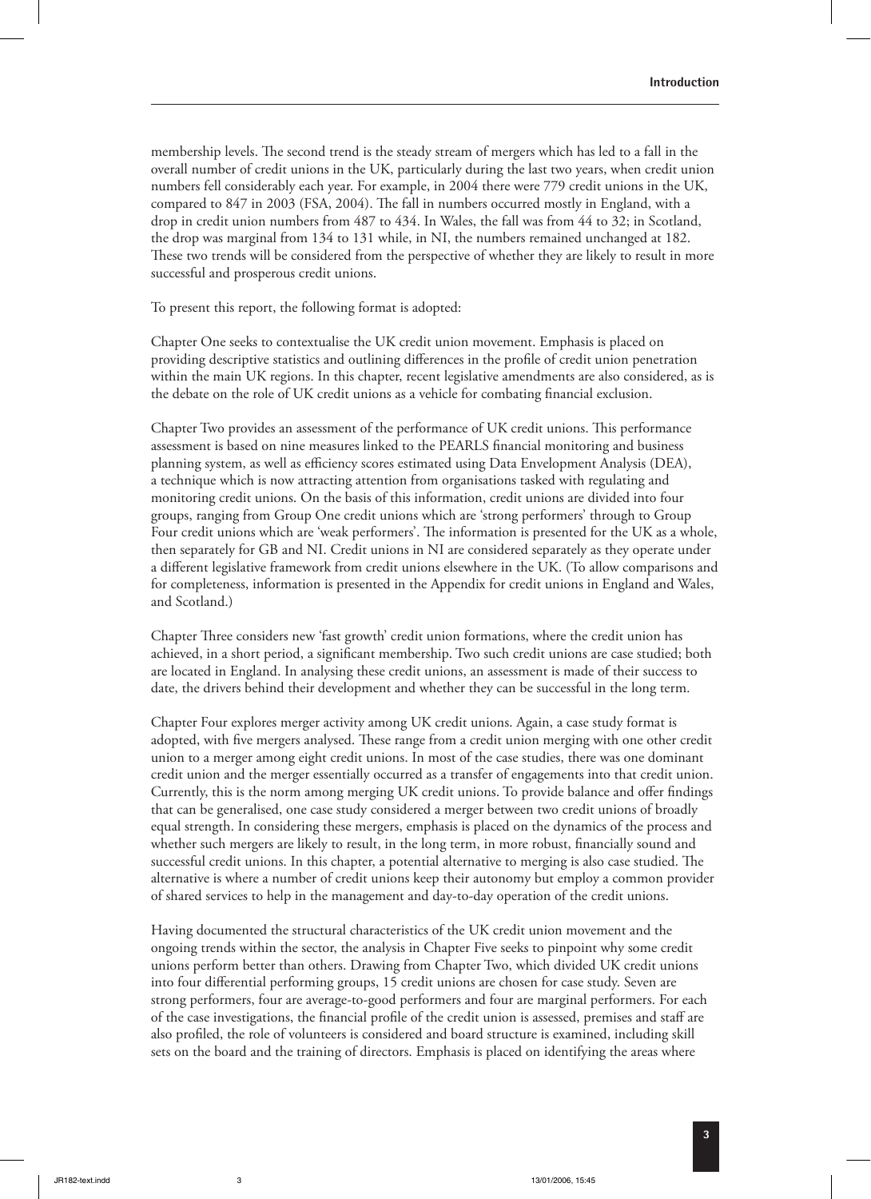membership levels. The second trend is the steady stream of mergers which has led to a fall in the overall number of credit unions in the UK, particularly during the last two years, when credit union numbers fell considerably each year. For example, in 2004 there were 779 credit unions in the UK, compared to 847 in 2003 (FSA, 2004). The fall in numbers occurred mostly in England, with a drop in credit union numbers from 487 to 434. In Wales, the fall was from 44 to 32; in Scotland, the drop was marginal from 134 to 131 while, in NI, the numbers remained unchanged at 182. These two trends will be considered from the perspective of whether they are likely to result in more successful and prosperous credit unions.

To present this report, the following format is adopted:

Chapter One seeks to contextualise the UK credit union movement. Emphasis is placed on providing descriptive statistics and outlining differences in the profile of credit union penetration within the main UK regions. In this chapter, recent legislative amendments are also considered, as is the debate on the role of UK credit unions as a vehicle for combating financial exclusion.

Chapter Two provides an assessment of the performance of UK credit unions. This performance assessment is based on nine measures linked to the PEARLS financial monitoring and business planning system, as well as efficiency scores estimated using Data Envelopment Analysis (DEA), a technique which is now attracting attention from organisations tasked with regulating and monitoring credit unions. On the basis of this information, credit unions are divided into four groups, ranging from Group One credit unions which are 'strong performers' through to Group Four credit unions which are 'weak performers'. The information is presented for the UK as a whole, then separately for GB and NI. Credit unions in NI are considered separately as they operate under a different legislative framework from credit unions elsewhere in the UK. (To allow comparisons and for completeness, information is presented in the Appendix for credit unions in England and Wales, and Scotland.)

Chapter Three considers new 'fast growth' credit union formations, where the credit union has achieved, in a short period, a significant membership. Two such credit unions are case studied; both are located in England. In analysing these credit unions, an assessment is made of their success to date, the drivers behind their development and whether they can be successful in the long term.

Chapter Four explores merger activity among UK credit unions. Again, a case study format is adopted, with five mergers analysed. These range from a credit union merging with one other credit union to a merger among eight credit unions. In most of the case studies, there was one dominant credit union and the merger essentially occurred as a transfer of engagements into that credit union. Currently, this is the norm among merging UK credit unions. To provide balance and offer findings that can be generalised, one case study considered a merger between two credit unions of broadly equal strength. In considering these mergers, emphasis is placed on the dynamics of the process and whether such mergers are likely to result, in the long term, in more robust, financially sound and successful credit unions. In this chapter, a potential alternative to merging is also case studied. The alternative is where a number of credit unions keep their autonomy but employ a common provider of shared services to help in the management and day-to-day operation of the credit unions.

Having documented the structural characteristics of the UK credit union movement and the ongoing trends within the sector, the analysis in Chapter Five seeks to pinpoint why some credit unions perform better than others. Drawing from Chapter Two, which divided UK credit unions into four differential performing groups, 15 credit unions are chosen for case study. Seven are strong performers, four are average-to-good performers and four are marginal performers. For each of the case investigations, the financial profile of the credit union is assessed, premises and staff are also profiled, the role of volunteers is considered and board structure is examined, including skill sets on the board and the training of directors. Emphasis is placed on identifying the areas where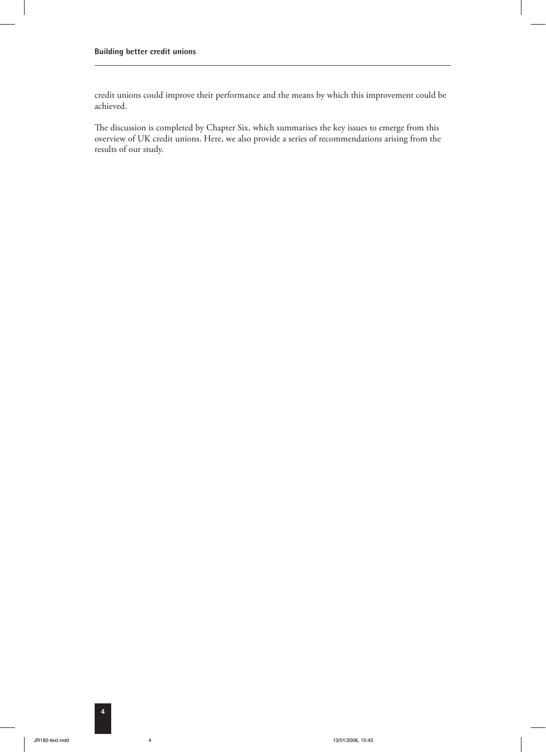credit unions could improve their performance and the means by which this improvement could be achieved.

The discussion is completed by Chapter Six, which summarises the key issues to emerge from this overview of UK credit unions. Here, we also provide a series of recommendations arising from the results of our study.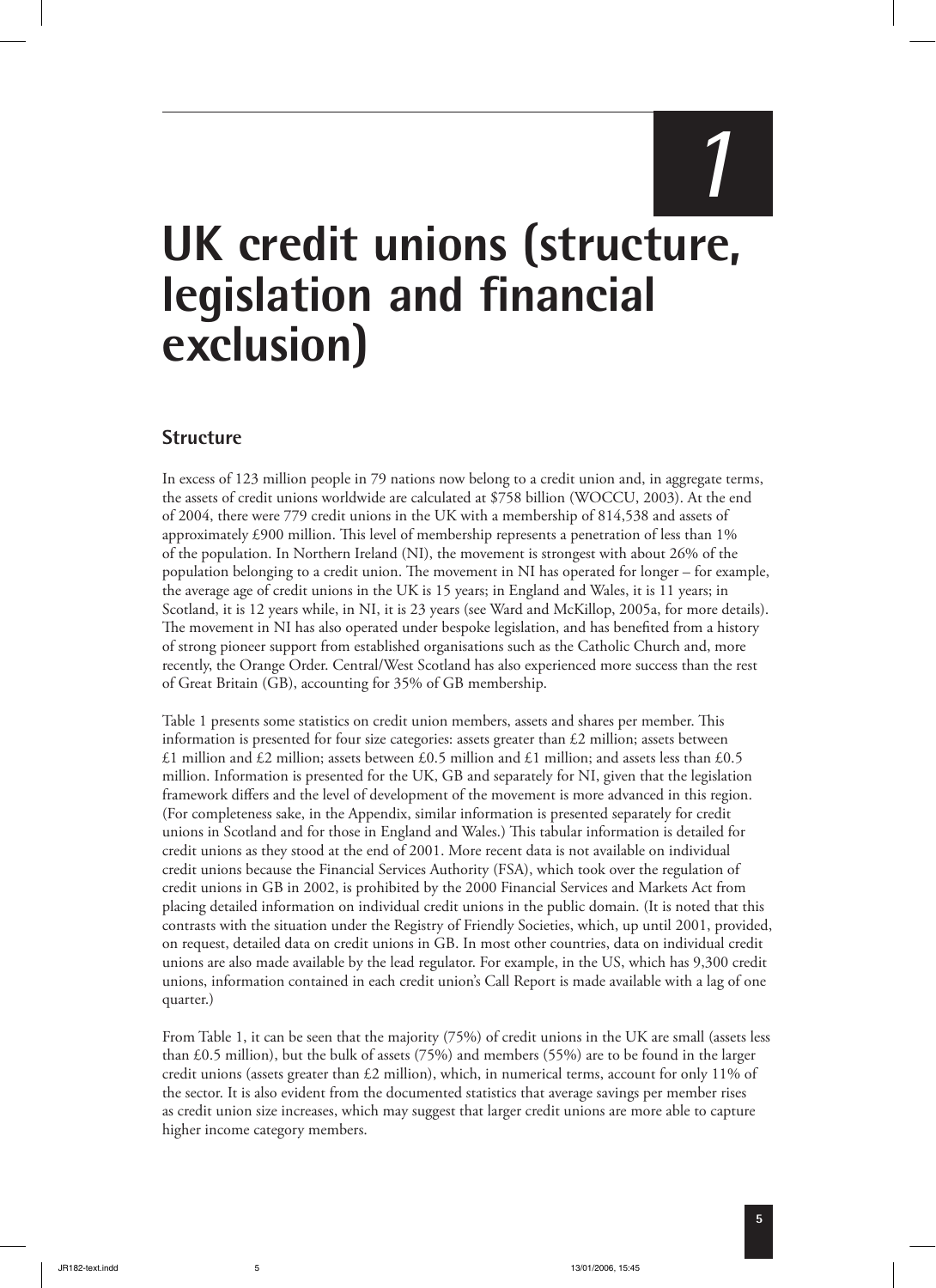# 1

# UK credit unions (structure, legislation and financial exclusion)

## Structure

In excess of 123 million people in 79 nations now belong to a credit union and, in aggregate terms, the assets of credit unions worldwide are calculated at $758 billion (WOCCU, 2003). At the end of 2004, there were 779 credit unions in the UK with a membership of 814,538 and assets of approximately £900 million. This level of membership represents a penetration of less than 1% of the population. In Northern Ireland (NI), the movement is strongest with about 26% of the population belonging to a credit union. The movement in NI has operated for longer – for example, the average age of credit unions in the UK is 15 years; in England and Wales, it is 11 years; in Scotland, it is 12 years while, in NI, it is 23 years (see Ward and McKillop, 2005a, for more details). The movement in NI has also operated under bespoke legislation, and has benefited from a history of strong pioneer support from established organisations such as the Catholic Church and, more recently, the Orange Order. Central/West Scotland has also experienced more success than the rest of Great Britain (GB), accounting for 35% of GB membership.

Table 1 presents some statistics on credit union members, assets and shares per member. This information is presented for four size categories: assets greater than £2 million; assets between £1 million and £2 million; assets between £0.5 million and £1 million; and assets less than £0.5 million. Information is presented for the UK, GB and separately for NI, given that the legislation framework differs and the level of development of the movement is more advanced in this region. (For completeness sake, in the Appendix, similar information is presented separately for credit unions in Scotland and for those in England and Wales.) This tabular information is detailed for credit unions as they stood at the end of 2001. More recent data is not available on individual credit unions because the Financial Services Authority (FSA), which took over the regulation of credit unions in GB in 2002, is prohibited by the 2000 Financial Services and Markets Act from placing detailed information on individual credit unions in the public domain. (It is noted that this contrasts with the situation under the Registry of Friendly Societies, which, up until 2001, provided, on request, detailed data on credit unions in GB. In most other countries, data on individual credit unions are also made available by the lead regulator. For example, in the US, which has 9,300 credit unions, information contained in each credit union's Call Report is made available with a lag of one quarter.)

From Table 1, it can be seen that the majority (75%) of credit unions in the UK are small (assets less than £0.5 million), but the bulk of assets (75%) and members (55%) are to be found in the larger credit unions (assets greater than £2 million), which, in numerical terms, account for only 11% of the sector. It is also evident from the documented statistics that average savings per member rises as credit union size increases, which may suggest that larger credit unions are more able to capture higher income category members.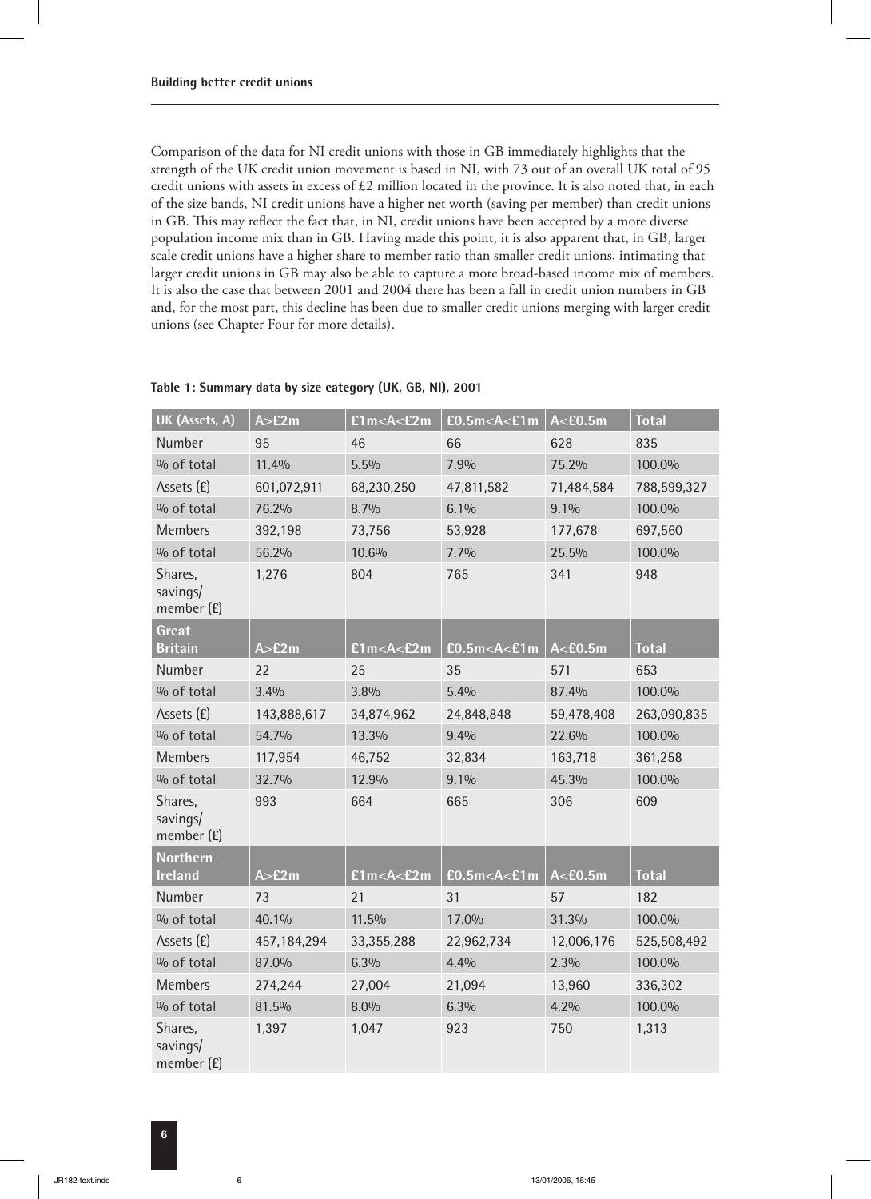Comparison of the data for NI credit unions with those in GB immediately highlights that the strength of the UK credit union movement is based in NI, with 73 out of an overall UK total of 95 credit unions with assets in excess of £2 million located in the province. It is also noted that, in each of the size bands, NI credit unions have a higher net worth (saving per member) than credit unions in GB. This may reflect the fact that, in NI, credit unions have been accepted by a more diverse population income mix than in GB. Having made this point, it is also apparent that, in GB, larger scale credit unions have a higher share to member ratio than smaller credit unions, intimating that larger credit unions in GB may also be able to capture a more broad-based income mix of members. It is also the case that between 2001 and 2004 there has been a fall in credit union numbers in GB and, for the most part, this decline has been due to smaller credit unions merging with larger credit unions (see Chapter Four for more details).

**Table 1: Summary data by size category (UK, GB, NI), 2001**

| UK (Assets, A) | A>£2m | £1m<A<£2m | £0.5m<A<£1m | A<£0.5m | Total |
|---|---|---|---|---|---|
| Number | 95 | 46 | 66 | 628 | 835 |
| % of total | 11.4% | 5.5% | 7.9% | 75.2% | 100.0% |
| Assets (£) | 601,072,911 | 68,230,250 | 47,811,582 | 71,484,584 | 788,599,327 |
| % of total | 76.2% | 8.7% | 6.1% | 9.1% | 100.0% |
| Members | 392,198 | 73,756 | 53,928 | 177,678 | 697,560 |
| % of total | 56.2% | 10.6% | 7.7% | 25.5% | 100.0% |
| Shares, savings/ member (£) | 1,276 | 804 | 765 | 341 | 948 |
| **Great Britain** | **A>£2m** | **£1m<A<£2m** | **£0.5m<A<£1m** | **A<£0.5m** | **Total** |
| Number | 22 | 25 | 35 | 571 | 653 |
| % of total | 3.4% | 3.8% | 5.4% | 87.4% | 100.0% |
| Assets (£) | 143,888,617 | 34,874,962 | 24,848,848 | 59,478,408 | 263,090,835 |
| % of total | 54.7% | 13.3% | 9.4% | 22.6% | 100.0% |
| Members | 117,954 | 46,752 | 32,834 | 163,718 | 361,258 |
| % of total | 32.7% | 12.9% | 9.1% | 45.3% | 100.0% |
| Shares, savings/ member (£) | 993 | 664 | 665 | 306 | 609 |
| **Northern Ireland** | **A>£2m** | **£1m<A<£2m** | **£0.5m<A<£1m** | **A<£0.5m** | **Total** |
| Number | 73 | 21 | 31 | 57 | 182 |
| % of total | 40.1% | 11.5% | 17.0% | 31.3% | 100.0% |
| Assets (£) | 457,184,294 | 33,355,288 | 22,962,734 | 12,006,176 | 525,508,492 |
| % of total | 87.0% | 6.3% | 4.4% | 2.3% | 100.0% |
| Members | 274,244 | 27,004 | 21,094 | 13,960 | 336,302 |
| % of total | 81.5% | 8.0% | 6.3% | 4.2% | 100.0% |
| Shares, savings/ member (£) | 1,397 | 1,047 | 923 | 750 | 1,313 |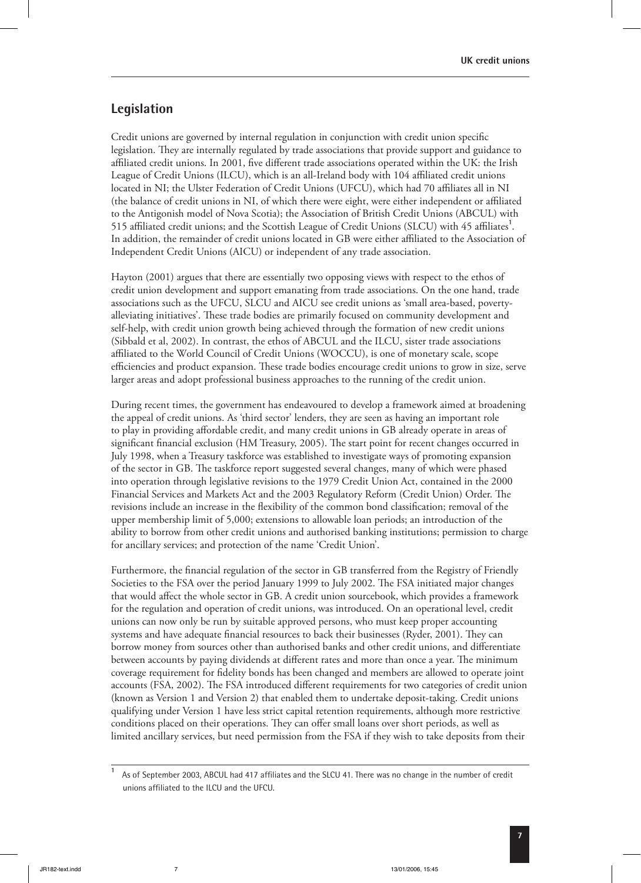## Legislation

Credit unions are governed by internal regulation in conjunction with credit union specific legislation. They are internally regulated by trade associations that provide support and guidance to affiliated credit unions. In 2001, five different trade associations operated within the UK: the Irish League of Credit Unions (ILCU), which is an all-Ireland body with 104 affiliated credit unions located in NI; the Ulster Federation of Credit Unions (UFCU), which had 70 affiliates all in NI (the balance of credit unions in NI, of which there were eight, were either independent or affiliated to the Antigonish model of Nova Scotia); the Association of British Credit Unions (ABCUL) with 515 affiliated credit unions; and the Scottish League of Credit Unions (SLCU) with 45 affiliates[1]. In addition, the remainder of credit unions located in GB were either affiliated to the Association of Independent Credit Unions (AICU) or independent of any trade association.

Hayton (2001) argues that there are essentially two opposing views with respect to the ethos of credit union development and support emanating from trade associations. On the one hand, trade associations such as the UFCU, SLCU and AICU see credit unions as 'small area-based, poverty-alleviating initiatives'. These trade bodies are primarily focused on community development and self-help, with credit union growth being achieved through the formation of new credit unions (Sibbald et al, 2002). In contrast, the ethos of ABCUL and the ILCU, sister trade associations affiliated to the World Council of Credit Unions (WOCCU), is one of monetary scale, scope efficiencies and product expansion. These trade bodies encourage credit unions to grow in size, serve larger areas and adopt professional business approaches to the running of the credit union.

During recent times, the government has endeavoured to develop a framework aimed at broadening the appeal of credit unions. As 'third sector' lenders, they are seen as having an important role to play in providing affordable credit, and many credit unions in GB already operate in areas of significant financial exclusion (HM Treasury, 2005). The start point for recent changes occurred in July 1998, when a Treasury taskforce was established to investigate ways of promoting expansion of the sector in GB. The taskforce report suggested several changes, many of which were phased into operation through legislative revisions to the 1979 Credit Union Act, contained in the 2000 Financial Services and Markets Act and the 2003 Regulatory Reform (Credit Union) Order. The revisions include an increase in the flexibility of the common bond classification; removal of the upper membership limit of 5,000; extensions to allowable loan periods; an introduction of the ability to borrow from other credit unions and authorised banking institutions; permission to charge for ancillary services; and protection of the name 'Credit Union'.

Furthermore, the financial regulation of the sector in GB transferred from the Registry of Friendly Societies to the FSA over the period January 1999 to July 2002. The FSA initiated major changes that would affect the whole sector in GB. A credit union sourcebook, which provides a framework for the regulation and operation of credit unions, was introduced. On an operational level, credit unions can now only be run by suitable approved persons, who must keep proper accounting systems and have adequate financial resources to back their businesses (Ryder, 2001). They can borrow money from sources other than authorised banks and other credit unions, and differentiate between accounts by paying dividends at different rates and more than once a year. The minimum coverage requirement for fidelity bonds has been changed and members are allowed to operate joint accounts (FSA, 2002). The FSA introduced different requirements for two categories of credit union (known as Version 1 and Version 2) that enabled them to undertake deposit-taking. Credit unions qualifying under Version 1 have less strict capital retention requirements, although more restrictive conditions placed on their operations. They can offer small loans over short periods, as well as limited ancillary services, but need permission from the FSA if they wish to take deposits from their

---

[1] As of September 2003, ABCUL had 417 affiliates and the SLCU 41. There was no change in the number of credit unions affiliated to the ILCU and the UFCU.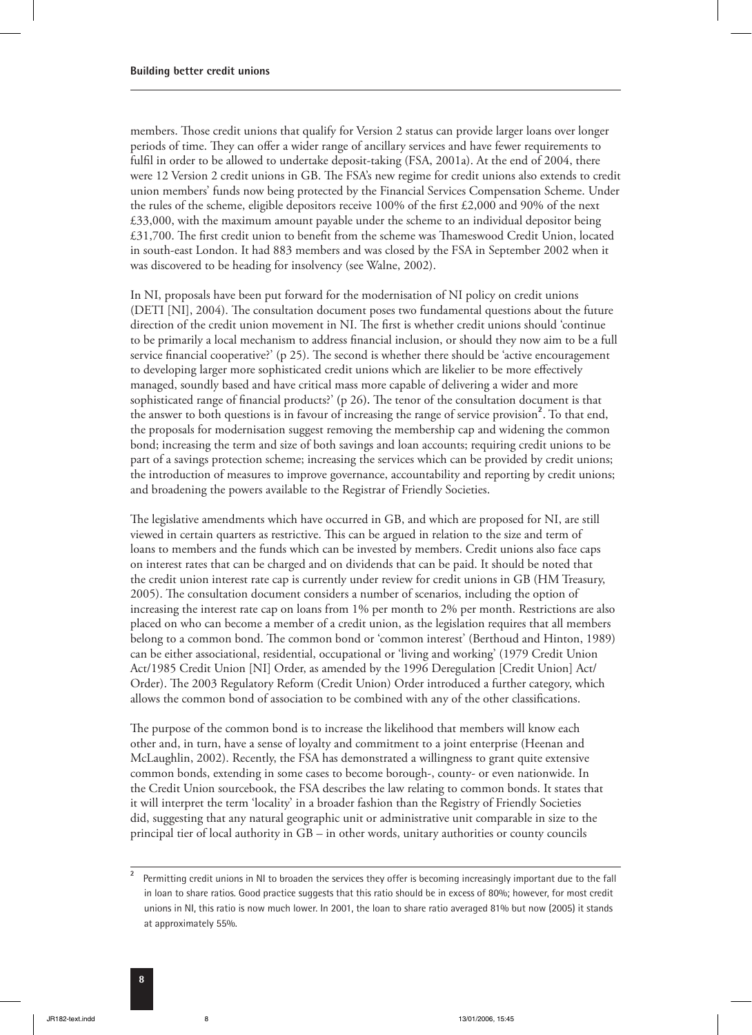members. Those credit unions that qualify for Version 2 status can provide larger loans over longer periods of time. They can offer a wider range of ancillary services and have fewer requirements to fulfil in order to be allowed to undertake deposit-taking (FSA, 2001a). At the end of 2004, there were 12 Version 2 credit unions in GB. The FSA's new regime for credit unions also extends to credit union members' funds now being protected by the Financial Services Compensation Scheme. Under the rules of the scheme, eligible depositors receive 100% of the first £2,000 and 90% of the next £33,000, with the maximum amount payable under the scheme to an individual depositor being £31,700. The first credit union to benefit from the scheme was Thameswood Credit Union, located in south-east London. It had 883 members and was closed by the FSA in September 2002 when it was discovered to be heading for insolvency (see Walne, 2002).

In NI, proposals have been put forward for the modernisation of NI policy on credit unions (DETI [NI], 2004). The consultation document poses two fundamental questions about the future direction of the credit union movement in NI. The first is whether credit unions should 'continue to be primarily a local mechanism to address financial inclusion, or should they now aim to be a full service financial cooperative?' (p 25). The second is whether there should be 'active encouragement to developing larger more sophisticated credit unions which are likelier to be more effectively managed, soundly based and have critical mass more capable of delivering a wider and more sophisticated range of financial products?' (p 26). The tenor of the consultation document is that the answer to both questions is in favour of increasing the range of service provision[2]. To that end, the proposals for modernisation suggest removing the membership cap and widening the common bond; increasing the term and size of both savings and loan accounts; requiring credit unions to be part of a savings protection scheme; increasing the services which can be provided by credit unions; the introduction of measures to improve governance, accountability and reporting by credit unions; and broadening the powers available to the Registrar of Friendly Societies.

The legislative amendments which have occurred in GB, and which are proposed for NI, are still viewed in certain quarters as restrictive. This can be argued in relation to the size and term of loans to members and the funds which can be invested by members. Credit unions also face caps on interest rates that can be charged and on dividends that can be paid. It should be noted that the credit union interest rate cap is currently under review for credit unions in GB (HM Treasury, 2005). The consultation document considers a number of scenarios, including the option of increasing the interest rate cap on loans from 1% per month to 2% per month. Restrictions are also placed on who can become a member of a credit union, as the legislation requires that all members belong to a common bond. The common bond or 'common interest' (Berthoud and Hinton, 1989) can be either associational, residential, occupational or 'living and working' (1979 Credit Union Act/1985 Credit Union [NI] Order, as amended by the 1996 Deregulation [Credit Union] Act/Order). The 2003 Regulatory Reform (Credit Union) Order introduced a further category, which allows the common bond of association to be combined with any of the other classifications.

The purpose of the common bond is to increase the likelihood that members will know each other and, in turn, have a sense of loyalty and commitment to a joint enterprise (Heenan and McLaughlin, 2002). Recently, the FSA has demonstrated a willingness to grant quite extensive common bonds, extending in some cases to become borough-, county- or even nationwide. In the Credit Union sourcebook, the FSA describes the law relating to common bonds. It states that it will interpret the term 'locality' in a broader fashion than the Registry of Friendly Societies did, suggesting that any natural geographic unit or administrative unit comparable in size to the principal tier of local authority in GB – in other words, unitary authorities or county councils

[2] Permitting credit unions in NI to broaden the services they offer is becoming increasingly important due to the fall in loan to share ratios. Good practice suggests that this ratio should be in excess of 80%; however, for most credit unions in NI, this ratio is now much lower. In 2001, the loan to share ratio averaged 81% but now (2005) it stands at approximately 55%.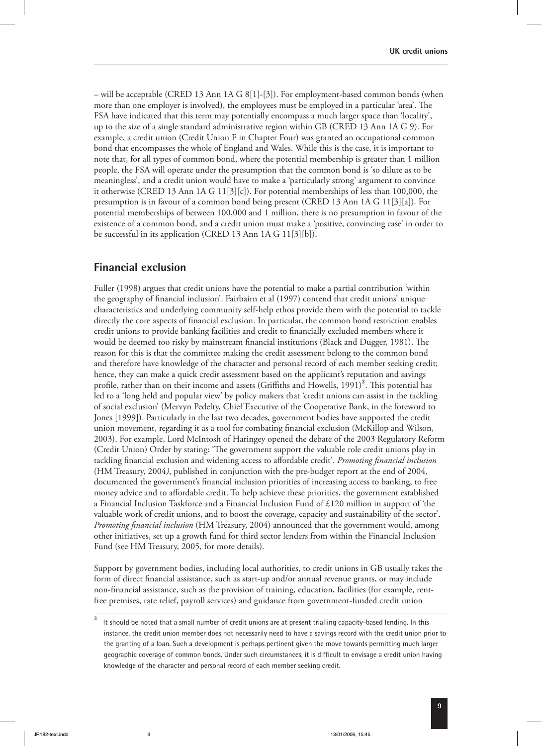– will be acceptable (CRED 13 Ann 1A G 8[1]-[3]). For employment-based common bonds (when more than one employer is involved), the employees must be employed in a particular 'area'. The FSA have indicated that this term may potentially encompass a much larger space than 'locality', up to the size of a single standard administrative region within GB (CRED 13 Ann 1A G 9). For example, a credit union (Credit Union F in Chapter Four) was granted an occupational common bond that encompasses the whole of England and Wales. While this is the case, it is important to note that, for all types of common bond, where the potential membership is greater than 1 million people, the FSA will operate under the presumption that the common bond is 'so dilute as to be meaningless', and a credit union would have to make a 'particularly strong' argument to convince it otherwise (CRED 13 Ann 1A G 11[3][c]). For potential memberships of less than 100,000, the presumption is in favour of a common bond being present (CRED 13 Ann 1A G 11[3][a]). For potential memberships of between 100,000 and 1 million, there is no presumption in favour of the existence of a common bond, and a credit union must make a 'positive, convincing case' in order to be successful in its application (CRED 13 Ann 1A G 11[3][b]).

## Financial exclusion

Fuller (1998) argues that credit unions have the potential to make a partial contribution 'within the geography of financial inclusion'. Fairbairn et al (1997) contend that credit unions' unique characteristics and underlying community self-help ethos provide them with the potential to tackle directly the core aspects of financial exclusion. In particular, the common bond restriction enables credit unions to provide banking facilities and credit to financially excluded members where it would be deemed too risky by mainstream financial institutions (Black and Dugger, 1981). The reason for this is that the committee making the credit assessment belong to the common bond and therefore have knowledge of the character and personal record of each member seeking credit; hence, they can make a quick credit assessment based on the applicant's reputation and savings profile, rather than on their income and assets (Griffiths and Howells, 1991)[3]. This potential has led to a 'long held and popular view' by policy makers that 'credit unions can assist in the tackling of social exclusion' (Mervyn Pedelty, Chief Executive of the Cooperative Bank, in the foreword to Jones [1999]). Particularly in the last two decades, government bodies have supported the credit union movement, regarding it as a tool for combating financial exclusion (McKillop and Wilson, 2003). For example, Lord McIntosh of Haringey opened the debate of the 2003 Regulatory Reform (Credit Union) Order by stating: 'The government support the valuable role credit unions play in tackling financial exclusion and widening access to affordable credit'. *Promoting financial inclusion* (HM Treasury, 2004), published in conjunction with the pre-budget report at the end of 2004, documented the government's financial inclusion priorities of increasing access to banking, to free money advice and to affordable credit. To help achieve these priorities, the government established a Financial Inclusion Taskforce and a Financial Inclusion Fund of £120 million in support of 'the valuable work of credit unions, and to boost the coverage, capacity and sustainability of the sector'. *Promoting financial inclusion* (HM Treasury, 2004) announced that the government would, among other initiatives, set up a growth fund for third sector lenders from within the Financial Inclusion Fund (see HM Treasury, 2005, for more details).

Support by government bodies, including local authorities, to credit unions in GB usually takes the form of direct financial assistance, such as start-up and/or annual revenue grants, or may include non-financial assistance, such as the provision of training, education, facilities (for example, rent-free premises, rate relief, payroll services) and guidance from government-funded credit union

---

[3] It should be noted that a small number of credit unions are at present trialling capacity-based lending. In this instance, the credit union member does not necessarily need to have a savings record with the credit union prior to the granting of a loan. Such a development is perhaps pertinent given the move towards permitting much larger geographic coverage of common bonds. Under such circumstances, it is difficult to envisage a credit union having knowledge of the character and personal record of each member seeking credit.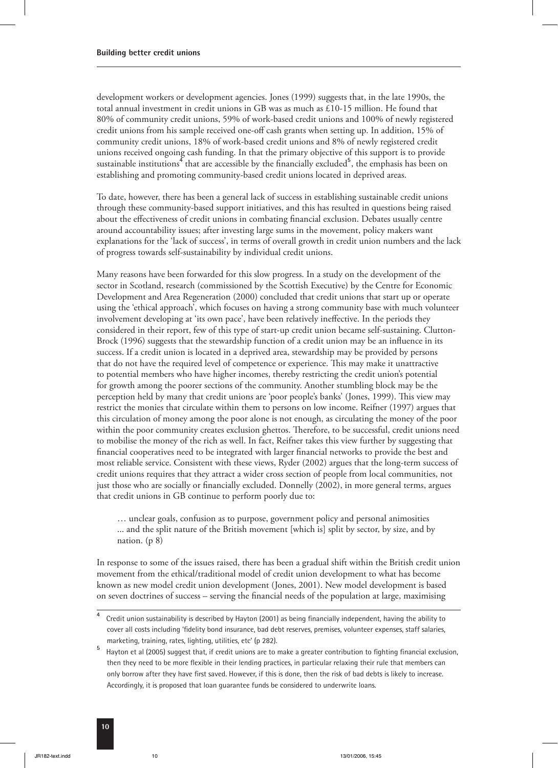development workers or development agencies. Jones (1999) suggests that, in the late 1990s, the total annual investment in credit unions in GB was as much as £10-15 million. He found that 80% of community credit unions, 59% of work-based credit unions and 100% of newly registered credit unions from his sample received one-off cash grants when setting up. In addition, 15% of community credit unions, 18% of work-based credit unions and 8% of newly registered credit unions received ongoing cash funding. In that the primary objective of this support is to provide sustainable institutions[4] that are accessible by the financially excluded[5], the emphasis has been on establishing and promoting community-based credit unions located in deprived areas.

To date, however, there has been a general lack of success in establishing sustainable credit unions through these community-based support initiatives, and this has resulted in questions being raised about the effectiveness of credit unions in combating financial exclusion. Debates usually centre around accountability issues; after investing large sums in the movement, policy makers want explanations for the 'lack of success', in terms of overall growth in credit union numbers and the lack of progress towards self-sustainability by individual credit unions.

Many reasons have been forwarded for this slow progress. In a study on the development of the sector in Scotland, research (commissioned by the Scottish Executive) by the Centre for Economic Development and Area Regeneration (2000) concluded that credit unions that start up or operate using the 'ethical approach', which focuses on having a strong community base with much volunteer involvement developing at 'its own pace', have been relatively ineffective. In the periods they considered in their report, few of this type of start-up credit union became self-sustaining. Clutton-Brock (1996) suggests that the stewardship function of a credit union may be an influence in its success. If a credit union is located in a deprived area, stewardship may be provided by persons that do not have the required level of competence or experience. This may make it unattractive to potential members who have higher incomes, thereby restricting the credit union's potential for growth among the poorer sections of the community. Another stumbling block may be the perception held by many that credit unions are 'poor people's banks' (Jones, 1999). This view may restrict the monies that circulate within them to persons on low income. Reifner (1997) argues that this circulation of money among the poor alone is not enough, as circulating the money of the poor within the poor community creates exclusion ghettos. Therefore, to be successful, credit unions need to mobilise the money of the rich as well. In fact, Reifner takes this view further by suggesting that financial cooperatives need to be integrated with larger financial networks to provide the best and most reliable service. Consistent with these views, Ryder (2002) argues that the long-term success of credit unions requires that they attract a wider cross section of people from local communities, not just those who are socially or financially excluded. Donnelly (2002), in more general terms, argues that credit unions in GB continue to perform poorly due to:

> … unclear goals, confusion as to purpose, government policy and personal animosities ... and the split nature of the British movement [which is] split by sector, by size, and by nation. (p 8)

In response to some of the issues raised, there has been a gradual shift within the British credit union movement from the ethical/traditional model of credit union development to what has become known as new model credit union development (Jones, 2001). New model development is based on seven doctrines of success – serving the financial needs of the population at large, maximising

---

[4] Credit union sustainability is described by Hayton (2001) as being financially independent, having the ability to cover all costs including 'fidelity bond insurance, bad debt reserves, premises, volunteer expenses, staff salaries, marketing, training, rates, lighting, utilities, etc' (p 282).

[5] Hayton et al (2005) suggest that, if credit unions are to make a greater contribution to fighting financial exclusion, then they need to be more flexible in their lending practices, in particular relaxing their rule that members can only borrow after they have first saved. However, if this is done, then the risk of bad debts is likely to increase. Accordingly, it is proposed that loan guarantee funds be considered to underwrite loans.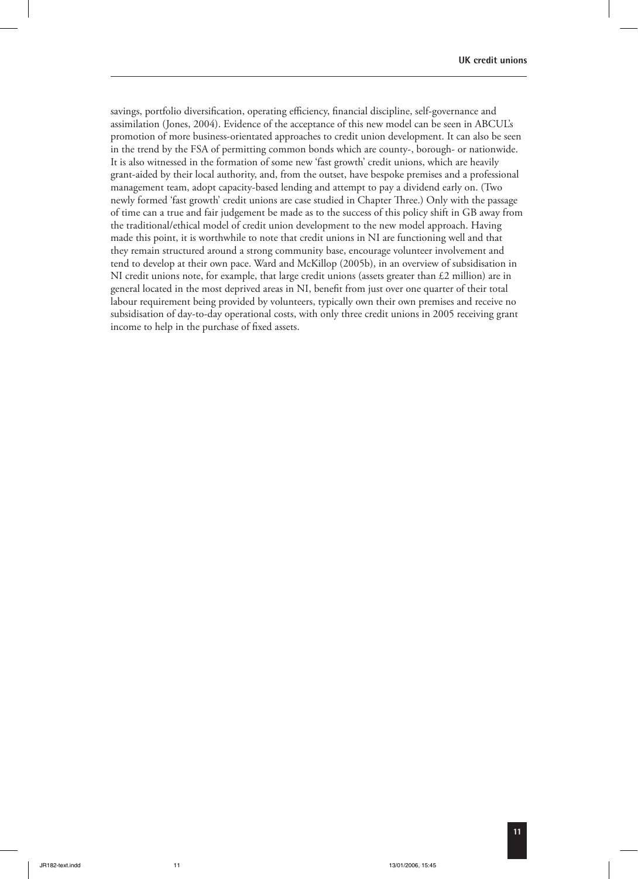savings, portfolio diversification, operating efficiency, financial discipline, self-governance and assimilation (Jones, 2004). Evidence of the acceptance of this new model can be seen in ABCUL's promotion of more business-orientated approaches to credit union development. It can also be seen in the trend by the FSA of permitting common bonds which are county-, borough- or nationwide. It is also witnessed in the formation of some new 'fast growth' credit unions, which are heavily grant-aided by their local authority, and, from the outset, have bespoke premises and a professional management team, adopt capacity-based lending and attempt to pay a dividend early on. (Two newly formed 'fast growth' credit unions are case studied in Chapter Three.) Only with the passage of time can a true and fair judgement be made as to the success of this policy shift in GB away from the traditional/ethical model of credit union development to the new model approach. Having made this point, it is worthwhile to note that credit unions in NI are functioning well and that they remain structured around a strong community base, encourage volunteer involvement and tend to develop at their own pace. Ward and McKillop (2005b), in an overview of subsidisation in NI credit unions note, for example, that large credit unions (assets greater than £2 million) are in general located in the most deprived areas in NI, benefit from just over one quarter of their total labour requirement being provided by volunteers, typically own their own premises and receive no subsidisation of day-to-day operational costs, with only three credit unions in 2005 receiving grant income to help in the purchase of fixed assets.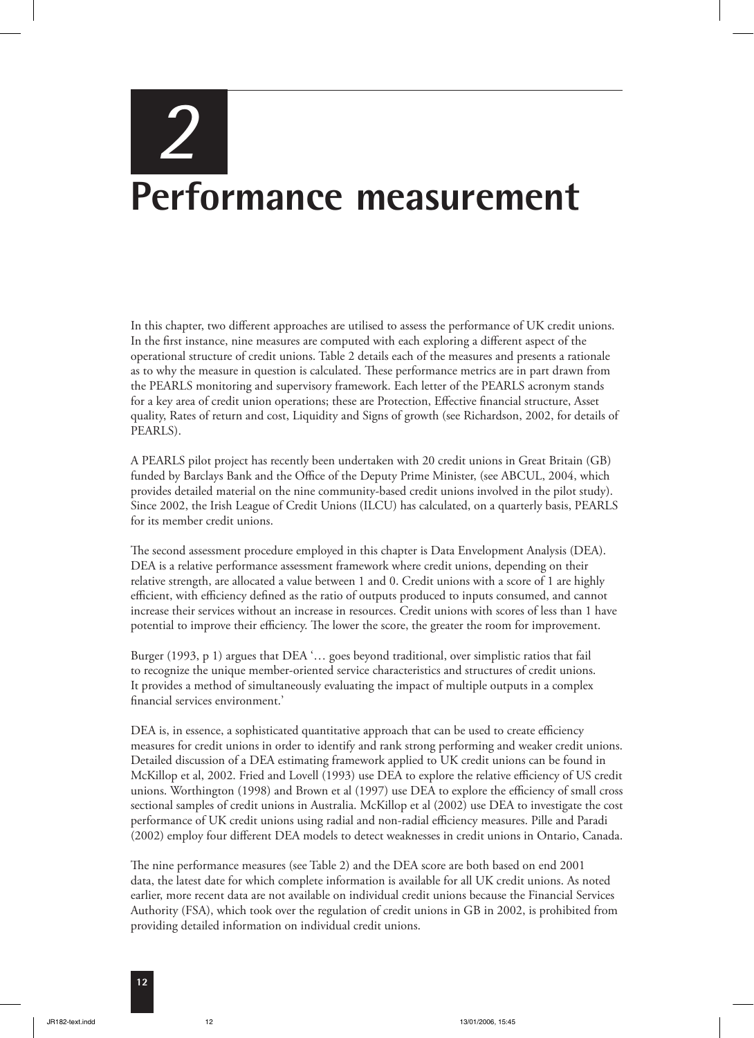# 2 Performance measurement

In this chapter, two different approaches are utilised to assess the performance of UK credit unions. In the first instance, nine measures are computed with each exploring a different aspect of the operational structure of credit unions. Table 2 details each of the measures and presents a rationale as to why the measure in question is calculated. These performance metrics are in part drawn from the PEARLS monitoring and supervisory framework. Each letter of the PEARLS acronym stands for a key area of credit union operations; these are Protection, Effective financial structure, Asset quality, Rates of return and cost, Liquidity and Signs of growth (see Richardson, 2002, for details of PEARLS).

A PEARLS pilot project has recently been undertaken with 20 credit unions in Great Britain (GB) funded by Barclays Bank and the Office of the Deputy Prime Minister, (see ABCUL, 2004, which provides detailed material on the nine community-based credit unions involved in the pilot study). Since 2002, the Irish League of Credit Unions (ILCU) has calculated, on a quarterly basis, PEARLS for its member credit unions.

The second assessment procedure employed in this chapter is Data Envelopment Analysis (DEA). DEA is a relative performance assessment framework where credit unions, depending on their relative strength, are allocated a value between 1 and 0. Credit unions with a score of 1 are highly efficient, with efficiency defined as the ratio of outputs produced to inputs consumed, and cannot increase their services without an increase in resources. Credit unions with scores of less than 1 have potential to improve their efficiency. The lower the score, the greater the room for improvement.

Burger (1993, p 1) argues that DEA '… goes beyond traditional, over simplistic ratios that fail to recognize the unique member-oriented service characteristics and structures of credit unions. It provides a method of simultaneously evaluating the impact of multiple outputs in a complex financial services environment.'

DEA is, in essence, a sophisticated quantitative approach that can be used to create efficiency measures for credit unions in order to identify and rank strong performing and weaker credit unions. Detailed discussion of a DEA estimating framework applied to UK credit unions can be found in McKillop et al, 2002. Fried and Lovell (1993) use DEA to explore the relative efficiency of US credit unions. Worthington (1998) and Brown et al (1997) use DEA to explore the efficiency of small cross sectional samples of credit unions in Australia. McKillop et al (2002) use DEA to investigate the cost performance of UK credit unions using radial and non-radial efficiency measures. Pille and Paradi (2002) employ four different DEA models to detect weaknesses in credit unions in Ontario, Canada.

The nine performance measures (see Table 2) and the DEA score are both based on end 2001 data, the latest date for which complete information is available for all UK credit unions. As noted earlier, more recent data are not available on individual credit unions because the Financial Services Authority (FSA), which took over the regulation of credit unions in GB in 2002, is prohibited from providing detailed information on individual credit unions.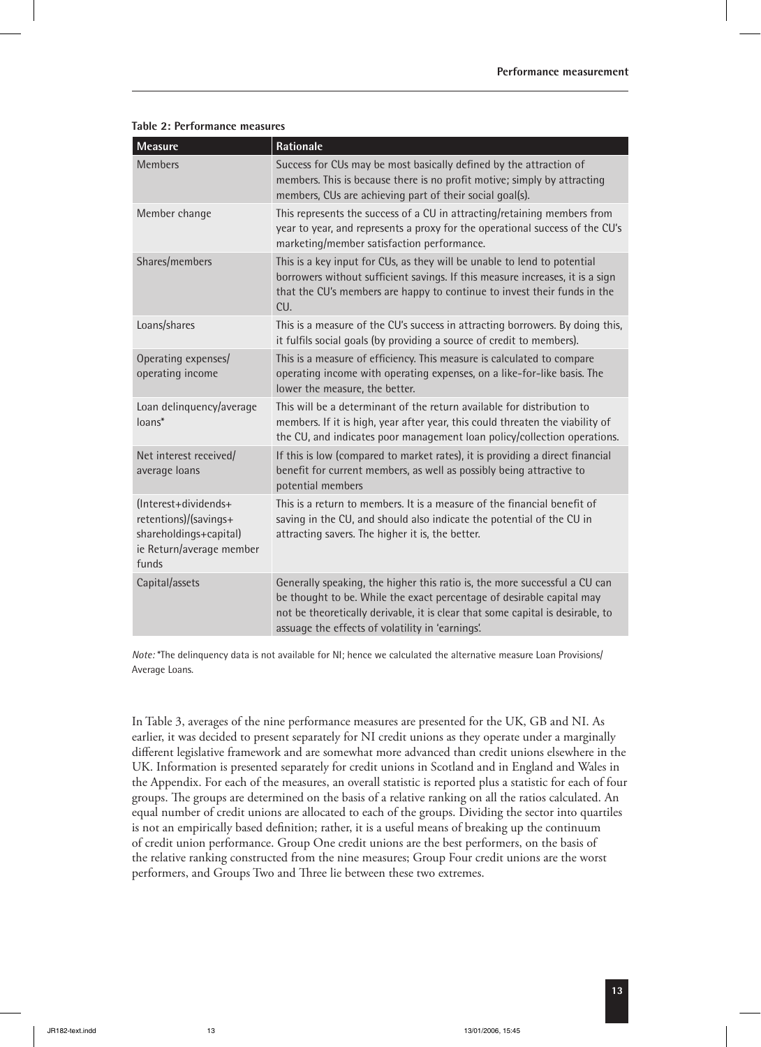**Table 2: Performance measures**

| Measure | Rationale |
|---|---|
| Members | Success for CUs may be most basically defined by the attraction of members. This is because there is no profit motive; simply by attracting members, CUs are achieving part of their social goal(s). |
| Member change | This represents the success of a CU in attracting/retaining members from year to year, and represents a proxy for the operational success of the CU's marketing/member satisfaction performance. |
| Shares/members | This is a key input for CUs, as they will be unable to lend to potential borrowers without sufficient savings. If this measure increases, it is a sign that the CU's members are happy to continue to invest their funds in the CU. |
| Loans/shares | This is a measure of the CU's success in attracting borrowers. By doing this, it fulfils social goals (by providing a source of credit to members). |
| Operating expenses/ operating income | This is a measure of efficiency. This measure is calculated to compare operating income with operating expenses, on a like-for-like basis. The lower the measure, the better. |
| Loan delinquency/average loans* | This will be a determinant of the return available for distribution to members. If it is high, year after year, this could threaten the viability of the CU, and indicates poor management loan policy/collection operations. |
| Net interest received/ average loans | If this is low (compared to market rates), it is providing a direct financial benefit for current members, as well as possibly being attractive to potential members |
| (Interest+dividends+ retentions)/(savings+ shareholdings+capital) ie Return/average member funds | This is a return to members. It is a measure of the financial benefit of saving in the CU, and should also indicate the potential of the CU in attracting savers. The higher it is, the better. |
| Capital/assets | Generally speaking, the higher this ratio is, the more successful a CU can be thought to be. While the exact percentage of desirable capital may not be theoretically derivable, it is clear that some capital is desirable, to assuage the effects of volatility in 'earnings'. |

*Note:* *The delinquency data is not available for NI; hence we calculated the alternative measure Loan Provisions/ Average Loans.

In Table 3, averages of the nine performance measures are presented for the UK, GB and NI. As earlier, it was decided to present separately for NI credit unions as they operate under a marginally different legislative framework and are somewhat more advanced than credit unions elsewhere in the UK. Information is presented separately for credit unions in Scotland and in England and Wales in the Appendix. For each of the measures, an overall statistic is reported plus a statistic for each of four groups. The groups are determined on the basis of a relative ranking on all the ratios calculated. An equal number of credit unions are allocated to each of the groups. Dividing the sector into quartiles is not an empirically based definition; rather, it is a useful means of breaking up the continuum of credit union performance. Group One credit unions are the best performers, on the basis of the relative ranking constructed from the nine measures; Group Four credit unions are the worst performers, and Groups Two and Three lie between these two extremes.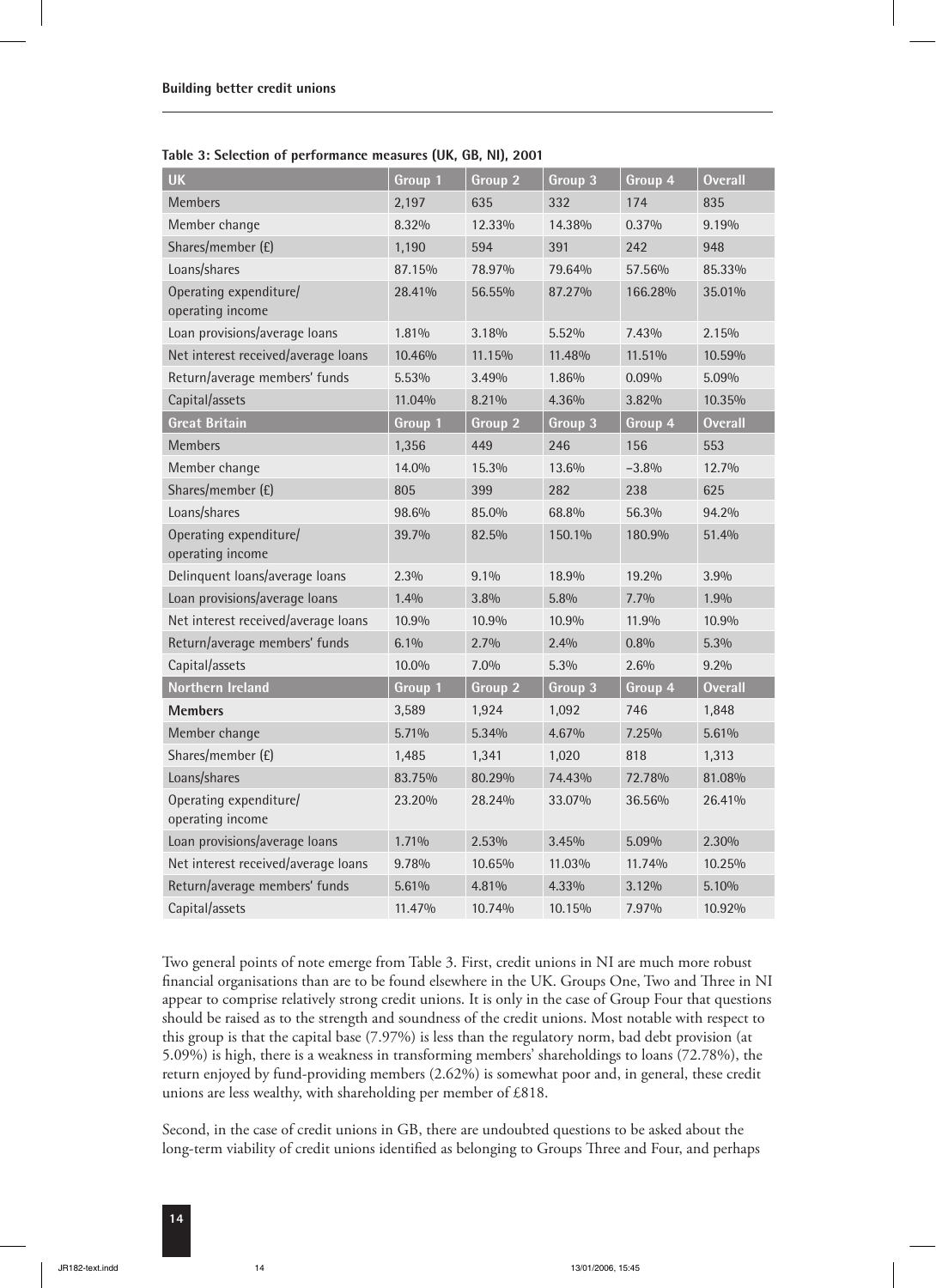**Table 3: Selection of performance measures (UK, GB, NI), 2001**

| UK | Group 1 | Group 2 | Group 3 | Group 4 | Overall |
|---|---|---|---|---|---|
| Members | 2,197 | 635 | 332 | 174 | 835 |
| Member change | 8.32% | 12.33% | 14.38% | 0.37% | 9.19% |
| Shares/member (£) | 1,190 | 594 | 391 | 242 | 948 |
| Loans/shares | 87.15% | 78.97% | 79.64% | 57.56% | 85.33% |
| Operating expenditure/ operating income | 28.41% | 56.55% | 87.27% | 166.28% | 35.01% |
| Loan provisions/average loans | 1.81% | 3.18% | 5.52% | 7.43% | 2.15% |
| Net interest received/average loans | 10.46% | 11.15% | 11.48% | 11.51% | 10.59% |
| Return/average members' funds | 5.53% | 3.49% | 1.86% | 0.09% | 5.09% |
| Capital/assets | 11.04% | 8.21% | 4.36% | 3.82% | 10.35% |
| **Great Britain** | **Group 1** | **Group 2** | **Group 3** | **Group 4** | **Overall** |
| Members | 1,356 | 449 | 246 | 156 | 553 |
| Member change | 14.0% | 15.3% | 13.6% | −3.8% | 12.7% |
| Shares/member (£) | 805 | 399 | 282 | 238 | 625 |
| Loans/shares | 98.6% | 85.0% | 68.8% | 56.3% | 94.2% |
| Operating expenditure/ operating income | 39.7% | 82.5% | 150.1% | 180.9% | 51.4% |
| Delinquent loans/average loans | 2.3% | 9.1% | 18.9% | 19.2% | 3.9% |
| Loan provisions/average loans | 1.4% | 3.8% | 5.8% | 7.7% | 1.9% |
| Net interest received/average loans | 10.9% | 10.9% | 10.9% | 11.9% | 10.9% |
| Return/average members' funds | 6.1% | 2.7% | 2.4% | 0.8% | 5.3% |
| Capital/assets | 10.0% | 7.0% | 5.3% | 2.6% | 9.2% |
| **Northern Ireland** | **Group 1** | **Group 2** | **Group 3** | **Group 4** | **Overall** |
| **Members** | 3,589 | 1,924 | 1,092 | 746 | 1,848 |
| Member change | 5.71% | 5.34% | 4.67% | 7.25% | 5.61% |
| Shares/member (£) | 1,485 | 1,341 | 1,020 | 818 | 1,313 |
| Loans/shares | 83.75% | 80.29% | 74.43% | 72.78% | 81.08% |
| Operating expenditure/ operating income | 23.20% | 28.24% | 33.07% | 36.56% | 26.41% |
| Loan provisions/average loans | 1.71% | 2.53% | 3.45% | 5.09% | 2.30% |
| Net interest received/average loans | 9.78% | 10.65% | 11.03% | 11.74% | 10.25% |
| Return/average members' funds | 5.61% | 4.81% | 4.33% | 3.12% | 5.10% |
| Capital/assets | 11.47% | 10.74% | 10.15% | 7.97% | 10.92% |

Two general points of note emerge from Table 3. First, credit unions in NI are much more robust financial organisations than are to be found elsewhere in the UK. Groups One, Two and Three in NI appear to comprise relatively strong credit unions. It is only in the case of Group Four that questions should be raised as to the strength and soundness of the credit unions. Most notable with respect to this group is that the capital base (7.97%) is less than the regulatory norm, bad debt provision (at 5.09%) is high, there is a weakness in transforming members' shareholdings to loans (72.78%), the return enjoyed by fund-providing members (2.62%) is somewhat poor and, in general, these credit unions are less wealthy, with shareholding per member of £818.

Second, in the case of credit unions in GB, there are undoubted questions to be asked about the long-term viability of credit unions identified as belonging to Groups Three and Four, and perhaps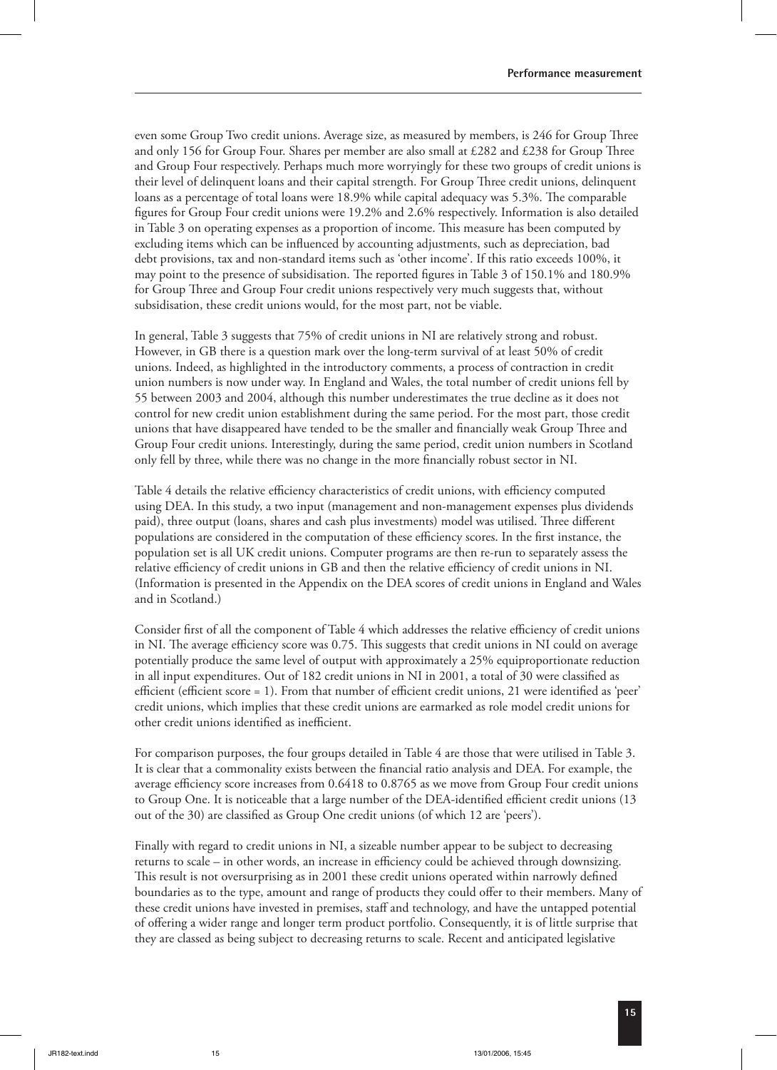even some Group Two credit unions. Average size, as measured by members, is 246 for Group Three and only 156 for Group Four. Shares per member are also small at £282 and £238 for Group Three and Group Four respectively. Perhaps much more worryingly for these two groups of credit unions is their level of delinquent loans and their capital strength. For Group Three credit unions, delinquent loans as a percentage of total loans were 18.9% while capital adequacy was 5.3%. The comparable figures for Group Four credit unions were 19.2% and 2.6% respectively. Information is also detailed in Table 3 on operating expenses as a proportion of income. This measure has been computed by excluding items which can be influenced by accounting adjustments, such as depreciation, bad debt provisions, tax and non-standard items such as 'other income'. If this ratio exceeds 100%, it may point to the presence of subsidisation. The reported figures in Table 3 of 150.1% and 180.9% for Group Three and Group Four credit unions respectively very much suggests that, without subsidisation, these credit unions would, for the most part, not be viable.

In general, Table 3 suggests that 75% of credit unions in NI are relatively strong and robust. However, in GB there is a question mark over the long-term survival of at least 50% of credit unions. Indeed, as highlighted in the introductory comments, a process of contraction in credit union numbers is now under way. In England and Wales, the total number of credit unions fell by 55 between 2003 and 2004, although this number underestimates the true decline as it does not control for new credit union establishment during the same period. For the most part, those credit unions that have disappeared have tended to be the smaller and financially weak Group Three and Group Four credit unions. Interestingly, during the same period, credit union numbers in Scotland only fell by three, while there was no change in the more financially robust sector in NI.

Table 4 details the relative efficiency characteristics of credit unions, with efficiency computed using DEA. In this study, a two input (management and non-management expenses plus dividends paid), three output (loans, shares and cash plus investments) model was utilised. Three different populations are considered in the computation of these efficiency scores. In the first instance, the population set is all UK credit unions. Computer programs are then re-run to separately assess the relative efficiency of credit unions in GB and then the relative efficiency of credit unions in NI. (Information is presented in the Appendix on the DEA scores of credit unions in England and Wales and in Scotland.)

Consider first of all the component of Table 4 which addresses the relative efficiency of credit unions in NI. The average efficiency score was 0.75. This suggests that credit unions in NI could on average potentially produce the same level of output with approximately a 25% equiproportionate reduction in all input expenditures. Out of 182 credit unions in NI in 2001, a total of 30 were classified as efficient (efficient score = 1). From that number of efficient credit unions, 21 were identified as 'peer' credit unions, which implies that these credit unions are earmarked as role model credit unions for other credit unions identified as inefficient.

For comparison purposes, the four groups detailed in Table 4 are those that were utilised in Table 3. It is clear that a commonality exists between the financial ratio analysis and DEA. For example, the average efficiency score increases from 0.6418 to 0.8765 as we move from Group Four credit unions to Group One. It is noticeable that a large number of the DEA-identified efficient credit unions (13 out of the 30) are classified as Group One credit unions (of which 12 are 'peers').

Finally with regard to credit unions in NI, a sizeable number appear to be subject to decreasing returns to scale – in other words, an increase in efficiency could be achieved through downsizing. This result is not oversurprising as in 2001 these credit unions operated within narrowly defined boundaries as to the type, amount and range of products they could offer to their members. Many of these credit unions have invested in premises, staff and technology, and have the untapped potential of offering a wider range and longer term product portfolio. Consequently, it is of little surprise that they are classed as being subject to decreasing returns to scale. Recent and anticipated legislative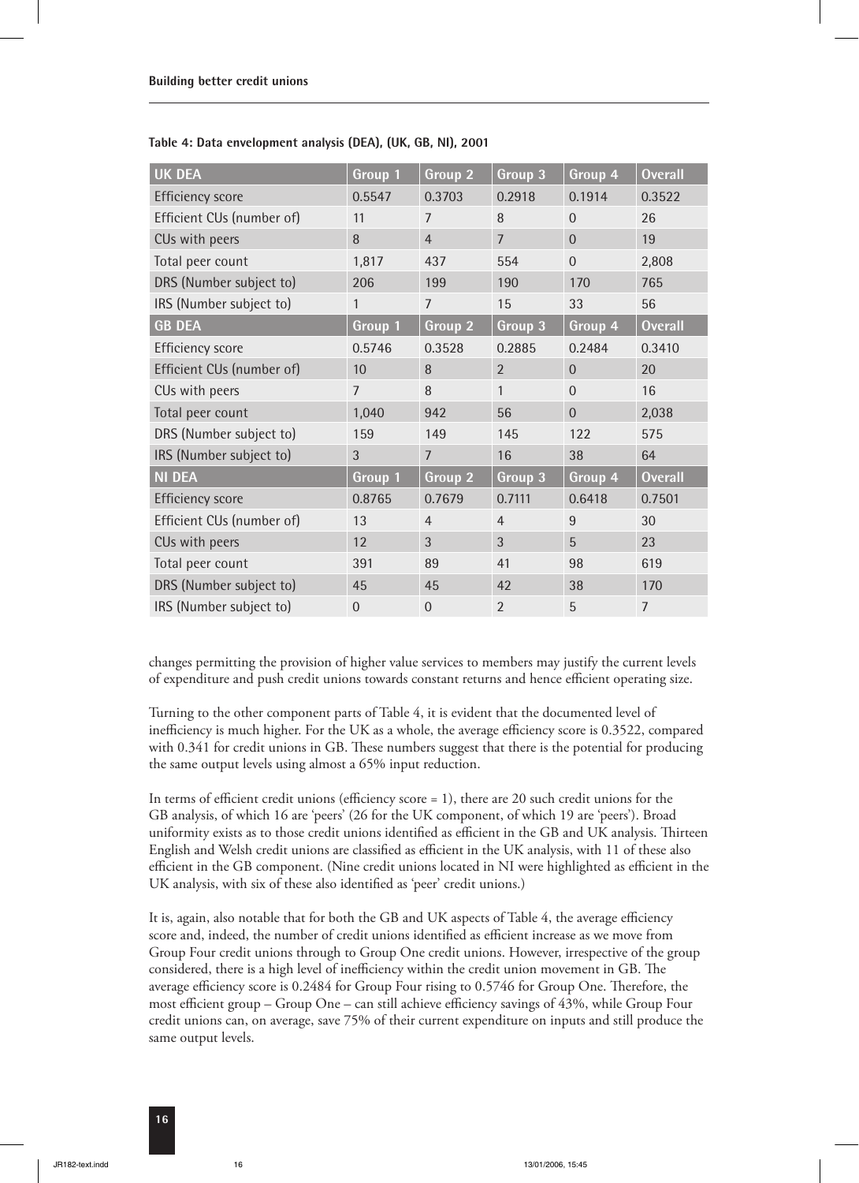**Table 4: Data envelopment analysis (DEA), (UK, GB, NI), 2001**

| UK DEA | Group 1 | Group 2 | Group 3 | Group 4 | Overall |
|---|---|---|---|---|---|
| Efficiency score | 0.5547 | 0.3703 | 0.2918 | 0.1914 | 0.3522 |
| Efficient CUs (number of) | 11 | 7 | 8 | 0 | 26 |
| CUs with peers | 8 | 4 | 7 | 0 | 19 |
| Total peer count | 1,817 | 437 | 554 | 0 | 2,808 |
| DRS (Number subject to) | 206 | 199 | 190 | 170 | 765 |
| IRS (Number subject to) | 1 | 7 | 15 | 33 | 56 |
| **GB DEA** | **Group 1** | **Group 2** | **Group 3** | **Group 4** | **Overall** |
| Efficiency score | 0.5746 | 0.3528 | 0.2885 | 0.2484 | 0.3410 |
| Efficient CUs (number of) | 10 | 8 | 2 | 0 | 20 |
| CUs with peers | 7 | 8 | 1 | 0 | 16 |
| Total peer count | 1,040 | 942 | 56 | 0 | 2,038 |
| DRS (Number subject to) | 159 | 149 | 145 | 122 | 575 |
| IRS (Number subject to) | 3 | 7 | 16 | 38 | 64 |
| **NI DEA** | **Group 1** | **Group 2** | **Group 3** | **Group 4** | **Overall** |
| Efficiency score | 0.8765 | 0.7679 | 0.7111 | 0.6418 | 0.7501 |
| Efficient CUs (number of) | 13 | 4 | 4 | 9 | 30 |
| CUs with peers | 12 | 3 | 3 | 5 | 23 |
| Total peer count | 391 | 89 | 41 | 98 | 619 |
| DRS (Number subject to) | 45 | 45 | 42 | 38 | 170 |
| IRS (Number subject to) | 0 | 0 | 2 | 5 | 7 |

changes permitting the provision of higher value services to members may justify the current levels of expenditure and push credit unions towards constant returns and hence efficient operating size.

Turning to the other component parts of Table 4, it is evident that the documented level of inefficiency is much higher. For the UK as a whole, the average efficiency score is 0.3522, compared with 0.341 for credit unions in GB. These numbers suggest that there is the potential for producing the same output levels using almost a 65% input reduction.

In terms of efficient credit unions (efficiency score = 1), there are 20 such credit unions for the GB analysis, of which 16 are 'peers' (26 for the UK component, of which 19 are 'peers'). Broad uniformity exists as to those credit unions identified as efficient in the GB and UK analysis. Thirteen English and Welsh credit unions are classified as efficient in the UK analysis, with 11 of these also efficient in the GB component. (Nine credit unions located in NI were highlighted as efficient in the UK analysis, with six of these also identified as 'peer' credit unions.)

It is, again, also notable that for both the GB and UK aspects of Table 4, the average efficiency score and, indeed, the number of credit unions identified as efficient increase as we move from Group Four credit unions through to Group One credit unions. However, irrespective of the group considered, there is a high level of inefficiency within the credit union movement in GB. The average efficiency score is 0.2484 for Group Four rising to 0.5746 for Group One. Therefore, the most efficient group – Group One – can still achieve efficiency savings of 43%, while Group Four credit unions can, on average, save 75% of their current expenditure on inputs and still produce the same output levels.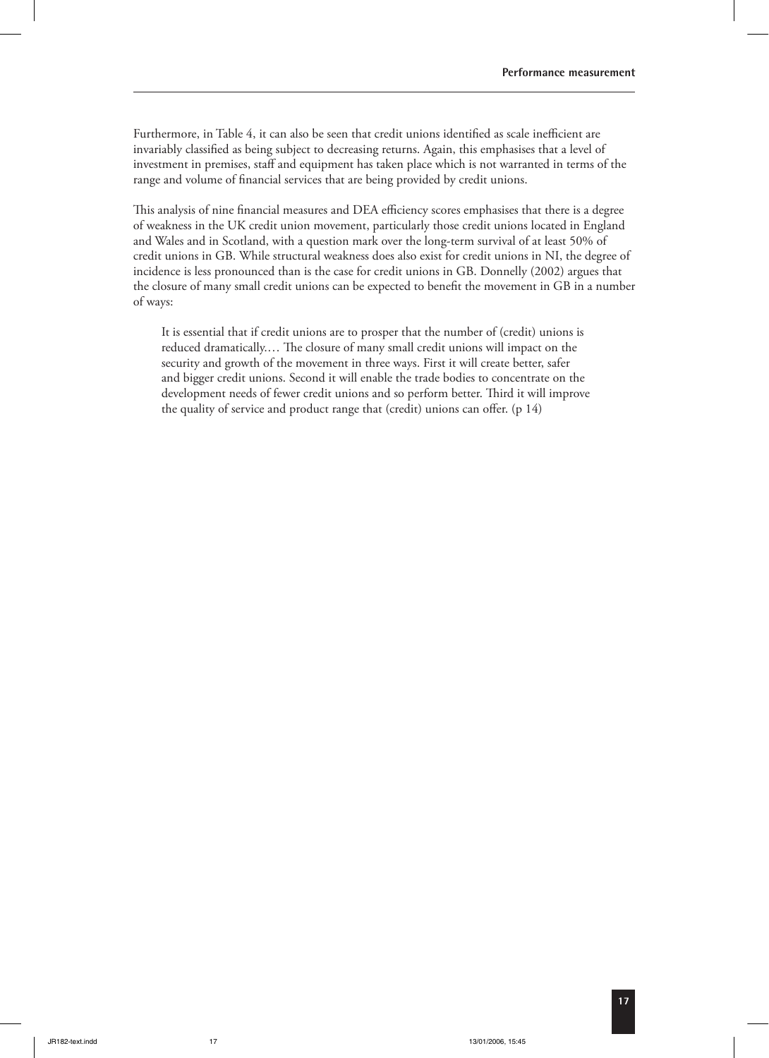Furthermore, in Table 4, it can also be seen that credit unions identified as scale inefficient are invariably classified as being subject to decreasing returns. Again, this emphasises that a level of investment in premises, staff and equipment has taken place which is not warranted in terms of the range and volume of financial services that are being provided by credit unions.

This analysis of nine financial measures and DEA efficiency scores emphasises that there is a degree of weakness in the UK credit union movement, particularly those credit unions located in England and Wales and in Scotland, with a question mark over the long-term survival of at least 50% of credit unions in GB. While structural weakness does also exist for credit unions in NI, the degree of incidence is less pronounced than is the case for credit unions in GB. Donnelly (2002) argues that the closure of many small credit unions can be expected to benefit the movement in GB in a number of ways:

> It is essential that if credit unions are to prosper that the number of (credit) unions is reduced dramatically.… The closure of many small credit unions will impact on the security and growth of the movement in three ways. First it will create better, safer and bigger credit unions. Second it will enable the trade bodies to concentrate on the development needs of fewer credit unions and so perform better. Third it will improve the quality of service and product range that (credit) unions can offer. (p 14)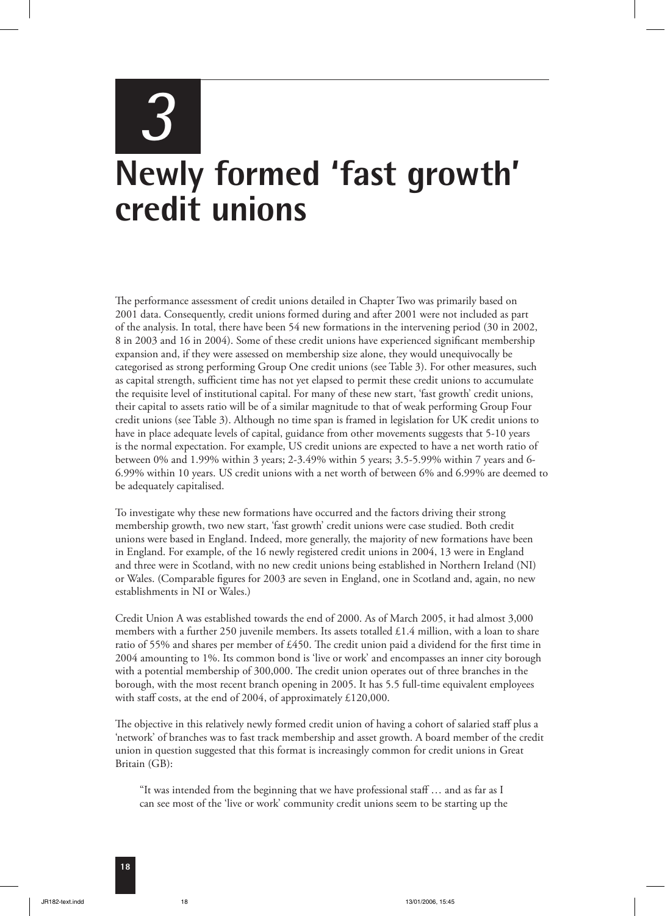# 3

# Newly formed 'fast growth' credit unions

The performance assessment of credit unions detailed in Chapter Two was primarily based on 2001 data. Consequently, credit unions formed during and after 2001 were not included as part of the analysis. In total, there have been 54 new formations in the intervening period (30 in 2002, 8 in 2003 and 16 in 2004). Some of these credit unions have experienced significant membership expansion and, if they were assessed on membership size alone, they would unequivocally be categorised as strong performing Group One credit unions (see Table 3). For other measures, such as capital strength, sufficient time has not yet elapsed to permit these credit unions to accumulate the requisite level of institutional capital. For many of these new start, 'fast growth' credit unions, their capital to assets ratio will be of a similar magnitude to that of weak performing Group Four credit unions (see Table 3). Although no time span is framed in legislation for UK credit unions to have in place adequate levels of capital, guidance from other movements suggests that 5-10 years is the normal expectation. For example, US credit unions are expected to have a net worth ratio of between 0% and 1.99% within 3 years; 2-3.49% within 5 years; 3.5-5.99% within 7 years and 6-6.99% within 10 years. US credit unions with a net worth of between 6% and 6.99% are deemed to be adequately capitalised.

To investigate why these new formations have occurred and the factors driving their strong membership growth, two new start, 'fast growth' credit unions were case studied. Both credit unions were based in England. Indeed, more generally, the majority of new formations have been in England. For example, of the 16 newly registered credit unions in 2004, 13 were in England and three were in Scotland, with no new credit unions being established in Northern Ireland (NI) or Wales. (Comparable figures for 2003 are seven in England, one in Scotland and, again, no new establishments in NI or Wales.)

Credit Union A was established towards the end of 2000. As of March 2005, it had almost 3,000 members with a further 250 juvenile members. Its assets totalled £1.4 million, with a loan to share ratio of 55% and shares per member of £450. The credit union paid a dividend for the first time in 2004 amounting to 1%. Its common bond is 'live or work' and encompasses an inner city borough with a potential membership of 300,000. The credit union operates out of three branches in the borough, with the most recent branch opening in 2005. It has 5.5 full-time equivalent employees with staff costs, at the end of 2004, of approximately £120,000.

The objective in this relatively newly formed credit union of having a cohort of salaried staff plus a 'network' of branches was to fast track membership and asset growth. A board member of the credit union in question suggested that this format is increasingly common for credit unions in Great Britain (GB):

> "It was intended from the beginning that we have professional staff … and as far as I can see most of the 'live or work' community credit unions seem to be starting up the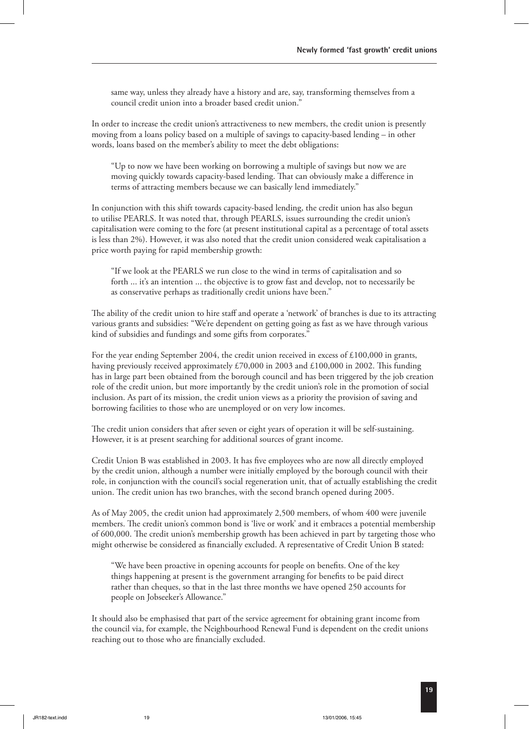same way, unless they already have a history and are, say, transforming themselves from a council credit union into a broader based credit union."

In order to increase the credit union's attractiveness to new members, the credit union is presently moving from a loans policy based on a multiple of savings to capacity-based lending – in other words, loans based on the member's ability to meet the debt obligations:

> "Up to now we have been working on borrowing a multiple of savings but now we are moving quickly towards capacity-based lending. That can obviously make a difference in terms of attracting members because we can basically lend immediately."

In conjunction with this shift towards capacity-based lending, the credit union has also begun to utilise PEARLS. It was noted that, through PEARLS, issues surrounding the credit union's capitalisation were coming to the fore (at present institutional capital as a percentage of total assets is less than 2%). However, it was also noted that the credit union considered weak capitalisation a price worth paying for rapid membership growth:

> "If we look at the PEARLS we run close to the wind in terms of capitalisation and so forth ... it's an intention ... the objective is to grow fast and develop, not to necessarily be as conservative perhaps as traditionally credit unions have been."

The ability of the credit union to hire staff and operate a 'network' of branches is due to its attracting various grants and subsidies: "We're dependent on getting going as fast as we have through various kind of subsidies and fundings and some gifts from corporates."

For the year ending September 2004, the credit union received in excess of £100,000 in grants, having previously received approximately £70,000 in 2003 and £100,000 in 2002. This funding has in large part been obtained from the borough council and has been triggered by the job creation role of the credit union, but more importantly by the credit union's role in the promotion of social inclusion. As part of its mission, the credit union views as a priority the provision of saving and borrowing facilities to those who are unemployed or on very low incomes.

The credit union considers that after seven or eight years of operation it will be self-sustaining. However, it is at present searching for additional sources of grant income.

Credit Union B was established in 2003. It has five employees who are now all directly employed by the credit union, although a number were initially employed by the borough council with their role, in conjunction with the council's social regeneration unit, that of actually establishing the credit union. The credit union has two branches, with the second branch opened during 2005.

As of May 2005, the credit union had approximately 2,500 members, of whom 400 were juvenile members. The credit union's common bond is 'live or work' and it embraces a potential membership of 600,000. The credit union's membership growth has been achieved in part by targeting those who might otherwise be considered as financially excluded. A representative of Credit Union B stated:

> "We have been proactive in opening accounts for people on benefits. One of the key things happening at present is the government arranging for benefits to be paid direct rather than cheques, so that in the last three months we have opened 250 accounts for people on Jobseeker's Allowance."

It should also be emphasised that part of the service agreement for obtaining grant income from the council via, for example, the Neighbourhood Renewal Fund is dependent on the credit unions reaching out to those who are financially excluded.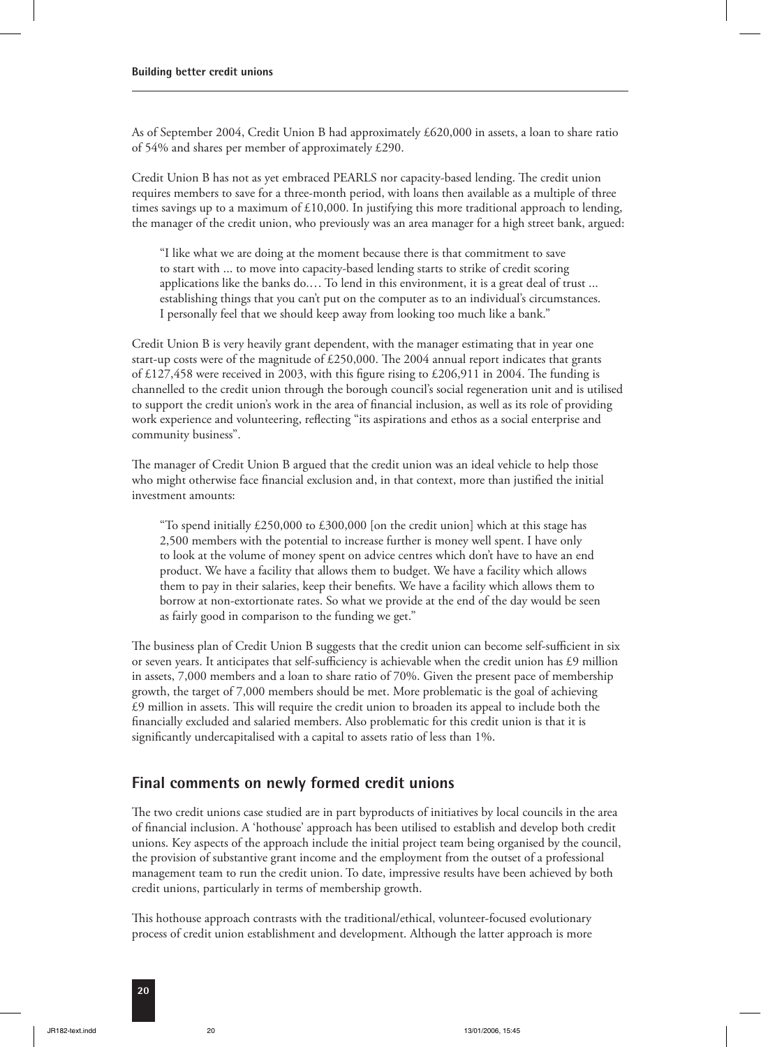As of September 2004, Credit Union B had approximately £620,000 in assets, a loan to share ratio of 54% and shares per member of approximately £290.

Credit Union B has not as yet embraced PEARLS nor capacity-based lending. The credit union requires members to save for a three-month period, with loans then available as a multiple of three times savings up to a maximum of £10,000. In justifying this more traditional approach to lending, the manager of the credit union, who previously was an area manager for a high street bank, argued:

> "I like what we are doing at the moment because there is that commitment to save to start with ... to move into capacity-based lending starts to strike of credit scoring applications like the banks do.… To lend in this environment, it is a great deal of trust ... establishing things that you can't put on the computer as to an individual's circumstances. I personally feel that we should keep away from looking too much like a bank."

Credit Union B is very heavily grant dependent, with the manager estimating that in year one start-up costs were of the magnitude of £250,000. The 2004 annual report indicates that grants of £127,458 were received in 2003, with this figure rising to £206,911 in 2004. The funding is channelled to the credit union through the borough council's social regeneration unit and is utilised to support the credit union's work in the area of financial inclusion, as well as its role of providing work experience and volunteering, reflecting "its aspirations and ethos as a social enterprise and community business".

The manager of Credit Union B argued that the credit union was an ideal vehicle to help those who might otherwise face financial exclusion and, in that context, more than justified the initial investment amounts:

> "To spend initially £250,000 to £300,000 [on the credit union] which at this stage has 2,500 members with the potential to increase further is money well spent. I have only to look at the volume of money spent on advice centres which don't have to have an end product. We have a facility that allows them to budget. We have a facility which allows them to pay in their salaries, keep their benefits. We have a facility which allows them to borrow at non-extortionate rates. So what we provide at the end of the day would be seen as fairly good in comparison to the funding we get."

The business plan of Credit Union B suggests that the credit union can become self-sufficient in six or seven years. It anticipates that self-sufficiency is achievable when the credit union has £9 million in assets, 7,000 members and a loan to share ratio of 70%. Given the present pace of membership growth, the target of 7,000 members should be met. More problematic is the goal of achieving £9 million in assets. This will require the credit union to broaden its appeal to include both the financially excluded and salaried members. Also problematic for this credit union is that it is significantly undercapitalised with a capital to assets ratio of less than 1%.

## Final comments on newly formed credit unions

The two credit unions case studied are in part byproducts of initiatives by local councils in the area of financial inclusion. A 'hothouse' approach has been utilised to establish and develop both credit unions. Key aspects of the approach include the initial project team being organised by the council, the provision of substantive grant income and the employment from the outset of a professional management team to run the credit union. To date, impressive results have been achieved by both credit unions, particularly in terms of membership growth.

This hothouse approach contrasts with the traditional/ethical, volunteer-focused evolutionary process of credit union establishment and development. Although the latter approach is more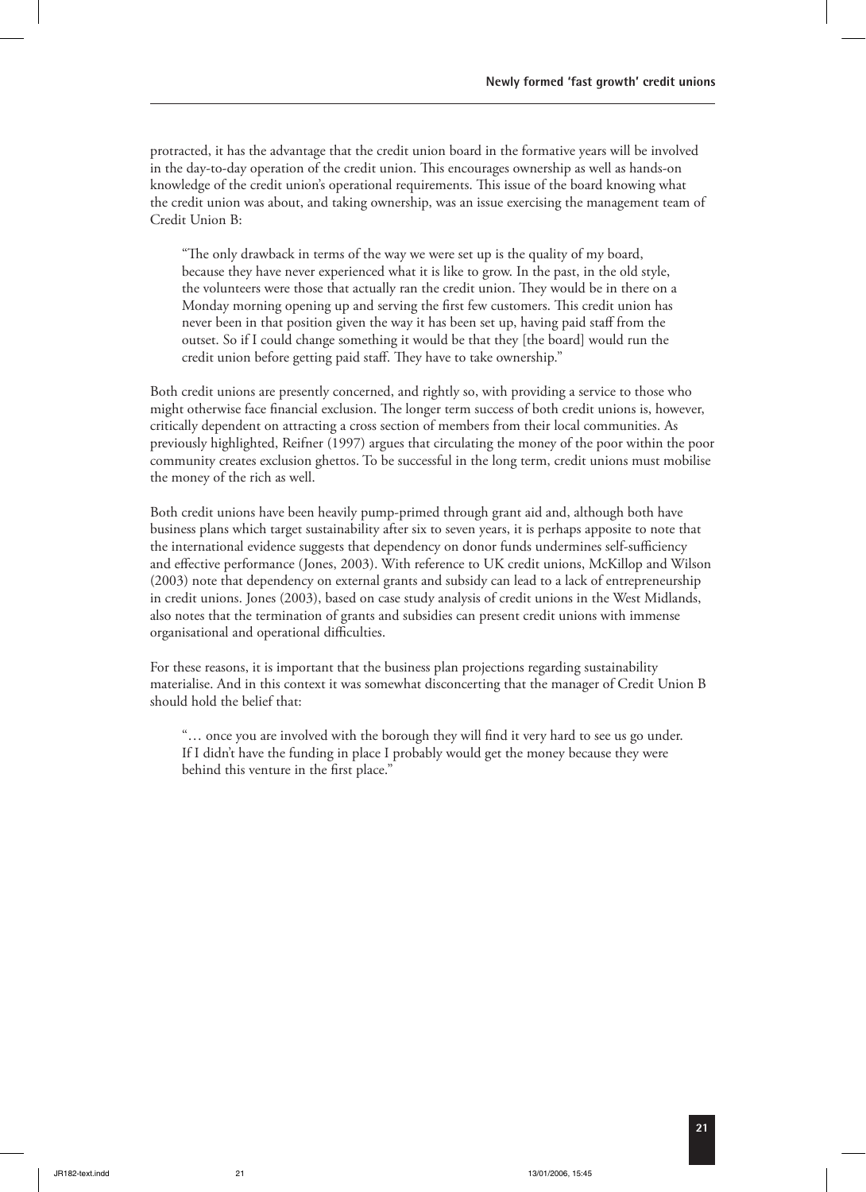protracted, it has the advantage that the credit union board in the formative years will be involved in the day-to-day operation of the credit union. This encourages ownership as well as hands-on knowledge of the credit union's operational requirements. This issue of the board knowing what the credit union was about, and taking ownership, was an issue exercising the management team of Credit Union B:

> "The only drawback in terms of the way we were set up is the quality of my board, because they have never experienced what it is like to grow. In the past, in the old style, the volunteers were those that actually ran the credit union. They would be in there on a Monday morning opening up and serving the first few customers. This credit union has never been in that position given the way it has been set up, having paid staff from the outset. So if I could change something it would be that they [the board] would run the credit union before getting paid staff. They have to take ownership."

Both credit unions are presently concerned, and rightly so, with providing a service to those who might otherwise face financial exclusion. The longer term success of both credit unions is, however, critically dependent on attracting a cross section of members from their local communities. As previously highlighted, Reifner (1997) argues that circulating the money of the poor within the poor community creates exclusion ghettos. To be successful in the long term, credit unions must mobilise the money of the rich as well.

Both credit unions have been heavily pump-primed through grant aid and, although both have business plans which target sustainability after six to seven years, it is perhaps apposite to note that the international evidence suggests that dependency on donor funds undermines self-sufficiency and effective performance (Jones, 2003). With reference to UK credit unions, McKillop and Wilson (2003) note that dependency on external grants and subsidy can lead to a lack of entrepreneurship in credit unions. Jones (2003), based on case study analysis of credit unions in the West Midlands, also notes that the termination of grants and subsidies can present credit unions with immense organisational and operational difficulties.

For these reasons, it is important that the business plan projections regarding sustainability materialise. And in this context it was somewhat disconcerting that the manager of Credit Union B should hold the belief that:

> "… once you are involved with the borough they will find it very hard to see us go under. If I didn't have the funding in place I probably would get the money because they were behind this venture in the first place."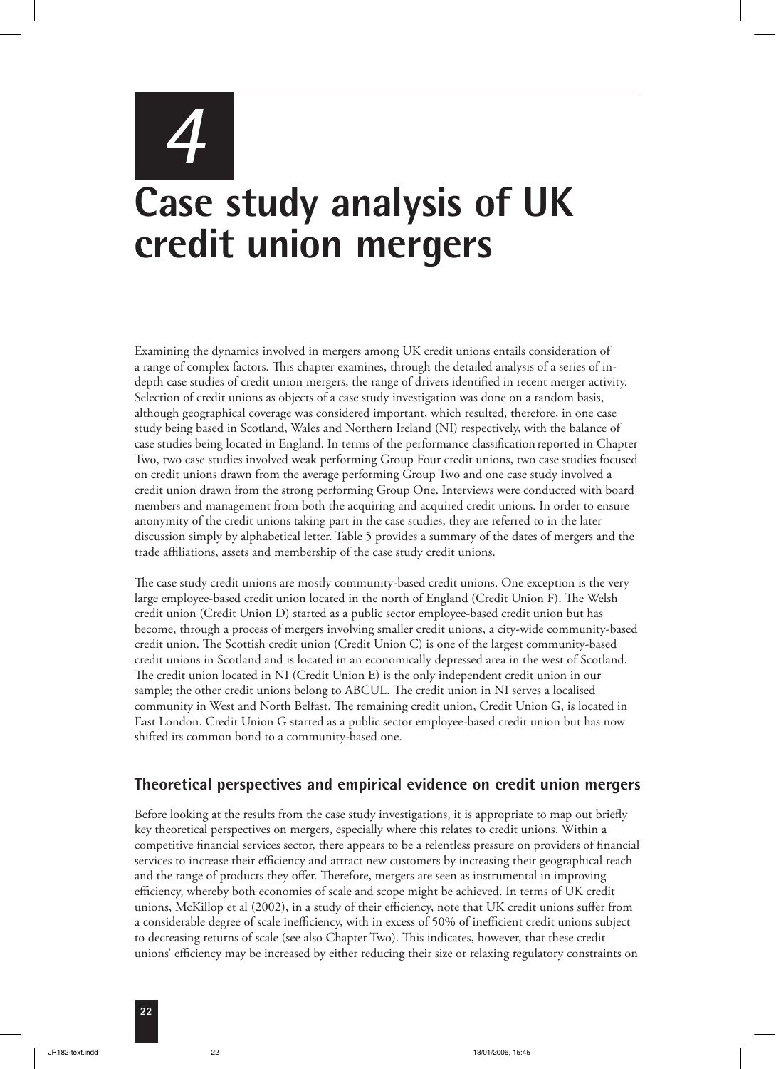# 4

# Case study analysis of UK credit union mergers

Examining the dynamics involved in mergers among UK credit unions entails consideration of a range of complex factors. This chapter examines, through the detailed analysis of a series of in-depth case studies of credit union mergers, the range of drivers identified in recent merger activity. Selection of credit unions as objects of a case study investigation was done on a random basis, although geographical coverage was considered important, which resulted, therefore, in one case study being based in Scotland, Wales and Northern Ireland (NI) respectively, with the balance of case studies being located in England. In terms of the performance classification reported in Chapter Two, two case studies involved weak performing Group Four credit unions, two case studies focused on credit unions drawn from the average performing Group Two and one case study involved a credit union drawn from the strong performing Group One. Interviews were conducted with board members and management from both the acquiring and acquired credit unions. In order to ensure anonymity of the credit unions taking part in the case studies, they are referred to in the later discussion simply by alphabetical letter. Table 5 provides a summary of the dates of mergers and the trade affiliations, assets and membership of the case study credit unions.

The case study credit unions are mostly community-based credit unions. One exception is the very large employee-based credit union located in the north of England (Credit Union F). The Welsh credit union (Credit Union D) started as a public sector employee-based credit union but has become, through a process of mergers involving smaller credit unions, a city-wide community-based credit union. The Scottish credit union (Credit Union C) is one of the largest community-based credit unions in Scotland and is located in an economically depressed area in the west of Scotland. The credit union located in NI (Credit Union E) is the only independent credit union in our sample; the other credit unions belong to ABCUL. The credit union in NI serves a localised community in West and North Belfast. The remaining credit union, Credit Union G, is located in East London. Credit Union G started as a public sector employee-based credit union but has now shifted its common bond to a community-based one.

## Theoretical perspectives and empirical evidence on credit union mergers

Before looking at the results from the case study investigations, it is appropriate to map out briefly key theoretical perspectives on mergers, especially where this relates to credit unions. Within a competitive financial services sector, there appears to be a relentless pressure on providers of financial services to increase their efficiency and attract new customers by increasing their geographical reach and the range of products they offer. Therefore, mergers are seen as instrumental in improving efficiency, whereby both economies of scale and scope might be achieved. In terms of UK credit unions, McKillop et al (2002), in a study of their efficiency, note that UK credit unions suffer from a considerable degree of scale inefficiency, with in excess of 50% of inefficient credit unions subject to decreasing returns of scale (see also Chapter Two). This indicates, however, that these credit unions' efficiency may be increased by either reducing their size or relaxing regulatory constraints on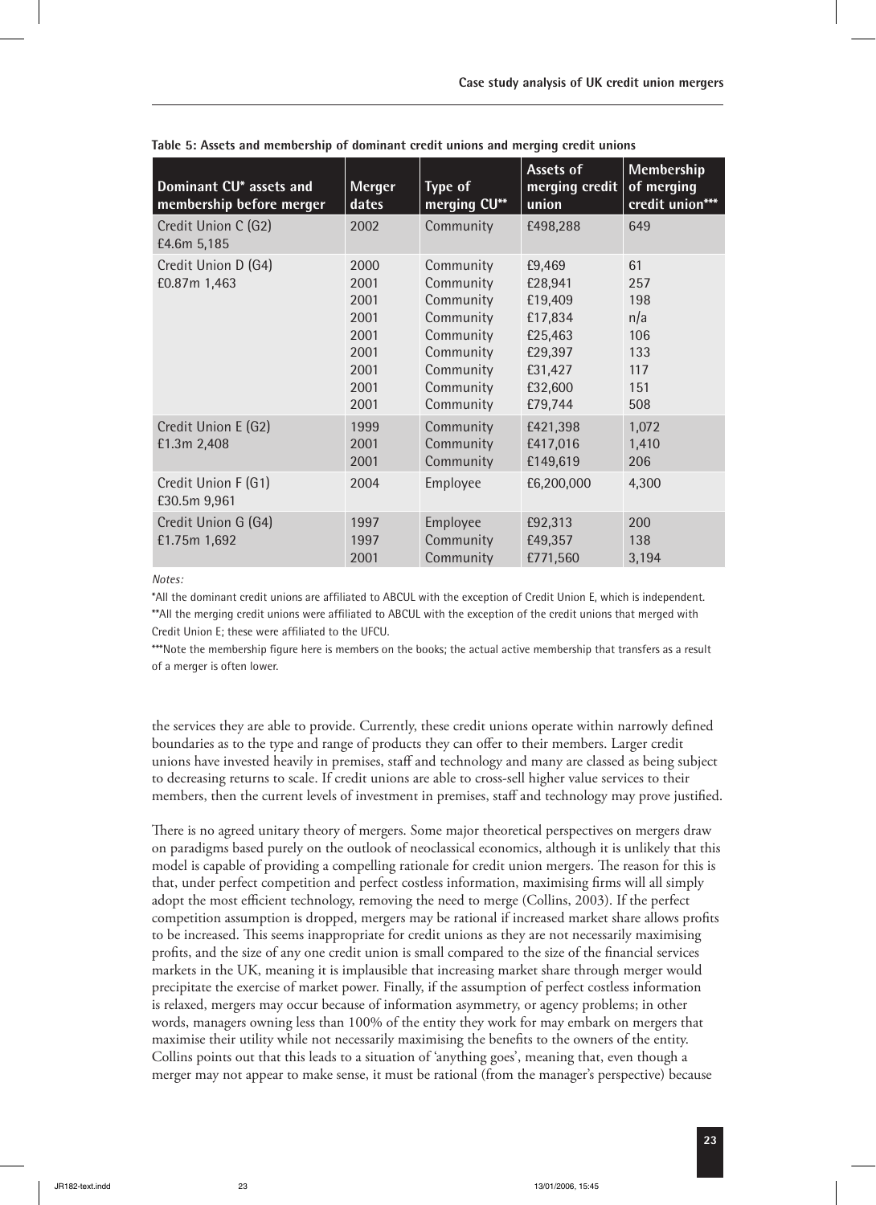**Table 5: Assets and membership of dominant credit unions and merging credit unions**

| Dominant CU* assets and membership before merger | Merger dates | Type of merging CU** | Assets of merging credit union | Membership of merging credit union*** |
|---|---|---|---|---|
| Credit Union C (G2)<br>£4.6m 5,185 | 2002 | Community | £498,288 | 649 |
| Credit Union D (G4)<br>£0.87m 1,463 | 2000<br>2001<br>2001<br>2001<br>2001<br>2001<br>2001<br>2001<br>2001 | Community<br>Community<br>Community<br>Community<br>Community<br>Community<br>Community<br>Community<br>Community | £9,469<br>£28,941<br>£19,409<br>£17,834<br>£25,463<br>£29,397<br>£31,427<br>£32,600<br>£79,744 | 61<br>257<br>198<br>n/a<br>106<br>133<br>117<br>151<br>508 |
| Credit Union E (G2)<br>£1.3m 2,408 | 1999<br>2001<br>2001 | Community<br>Community<br>Community | £421,398<br>£417,016<br>£149,619 | 1,072<br>1,410<br>206 |
| Credit Union F (G1)<br>£30.5m 9,961 | 2004 | Employee | £6,200,000 | 4,300 |
| Credit Union G (G4)<br>£1.75m 1,692 | 1997<br>1997<br>2001 | Employee<br>Community<br>Community | £92,313<br>£49,357<br>£771,560 | 200<br>138<br>3,194 |

*Notes:*

*All the dominant credit unions are affiliated to ABCUL with the exception of Credit Union E, which is independent.

**All the merging credit unions were affiliated to ABCUL with the exception of the credit unions that merged with Credit Union E; these were affiliated to the UFCU.

***Note the membership figure here is members on the books; the actual active membership that transfers as a result of a merger is often lower.

the services they are able to provide. Currently, these credit unions operate within narrowly defined boundaries as to the type and range of products they can offer to their members. Larger credit unions have invested heavily in premises, staff and technology and many are classed as being subject to decreasing returns to scale. If credit unions are able to cross-sell higher value services to their members, then the current levels of investment in premises, staff and technology may prove justified.

There is no agreed unitary theory of mergers. Some major theoretical perspectives on mergers draw on paradigms based purely on the outlook of neoclassical economics, although it is unlikely that this model is capable of providing a compelling rationale for credit union mergers. The reason for this is that, under perfect competition and perfect costless information, maximising firms will all simply adopt the most efficient technology, removing the need to merge (Collins, 2003). If the perfect competition assumption is dropped, mergers may be rational if increased market share allows profits to be increased. This seems inappropriate for credit unions as they are not necessarily maximising profits, and the size of any one credit union is small compared to the size of the financial services markets in the UK, meaning it is implausible that increasing market share through merger would precipitate the exercise of market power. Finally, if the assumption of perfect costless information is relaxed, mergers may occur because of information asymmetry, or agency problems; in other words, managers owning less than 100% of the entity they work for may embark on mergers that maximise their utility while not necessarily maximising the benefits to the owners of the entity. Collins points out that this leads to a situation of 'anything goes', meaning that, even though a merger may not appear to make sense, it must be rational (from the manager's perspective) because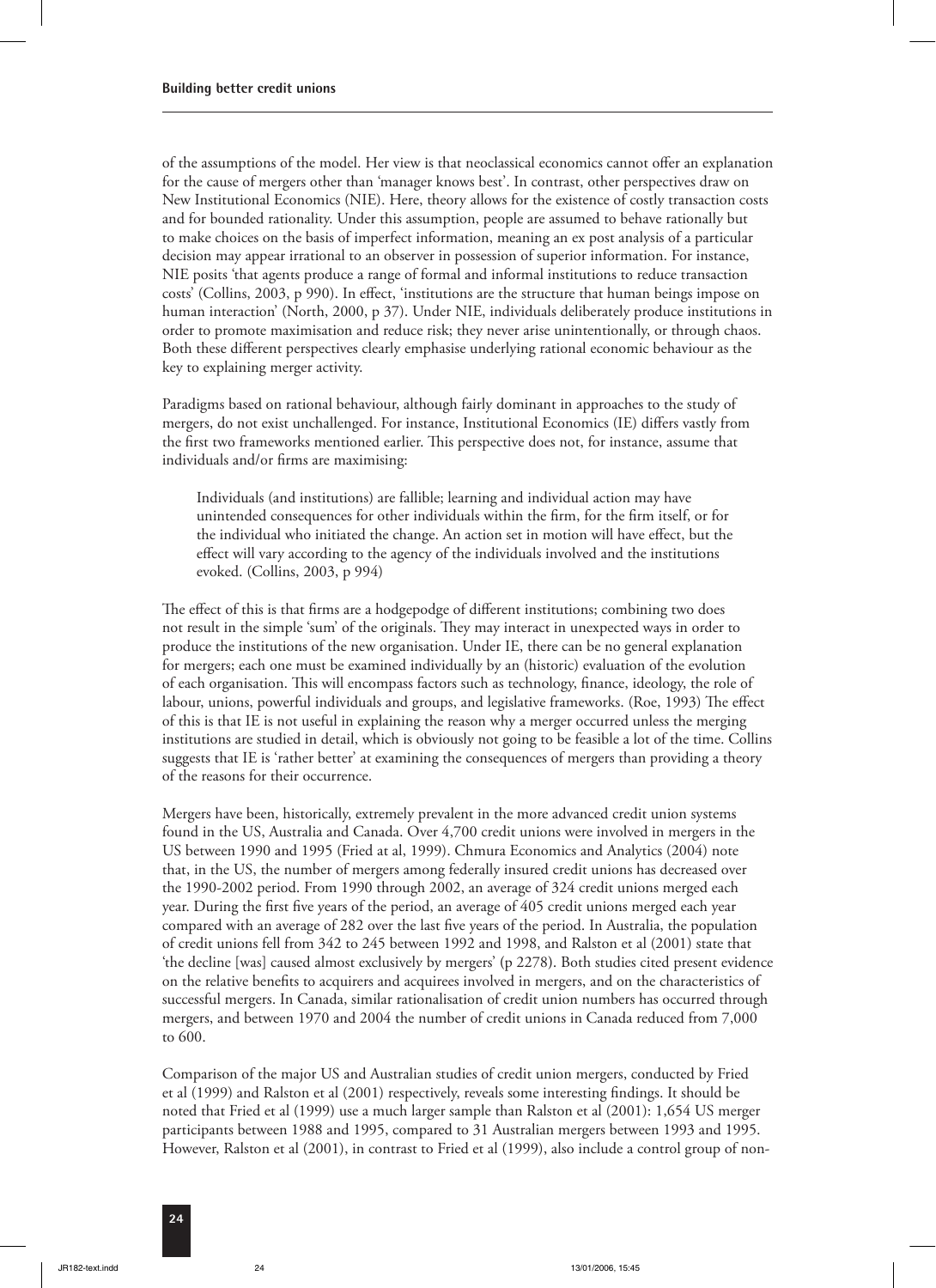of the assumptions of the model. Her view is that neoclassical economics cannot offer an explanation for the cause of mergers other than 'manager knows best'. In contrast, other perspectives draw on New Institutional Economics (NIE). Here, theory allows for the existence of costly transaction costs and for bounded rationality. Under this assumption, people are assumed to behave rationally but to make choices on the basis of imperfect information, meaning an ex post analysis of a particular decision may appear irrational to an observer in possession of superior information. For instance, NIE posits 'that agents produce a range of formal and informal institutions to reduce transaction costs' (Collins, 2003, p 990). In effect, 'institutions are the structure that human beings impose on human interaction' (North, 2000, p 37). Under NIE, individuals deliberately produce institutions in order to promote maximisation and reduce risk; they never arise unintentionally, or through chaos. Both these different perspectives clearly emphasise underlying rational economic behaviour as the key to explaining merger activity.

Paradigms based on rational behaviour, although fairly dominant in approaches to the study of mergers, do not exist unchallenged. For instance, Institutional Economics (IE) differs vastly from the first two frameworks mentioned earlier. This perspective does not, for instance, assume that individuals and/or firms are maximising:

> Individuals (and institutions) are fallible; learning and individual action may have unintended consequences for other individuals within the firm, for the firm itself, or for the individual who initiated the change. An action set in motion will have effect, but the effect will vary according to the agency of the individuals involved and the institutions evoked. (Collins, 2003, p 994)

The effect of this is that firms are a hodgepodge of different institutions; combining two does not result in the simple 'sum' of the originals. They may interact in unexpected ways in order to produce the institutions of the new organisation. Under IE, there can be no general explanation for mergers; each one must be examined individually by an (historic) evaluation of the evolution of each organisation. This will encompass factors such as technology, finance, ideology, the role of labour, unions, powerful individuals and groups, and legislative frameworks. (Roe, 1993) The effect of this is that IE is not useful in explaining the reason why a merger occurred unless the merging institutions are studied in detail, which is obviously not going to be feasible a lot of the time. Collins suggests that IE is 'rather better' at examining the consequences of mergers than providing a theory of the reasons for their occurrence.

Mergers have been, historically, extremely prevalent in the more advanced credit union systems found in the US, Australia and Canada. Over 4,700 credit unions were involved in mergers in the US between 1990 and 1995 (Fried at al, 1999). Chmura Economics and Analytics (2004) note that, in the US, the number of mergers among federally insured credit unions has decreased over the 1990-2002 period. From 1990 through 2002, an average of 324 credit unions merged each year. During the first five years of the period, an average of 405 credit unions merged each year compared with an average of 282 over the last five years of the period. In Australia, the population of credit unions fell from 342 to 245 between 1992 and 1998, and Ralston et al (2001) state that 'the decline [was] caused almost exclusively by mergers' (p 2278). Both studies cited present evidence on the relative benefits to acquirers and acquirees involved in mergers, and on the characteristics of successful mergers. In Canada, similar rationalisation of credit union numbers has occurred through mergers, and between 1970 and 2004 the number of credit unions in Canada reduced from 7,000 to 600.

Comparison of the major US and Australian studies of credit union mergers, conducted by Fried et al (1999) and Ralston et al (2001) respectively, reveals some interesting findings. It should be noted that Fried et al (1999) use a much larger sample than Ralston et al (2001): 1,654 US merger participants between 1988 and 1995, compared to 31 Australian mergers between 1993 and 1995. However, Ralston et al (2001), in contrast to Fried et al (1999), also include a control group of non-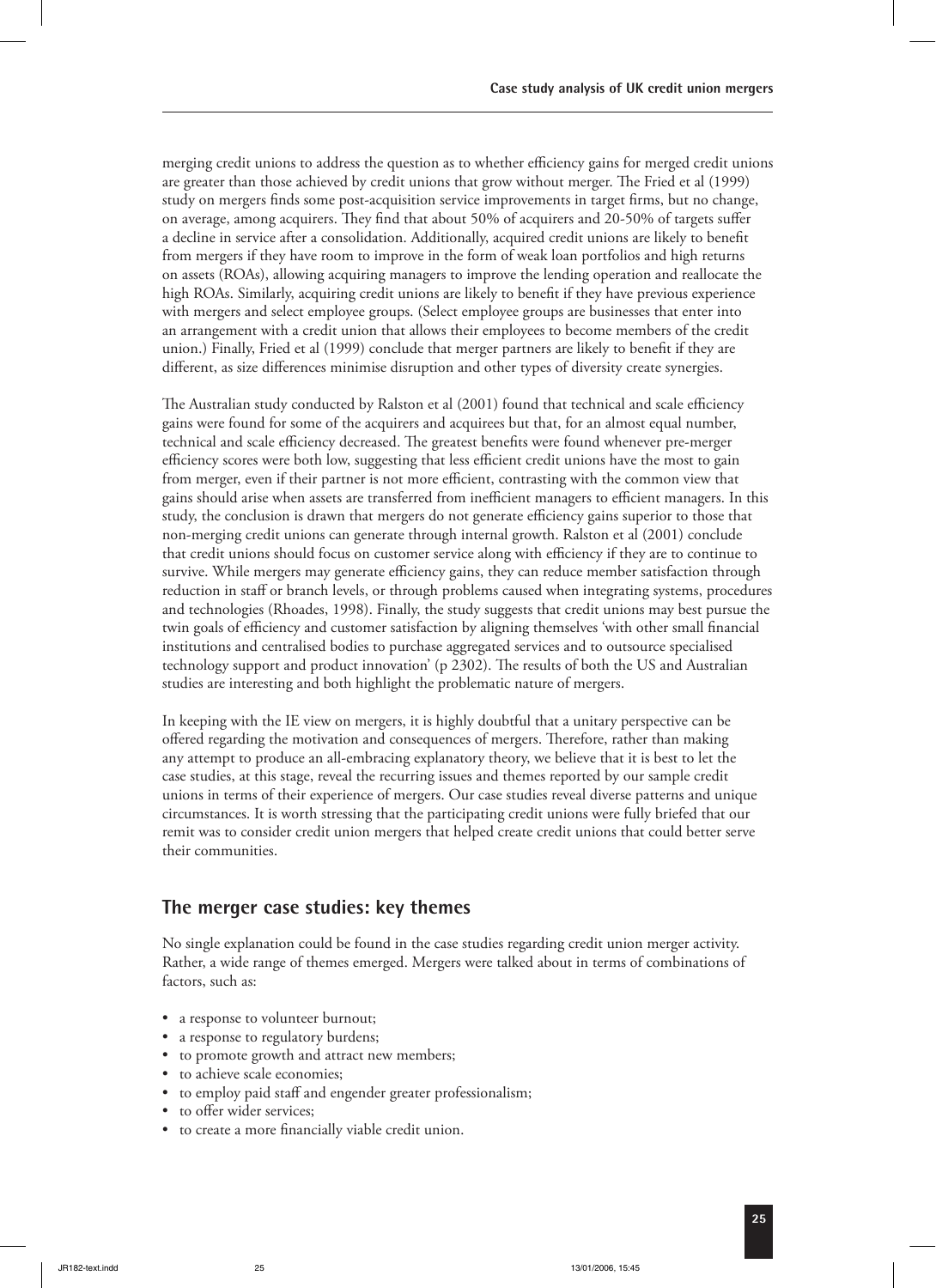merging credit unions to address the question as to whether efficiency gains for merged credit unions are greater than those achieved by credit unions that grow without merger. The Fried et al (1999) study on mergers finds some post-acquisition service improvements in target firms, but no change, on average, among acquirers. They find that about 50% of acquirers and 20-50% of targets suffer a decline in service after a consolidation. Additionally, acquired credit unions are likely to benefit from mergers if they have room to improve in the form of weak loan portfolios and high returns on assets (ROAs), allowing acquiring managers to improve the lending operation and reallocate the high ROAs. Similarly, acquiring credit unions are likely to benefit if they have previous experience with mergers and select employee groups. (Select employee groups are businesses that enter into an arrangement with a credit union that allows their employees to become members of the credit union.) Finally, Fried et al (1999) conclude that merger partners are likely to benefit if they are different, as size differences minimise disruption and other types of diversity create synergies.

The Australian study conducted by Ralston et al (2001) found that technical and scale efficiency gains were found for some of the acquirers and acquirees but that, for an almost equal number, technical and scale efficiency decreased. The greatest benefits were found whenever pre-merger efficiency scores were both low, suggesting that less efficient credit unions have the most to gain from merger, even if their partner is not more efficient, contrasting with the common view that gains should arise when assets are transferred from inefficient managers to efficient managers. In this study, the conclusion is drawn that mergers do not generate efficiency gains superior to those that non-merging credit unions can generate through internal growth. Ralston et al (2001) conclude that credit unions should focus on customer service along with efficiency if they are to continue to survive. While mergers may generate efficiency gains, they can reduce member satisfaction through reduction in staff or branch levels, or through problems caused when integrating systems, procedures and technologies (Rhoades, 1998). Finally, the study suggests that credit unions may best pursue the twin goals of efficiency and customer satisfaction by aligning themselves 'with other small financial institutions and centralised bodies to purchase aggregated services and to outsource specialised technology support and product innovation' (p 2302). The results of both the US and Australian studies are interesting and both highlight the problematic nature of mergers.

In keeping with the IE view on mergers, it is highly doubtful that a unitary perspective can be offered regarding the motivation and consequences of mergers. Therefore, rather than making any attempt to produce an all-embracing explanatory theory, we believe that it is best to let the case studies, at this stage, reveal the recurring issues and themes reported by our sample credit unions in terms of their experience of mergers. Our case studies reveal diverse patterns and unique circumstances. It is worth stressing that the participating credit unions were fully briefed that our remit was to consider credit union mergers that helped create credit unions that could better serve their communities.

## The merger case studies: key themes

No single explanation could be found in the case studies regarding credit union merger activity. Rather, a wide range of themes emerged. Mergers were talked about in terms of combinations of factors, such as:

- a response to volunteer burnout;
- a response to regulatory burdens;
- to promote growth and attract new members;
- to achieve scale economies;
- to employ paid staff and engender greater professionalism;
- to offer wider services;
- to create a more financially viable credit union.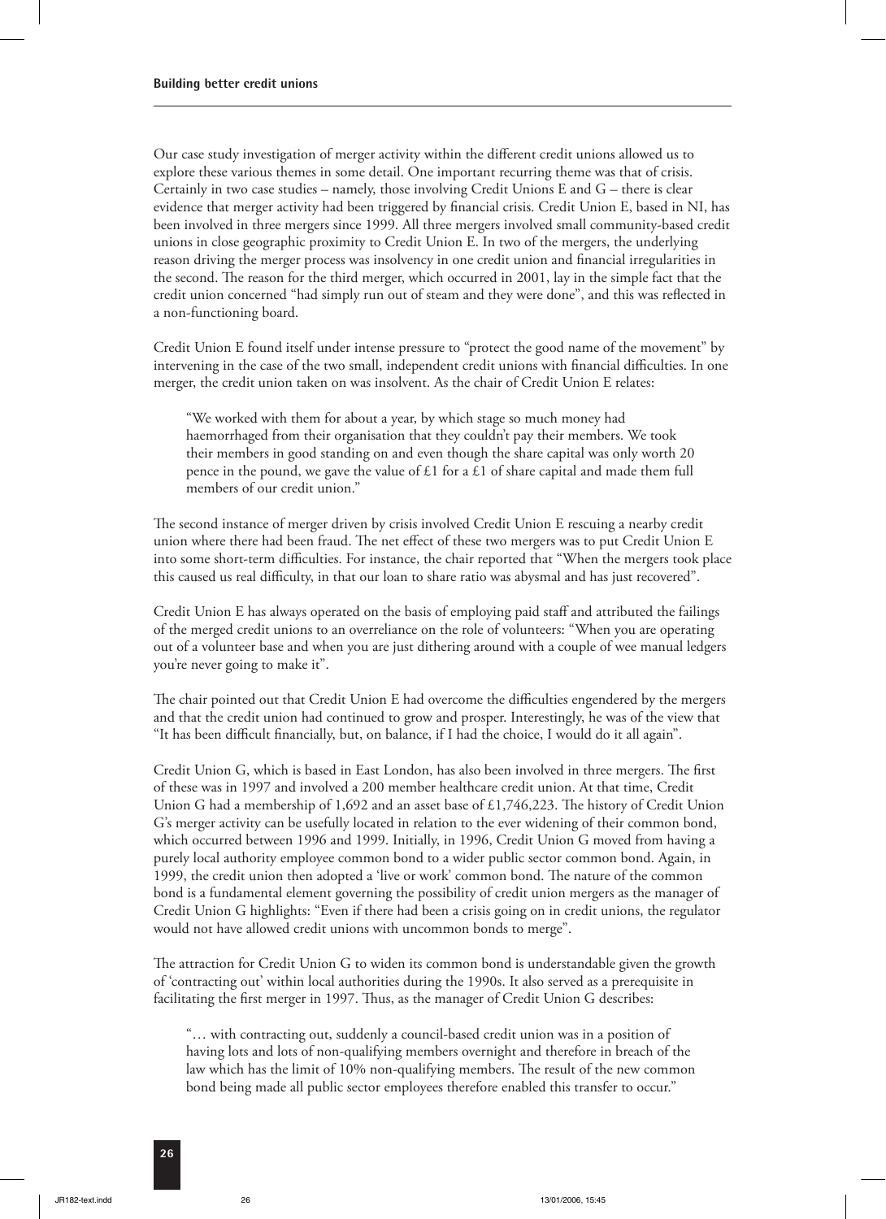Our case study investigation of merger activity within the different credit unions allowed us to explore these various themes in some detail. One important recurring theme was that of crisis. Certainly in two case studies – namely, those involving Credit Unions E and G – there is clear evidence that merger activity had been triggered by financial crisis. Credit Union E, based in NI, has been involved in three mergers since 1999. All three mergers involved small community-based credit unions in close geographic proximity to Credit Union E. In two of the mergers, the underlying reason driving the merger process was insolvency in one credit union and financial irregularities in the second. The reason for the third merger, which occurred in 2001, lay in the simple fact that the credit union concerned "had simply run out of steam and they were done", and this was reflected in a non-functioning board.

Credit Union E found itself under intense pressure to "protect the good name of the movement" by intervening in the case of the two small, independent credit unions with financial difficulties. In one merger, the credit union taken on was insolvent. As the chair of Credit Union E relates:

> "We worked with them for about a year, by which stage so much money had haemorrhaged from their organisation that they couldn't pay their members. We took their members in good standing on and even though the share capital was only worth 20 pence in the pound, we gave the value of £1 for a £1 of share capital and made them full members of our credit union."

The second instance of merger driven by crisis involved Credit Union E rescuing a nearby credit union where there had been fraud. The net effect of these two mergers was to put Credit Union E into some short-term difficulties. For instance, the chair reported that "When the mergers took place this caused us real difficulty, in that our loan to share ratio was abysmal and has just recovered".

Credit Union E has always operated on the basis of employing paid staff and attributed the failings of the merged credit unions to an overreliance on the role of volunteers: "When you are operating out of a volunteer base and when you are just dithering around with a couple of wee manual ledgers you're never going to make it".

The chair pointed out that Credit Union E had overcome the difficulties engendered by the mergers and that the credit union had continued to grow and prosper. Interestingly, he was of the view that "It has been difficult financially, but, on balance, if I had the choice, I would do it all again".

Credit Union G, which is based in East London, has also been involved in three mergers. The first of these was in 1997 and involved a 200 member healthcare credit union. At that time, Credit Union G had a membership of 1,692 and an asset base of £1,746,223. The history of Credit Union G's merger activity can be usefully located in relation to the ever widening of their common bond, which occurred between 1996 and 1999. Initially, in 1996, Credit Union G moved from having a purely local authority employee common bond to a wider public sector common bond. Again, in 1999, the credit union then adopted a 'live or work' common bond. The nature of the common bond is a fundamental element governing the possibility of credit union mergers as the manager of Credit Union G highlights: "Even if there had been a crisis going on in credit unions, the regulator would not have allowed credit unions with uncommon bonds to merge".

The attraction for Credit Union G to widen its common bond is understandable given the growth of 'contracting out' within local authorities during the 1990s. It also served as a prerequisite in facilitating the first merger in 1997. Thus, as the manager of Credit Union G describes:

> "… with contracting out, suddenly a council-based credit union was in a position of having lots and lots of non-qualifying members overnight and therefore in breach of the law which has the limit of 10% non-qualifying members. The result of the new common bond being made all public sector employees therefore enabled this transfer to occur."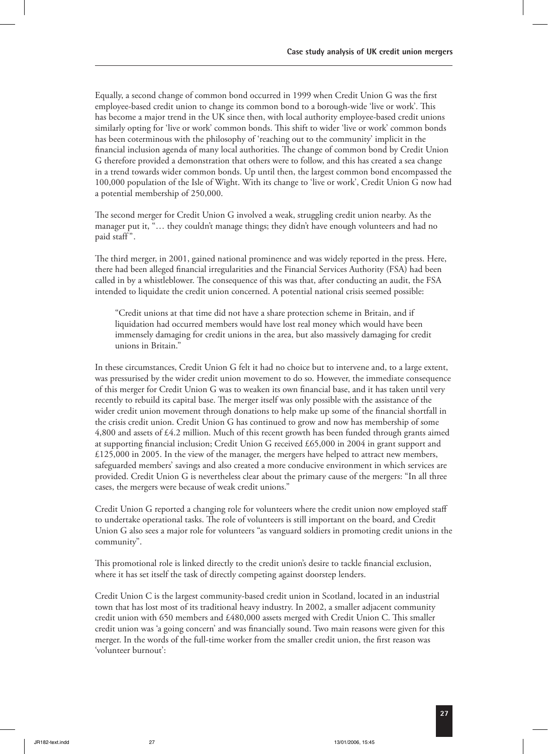Equally, a second change of common bond occurred in 1999 when Credit Union G was the first employee-based credit union to change its common bond to a borough-wide 'live or work'. This has become a major trend in the UK since then, with local authority employee-based credit unions similarly opting for 'live or work' common bonds. This shift to wider 'live or work' common bonds has been coterminous with the philosophy of 'reaching out to the community' implicit in the financial inclusion agenda of many local authorities. The change of common bond by Credit Union G therefore provided a demonstration that others were to follow, and this has created a sea change in a trend towards wider common bonds. Up until then, the largest common bond encompassed the 100,000 population of the Isle of Wight. With its change to 'live or work', Credit Union G now had a potential membership of 250,000.

The second merger for Credit Union G involved a weak, struggling credit union nearby. As the manager put it, "… they couldn't manage things; they didn't have enough volunteers and had no paid staff".

The third merger, in 2001, gained national prominence and was widely reported in the press. Here, there had been alleged financial irregularities and the Financial Services Authority (FSA) had been called in by a whistleblower. The consequence of this was that, after conducting an audit, the FSA intended to liquidate the credit union concerned. A potential national crisis seemed possible:

> "Credit unions at that time did not have a share protection scheme in Britain, and if liquidation had occurred members would have lost real money which would have been immensely damaging for credit unions in the area, but also massively damaging for credit unions in Britain."

In these circumstances, Credit Union G felt it had no choice but to intervene and, to a large extent, was pressurised by the wider credit union movement to do so. However, the immediate consequence of this merger for Credit Union G was to weaken its own financial base, and it has taken until very recently to rebuild its capital base. The merger itself was only possible with the assistance of the wider credit union movement through donations to help make up some of the financial shortfall in the crisis credit union. Credit Union G has continued to grow and now has membership of some 4,800 and assets of £4.2 million. Much of this recent growth has been funded through grants aimed at supporting financial inclusion; Credit Union G received £65,000 in 2004 in grant support and £125,000 in 2005. In the view of the manager, the mergers have helped to attract new members, safeguarded members' savings and also created a more conducive environment in which services are provided. Credit Union G is nevertheless clear about the primary cause of the mergers: "In all three cases, the mergers were because of weak credit unions."

Credit Union G reported a changing role for volunteers where the credit union now employed staff to undertake operational tasks. The role of volunteers is still important on the board, and Credit Union G also sees a major role for volunteers "as vanguard soldiers in promoting credit unions in the community".

This promotional role is linked directly to the credit union's desire to tackle financial exclusion, where it has set itself the task of directly competing against doorstep lenders.

Credit Union C is the largest community-based credit union in Scotland, located in an industrial town that has lost most of its traditional heavy industry. In 2002, a smaller adjacent community credit union with 650 members and £480,000 assets merged with Credit Union C. This smaller credit union was 'a going concern' and was financially sound. Two main reasons were given for this merger. In the words of the full-time worker from the smaller credit union, the first reason was 'volunteer burnout':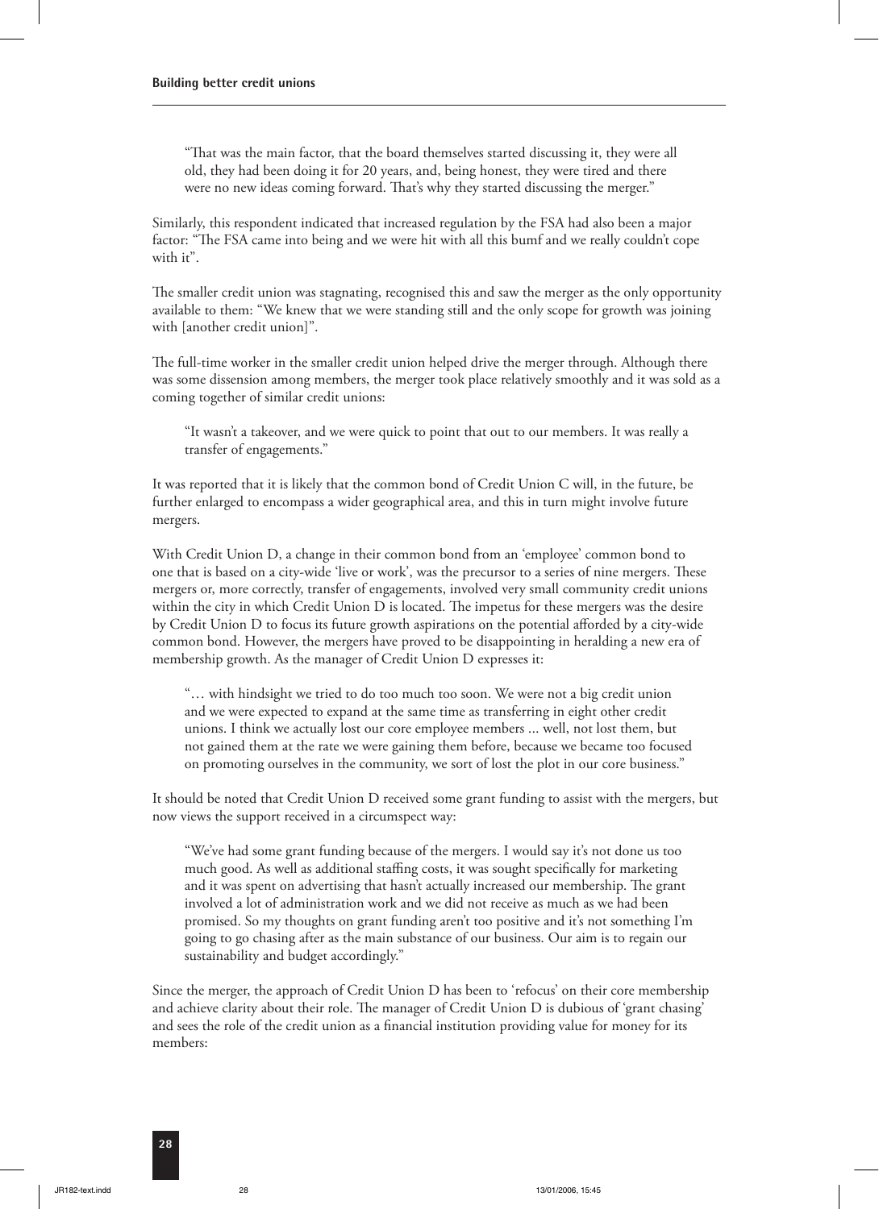> "That was the main factor, that the board themselves started discussing it, they were all old, they had been doing it for 20 years, and, being honest, they were tired and there were no new ideas coming forward. That's why they started discussing the merger."

Similarly, this respondent indicated that increased regulation by the FSA had also been a major factor: "The FSA came into being and we were hit with all this bumf and we really couldn't cope with it".

The smaller credit union was stagnating, recognised this and saw the merger as the only opportunity available to them: "We knew that we were standing still and the only scope for growth was joining with [another credit union]".

The full-time worker in the smaller credit union helped drive the merger through. Although there was some dissension among members, the merger took place relatively smoothly and it was sold as a coming together of similar credit unions:

> "It wasn't a takeover, and we were quick to point that out to our members. It was really a transfer of engagements."

It was reported that it is likely that the common bond of Credit Union C will, in the future, be further enlarged to encompass a wider geographical area, and this in turn might involve future mergers.

With Credit Union D, a change in their common bond from an 'employee' common bond to one that is based on a city-wide 'live or work', was the precursor to a series of nine mergers. These mergers or, more correctly, transfer of engagements, involved very small community credit unions within the city in which Credit Union D is located. The impetus for these mergers was the desire by Credit Union D to focus its future growth aspirations on the potential afforded by a city-wide common bond. However, the mergers have proved to be disappointing in heralding a new era of membership growth. As the manager of Credit Union D expresses it:

> "… with hindsight we tried to do too much too soon. We were not a big credit union and we were expected to expand at the same time as transferring in eight other credit unions. I think we actually lost our core employee members ... well, not lost them, but not gained them at the rate we were gaining them before, because we became too focused on promoting ourselves in the community, we sort of lost the plot in our core business."

It should be noted that Credit Union D received some grant funding to assist with the mergers, but now views the support received in a circumspect way:

> "We've had some grant funding because of the mergers. I would say it's not done us too much good. As well as additional staffing costs, it was sought specifically for marketing and it was spent on advertising that hasn't actually increased our membership. The grant involved a lot of administration work and we did not receive as much as we had been promised. So my thoughts on grant funding aren't too positive and it's not something I'm going to go chasing after as the main substance of our business. Our aim is to regain our sustainability and budget accordingly."

Since the merger, the approach of Credit Union D has been to 'refocus' on their core membership and achieve clarity about their role. The manager of Credit Union D is dubious of 'grant chasing' and sees the role of the credit union as a financial institution providing value for money for its members: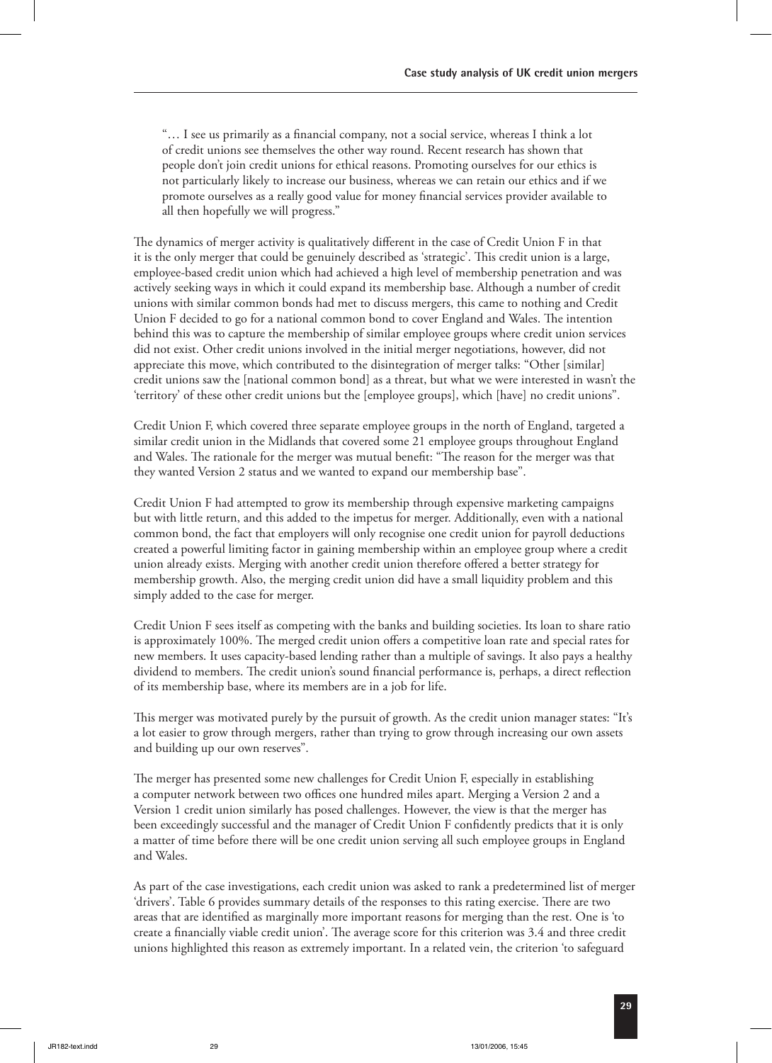> "… I see us primarily as a financial company, not a social service, whereas I think a lot of credit unions see themselves the other way round. Recent research has shown that people don't join credit unions for ethical reasons. Promoting ourselves for our ethics is not particularly likely to increase our business, whereas we can retain our ethics and if we promote ourselves as a really good value for money financial services provider available to all then hopefully we will progress."

The dynamics of merger activity is qualitatively different in the case of Credit Union F in that it is the only merger that could be genuinely described as 'strategic'. This credit union is a large, employee-based credit union which had achieved a high level of membership penetration and was actively seeking ways in which it could expand its membership base. Although a number of credit unions with similar common bonds had met to discuss mergers, this came to nothing and Credit Union F decided to go for a national common bond to cover England and Wales. The intention behind this was to capture the membership of similar employee groups where credit union services did not exist. Other credit unions involved in the initial merger negotiations, however, did not appreciate this move, which contributed to the disintegration of merger talks: "Other [similar] credit unions saw the [national common bond] as a threat, but what we were interested in wasn't the 'territory' of these other credit unions but the [employee groups], which [have] no credit unions".

Credit Union F, which covered three separate employee groups in the north of England, targeted a similar credit union in the Midlands that covered some 21 employee groups throughout England and Wales. The rationale for the merger was mutual benefit: "The reason for the merger was that they wanted Version 2 status and we wanted to expand our membership base".

Credit Union F had attempted to grow its membership through expensive marketing campaigns but with little return, and this added to the impetus for merger. Additionally, even with a national common bond, the fact that employers will only recognise one credit union for payroll deductions created a powerful limiting factor in gaining membership within an employee group where a credit union already exists. Merging with another credit union therefore offered a better strategy for membership growth. Also, the merging credit union did have a small liquidity problem and this simply added to the case for merger.

Credit Union F sees itself as competing with the banks and building societies. Its loan to share ratio is approximately 100%. The merged credit union offers a competitive loan rate and special rates for new members. It uses capacity-based lending rather than a multiple of savings. It also pays a healthy dividend to members. The credit union's sound financial performance is, perhaps, a direct reflection of its membership base, where its members are in a job for life.

This merger was motivated purely by the pursuit of growth. As the credit union manager states: "It's a lot easier to grow through mergers, rather than trying to grow through increasing our own assets and building up our own reserves".

The merger has presented some new challenges for Credit Union F, especially in establishing a computer network between two offices one hundred miles apart. Merging a Version 2 and a Version 1 credit union similarly has posed challenges. However, the view is that the merger has been exceedingly successful and the manager of Credit Union F confidently predicts that it is only a matter of time before there will be one credit union serving all such employee groups in England and Wales.

As part of the case investigations, each credit union was asked to rank a predetermined list of merger 'drivers'. Table 6 provides summary details of the responses to this rating exercise. There are two areas that are identified as marginally more important reasons for merging than the rest. One is 'to create a financially viable credit union'. The average score for this criterion was 3.4 and three credit unions highlighted this reason as extremely important. In a related vein, the criterion 'to safeguard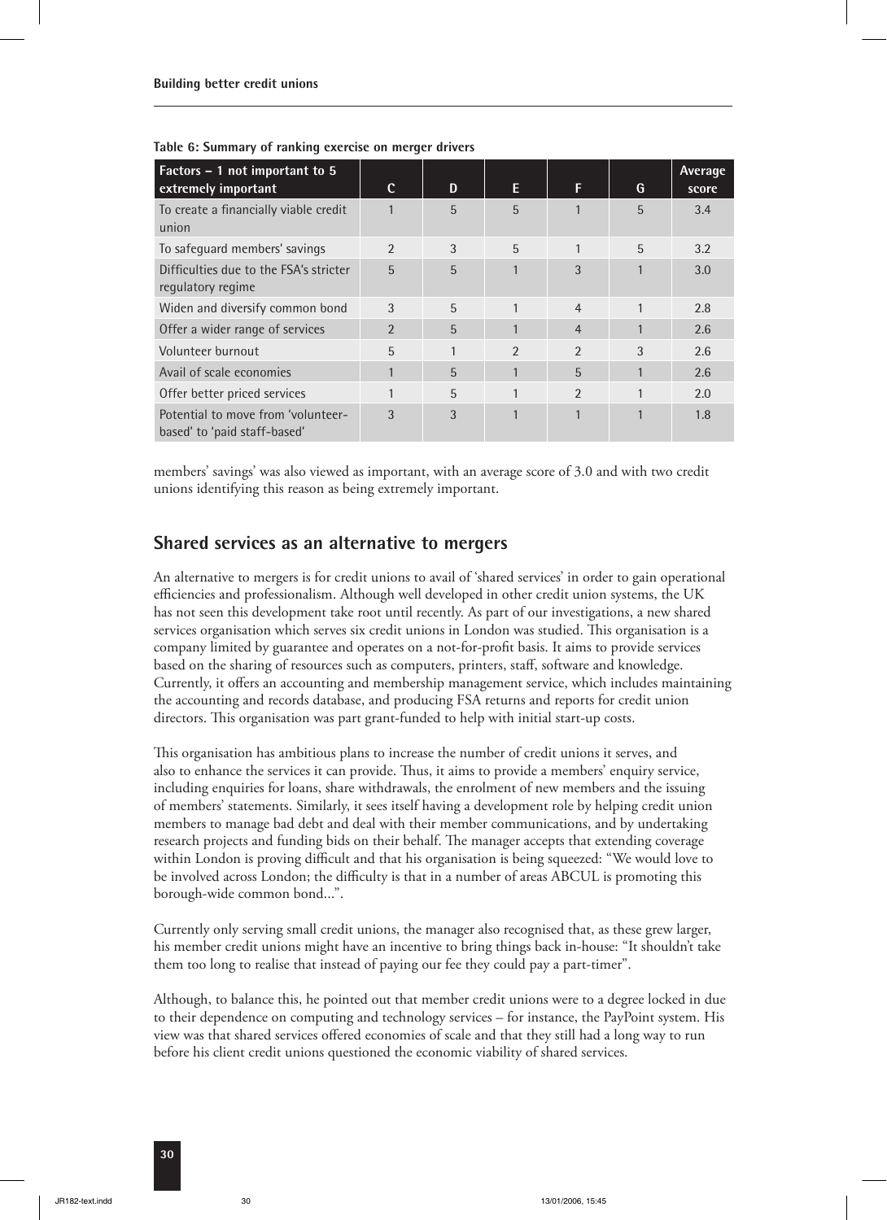Table 6: Summary of ranking exercise on merger drivers

| Factors – 1 not important to 5 extremely important | C | D | E | F | G | Average score |
|---|---|---|---|---|---|---|
| To create a financially viable credit union | 1 | 5 | 5 | 1 | 5 | 3.4 |
| To safeguard members' savings | 2 | 3 | 5 | 1 | 5 | 3.2 |
| Difficulties due to the FSA's stricter regulatory regime | 5 | 5 | 1 | 3 | 1 | 3.0 |
| Widen and diversify common bond | 3 | 5 | 1 | 4 | 1 | 2.8 |
| Offer a wider range of services | 2 | 5 | 1 | 4 | 1 | 2.6 |
| Volunteer burnout | 5 | 1 | 2 | 2 | 3 | 2.6 |
| Avail of scale economies | 1 | 5 | 1 | 5 | 1 | 2.6 |
| Offer better priced services | 1 | 5 | 1 | 2 | 1 | 2.0 |
| Potential to move from 'volunteer-based' to 'paid staff-based' | 3 | 3 | 1 | 1 | 1 | 1.8 |

members' savings' was also viewed as important, with an average score of 3.0 and with two credit unions identifying this reason as being extremely important.

## Shared services as an alternative to mergers

An alternative to mergers is for credit unions to avail of 'shared services' in order to gain operational efficiencies and professionalism. Although well developed in other credit union systems, the UK has not seen this development take root until recently. As part of our investigations, a new shared services organisation which serves six credit unions in London was studied. This organisation is a company limited by guarantee and operates on a not-for-profit basis. It aims to provide services based on the sharing of resources such as computers, printers, staff, software and knowledge. Currently, it offers an accounting and membership management service, which includes maintaining the accounting and records database, and producing FSA returns and reports for credit union directors. This organisation was part grant-funded to help with initial start-up costs.

This organisation has ambitious plans to increase the number of credit unions it serves, and also to enhance the services it can provide. Thus, it aims to provide a members' enquiry service, including enquiries for loans, share withdrawals, the enrolment of new members and the issuing of members' statements. Similarly, it sees itself having a development role by helping credit union members to manage bad debt and deal with their member communications, and by undertaking research projects and funding bids on their behalf. The manager accepts that extending coverage within London is proving difficult and that his organisation is being squeezed: "We would love to be involved across London; the difficulty is that in a number of areas ABCUL is promoting this borough-wide common bond...".

Currently only serving small credit unions, the manager also recognised that, as these grew larger, his member credit unions might have an incentive to bring things back in-house: "It shouldn't take them too long to realise that instead of paying our fee they could pay a part-timer".

Although, to balance this, he pointed out that member credit unions were to a degree locked in due to their dependence on computing and technology services – for instance, the PayPoint system. His view was that shared services offered economies of scale and that they still had a long way to run before his client credit unions questioned the economic viability of shared services.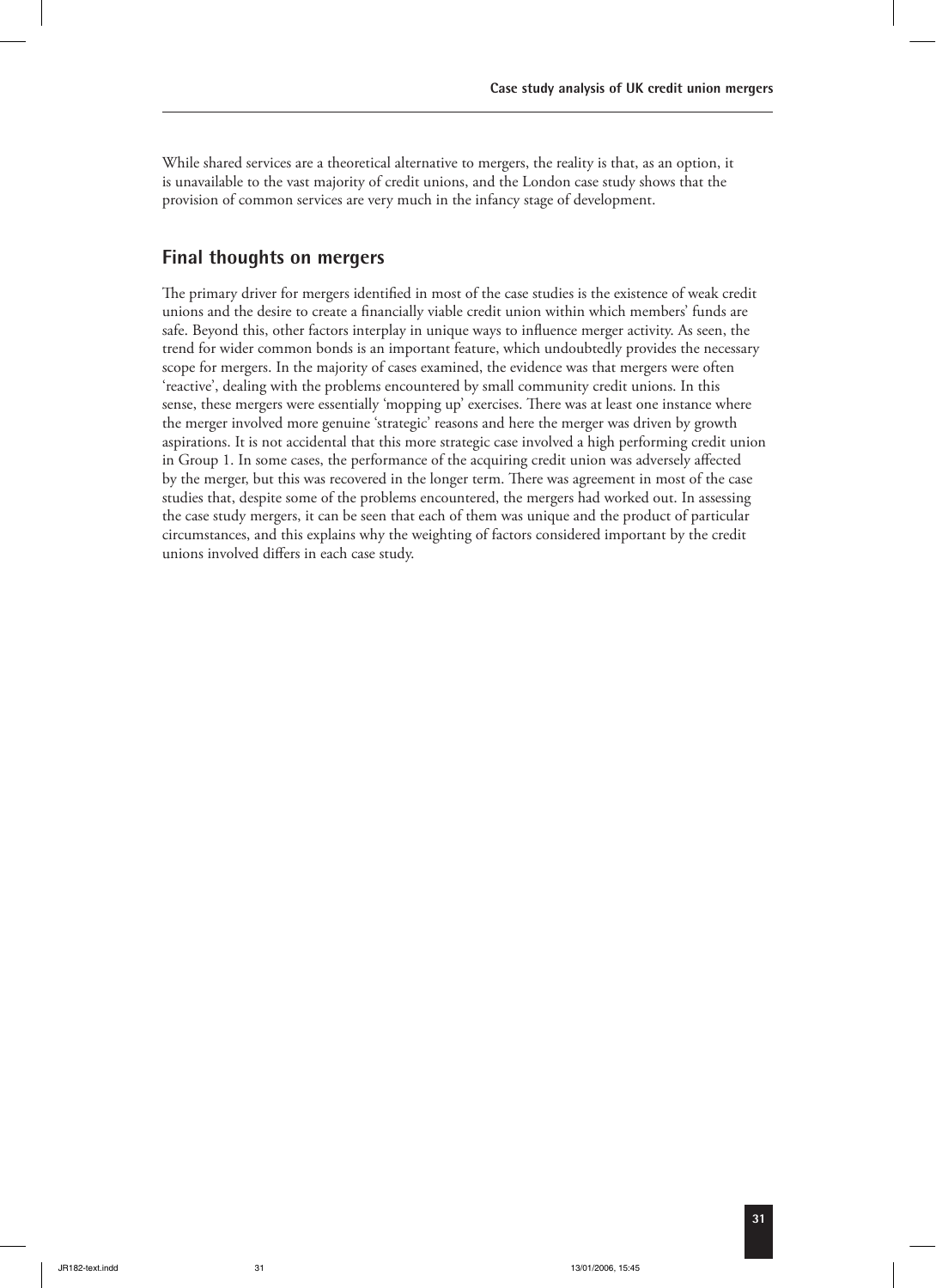While shared services are a theoretical alternative to mergers, the reality is that, as an option, it is unavailable to the vast majority of credit unions, and the London case study shows that the provision of common services are very much in the infancy stage of development.

## Final thoughts on mergers

The primary driver for mergers identified in most of the case studies is the existence of weak credit unions and the desire to create a financially viable credit union within which members' funds are safe. Beyond this, other factors interplay in unique ways to influence merger activity. As seen, the trend for wider common bonds is an important feature, which undoubtedly provides the necessary scope for mergers. In the majority of cases examined, the evidence was that mergers were often 'reactive', dealing with the problems encountered by small community credit unions. In this sense, these mergers were essentially 'mopping up' exercises. There was at least one instance where the merger involved more genuine 'strategic' reasons and here the merger was driven by growth aspirations. It is not accidental that this more strategic case involved a high performing credit union in Group 1. In some cases, the performance of the acquiring credit union was adversely affected by the merger, but this was recovered in the longer term. There was agreement in most of the case studies that, despite some of the problems encountered, the mergers had worked out. In assessing the case study mergers, it can be seen that each of them was unique and the product of particular circumstances, and this explains why the weighting of factors considered important by the credit unions involved differs in each case study.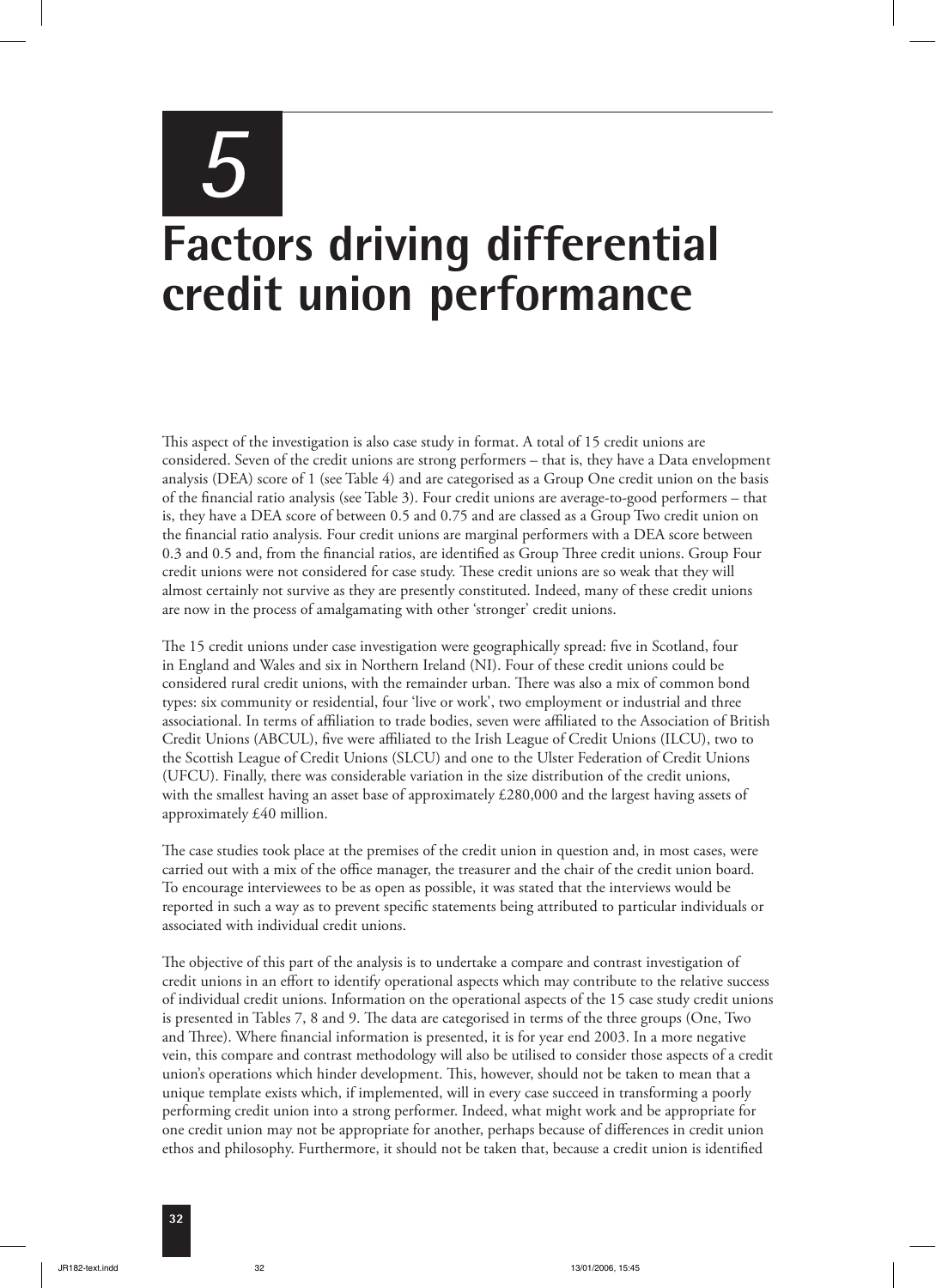# 5

# Factors driving differential credit union performance

This aspect of the investigation is also case study in format. A total of 15 credit unions are considered. Seven of the credit unions are strong performers – that is, they have a Data envelopment analysis (DEA) score of 1 (see Table 4) and are categorised as a Group One credit union on the basis of the financial ratio analysis (see Table 3). Four credit unions are average-to-good performers – that is, they have a DEA score of between 0.5 and 0.75 and are classed as a Group Two credit union on the financial ratio analysis. Four credit unions are marginal performers with a DEA score between 0.3 and 0.5 and, from the financial ratios, are identified as Group Three credit unions. Group Four credit unions were not considered for case study. These credit unions are so weak that they will almost certainly not survive as they are presently constituted. Indeed, many of these credit unions are now in the process of amalgamating with other 'stronger' credit unions.

The 15 credit unions under case investigation were geographically spread: five in Scotland, four in England and Wales and six in Northern Ireland (NI). Four of these credit unions could be considered rural credit unions, with the remainder urban. There was also a mix of common bond types: six community or residential, four 'live or work', two employment or industrial and three associational. In terms of affiliation to trade bodies, seven were affiliated to the Association of British Credit Unions (ABCUL), five were affiliated to the Irish League of Credit Unions (ILCU), two to the Scottish League of Credit Unions (SLCU) and one to the Ulster Federation of Credit Unions (UFCU). Finally, there was considerable variation in the size distribution of the credit unions, with the smallest having an asset base of approximately £280,000 and the largest having assets of approximately £40 million.

The case studies took place at the premises of the credit union in question and, in most cases, were carried out with a mix of the office manager, the treasurer and the chair of the credit union board. To encourage interviewees to be as open as possible, it was stated that the interviews would be reported in such a way as to prevent specific statements being attributed to particular individuals or associated with individual credit unions.

The objective of this part of the analysis is to undertake a compare and contrast investigation of credit unions in an effort to identify operational aspects which may contribute to the relative success of individual credit unions. Information on the operational aspects of the 15 case study credit unions is presented in Tables 7, 8 and 9. The data are categorised in terms of the three groups (One, Two and Three). Where financial information is presented, it is for year end 2003. In a more negative vein, this compare and contrast methodology will also be utilised to consider those aspects of a credit union's operations which hinder development. This, however, should not be taken to mean that a unique template exists which, if implemented, will in every case succeed in transforming a poorly performing credit union into a strong performer. Indeed, what might work and be appropriate for one credit union may not be appropriate for another, perhaps because of differences in credit union ethos and philosophy. Furthermore, it should not be taken that, because a credit union is identified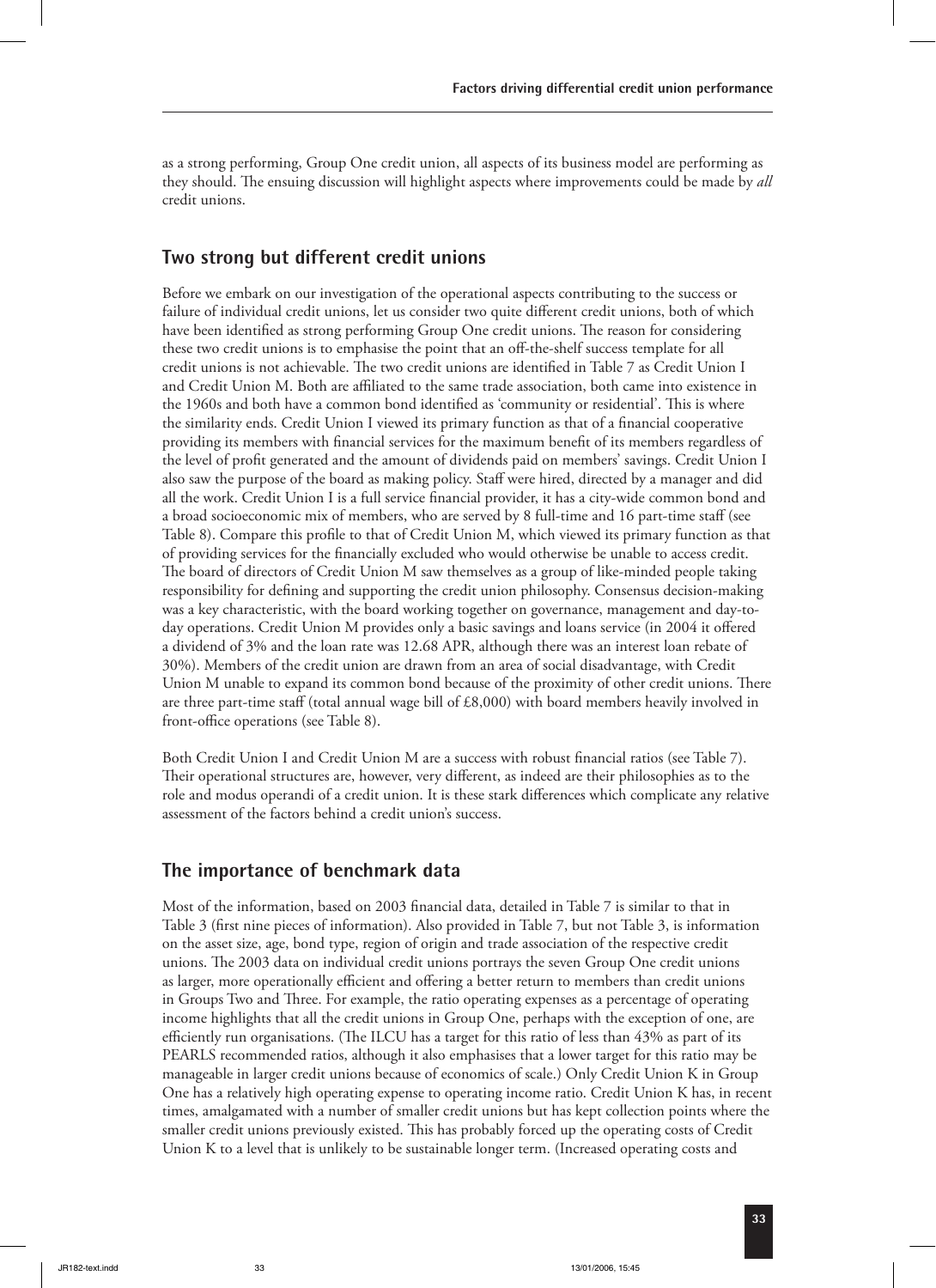as a strong performing, Group One credit union, all aspects of its business model are performing as they should. The ensuing discussion will highlight aspects where improvements could be made by *all* credit unions.

## Two strong but different credit unions

Before we embark on our investigation of the operational aspects contributing to the success or failure of individual credit unions, let us consider two quite different credit unions, both of which have been identified as strong performing Group One credit unions. The reason for considering these two credit unions is to emphasise the point that an off-the-shelf success template for all credit unions is not achievable. The two credit unions are identified in Table 7 as Credit Union I and Credit Union M. Both are affiliated to the same trade association, both came into existence in the 1960s and both have a common bond identified as 'community or residential'. This is where the similarity ends. Credit Union I viewed its primary function as that of a financial cooperative providing its members with financial services for the maximum benefit of its members regardless of the level of profit generated and the amount of dividends paid on members' savings. Credit Union I also saw the purpose of the board as making policy. Staff were hired, directed by a manager and did all the work. Credit Union I is a full service financial provider, it has a city-wide common bond and a broad socioeconomic mix of members, who are served by 8 full-time and 16 part-time staff (see Table 8). Compare this profile to that of Credit Union M, which viewed its primary function as that of providing services for the financially excluded who would otherwise be unable to access credit. The board of directors of Credit Union M saw themselves as a group of like-minded people taking responsibility for defining and supporting the credit union philosophy. Consensus decision-making was a key characteristic, with the board working together on governance, management and day-to-day operations. Credit Union M provides only a basic savings and loans service (in 2004 it offered a dividend of 3% and the loan rate was 12.68 APR, although there was an interest loan rebate of 30%). Members of the credit union are drawn from an area of social disadvantage, with Credit Union M unable to expand its common bond because of the proximity of other credit unions. There are three part-time staff (total annual wage bill of £8,000) with board members heavily involved in front-office operations (see Table 8).

Both Credit Union I and Credit Union M are a success with robust financial ratios (see Table 7). Their operational structures are, however, very different, as indeed are their philosophies as to the role and modus operandi of a credit union. It is these stark differences which complicate any relative assessment of the factors behind a credit union's success.

## The importance of benchmark data

Most of the information, based on 2003 financial data, detailed in Table 7 is similar to that in Table 3 (first nine pieces of information). Also provided in Table 7, but not Table 3, is information on the asset size, age, bond type, region of origin and trade association of the respective credit unions. The 2003 data on individual credit unions portrays the seven Group One credit unions as larger, more operationally efficient and offering a better return to members than credit unions in Groups Two and Three. For example, the ratio operating expenses as a percentage of operating income highlights that all the credit unions in Group One, perhaps with the exception of one, are efficiently run organisations. (The ILCU has a target for this ratio of less than 43% as part of its PEARLS recommended ratios, although it also emphasises that a lower target for this ratio may be manageable in larger credit unions because of economics of scale.) Only Credit Union K in Group One has a relatively high operating expense to operating income ratio. Credit Union K has, in recent times, amalgamated with a number of smaller credit unions but has kept collection points where the smaller credit unions previously existed. This has probably forced up the operating costs of Credit Union K to a level that is unlikely to be sustainable longer term. (Increased operating costs and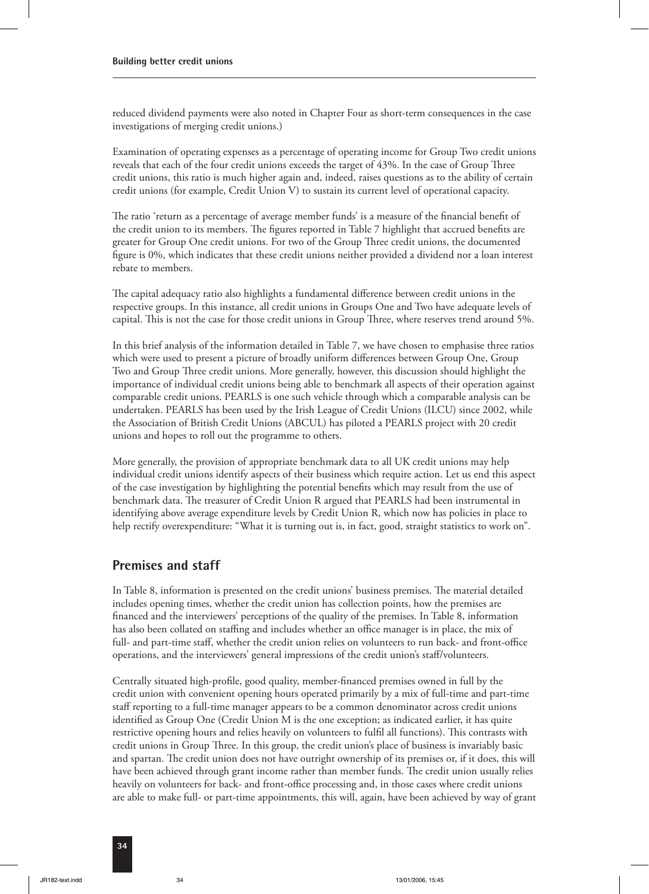reduced dividend payments were also noted in Chapter Four as short-term consequences in the case investigations of merging credit unions.)

Examination of operating expenses as a percentage of operating income for Group Two credit unions reveals that each of the four credit unions exceeds the target of 43%. In the case of Group Three credit unions, this ratio is much higher again and, indeed, raises questions as to the ability of certain credit unions (for example, Credit Union V) to sustain its current level of operational capacity.

The ratio 'return as a percentage of average member funds' is a measure of the financial benefit of the credit union to its members. The figures reported in Table 7 highlight that accrued benefits are greater for Group One credit unions. For two of the Group Three credit unions, the documented figure is 0%, which indicates that these credit unions neither provided a dividend nor a loan interest rebate to members.

The capital adequacy ratio also highlights a fundamental difference between credit unions in the respective groups. In this instance, all credit unions in Groups One and Two have adequate levels of capital. This is not the case for those credit unions in Group Three, where reserves trend around 5%.

In this brief analysis of the information detailed in Table 7, we have chosen to emphasise three ratios which were used to present a picture of broadly uniform differences between Group One, Group Two and Group Three credit unions. More generally, however, this discussion should highlight the importance of individual credit unions being able to benchmark all aspects of their operation against comparable credit unions. PEARLS is one such vehicle through which a comparable analysis can be undertaken. PEARLS has been used by the Irish League of Credit Unions (ILCU) since 2002, while the Association of British Credit Unions (ABCUL) has piloted a PEARLS project with 20 credit unions and hopes to roll out the programme to others.

More generally, the provision of appropriate benchmark data to all UK credit unions may help individual credit unions identify aspects of their business which require action. Let us end this aspect of the case investigation by highlighting the potential benefits which may result from the use of benchmark data. The treasurer of Credit Union R argued that PEARLS had been instrumental in identifying above average expenditure levels by Credit Union R, which now has policies in place to help rectify overexpenditure: "What it is turning out is, in fact, good, straight statistics to work on".

## Premises and staff

In Table 8, information is presented on the credit unions' business premises. The material detailed includes opening times, whether the credit union has collection points, how the premises are financed and the interviewers' perceptions of the quality of the premises. In Table 8, information has also been collated on staffing and includes whether an office manager is in place, the mix of full- and part-time staff, whether the credit union relies on volunteers to run back- and front-office operations, and the interviewers' general impressions of the credit union's staff/volunteers.

Centrally situated high-profile, good quality, member-financed premises owned in full by the credit union with convenient opening hours operated primarily by a mix of full-time and part-time staff reporting to a full-time manager appears to be a common denominator across credit unions identified as Group One (Credit Union M is the one exception; as indicated earlier, it has quite restrictive opening hours and relies heavily on volunteers to fulfil all functions). This contrasts with credit unions in Group Three. In this group, the credit union's place of business is invariably basic and spartan. The credit union does not have outright ownership of its premises or, if it does, this will have been achieved through grant income rather than member funds. The credit union usually relies heavily on volunteers for back- and front-office processing and, in those cases where credit unions are able to make full- or part-time appointments, this will, again, have been achieved by way of grant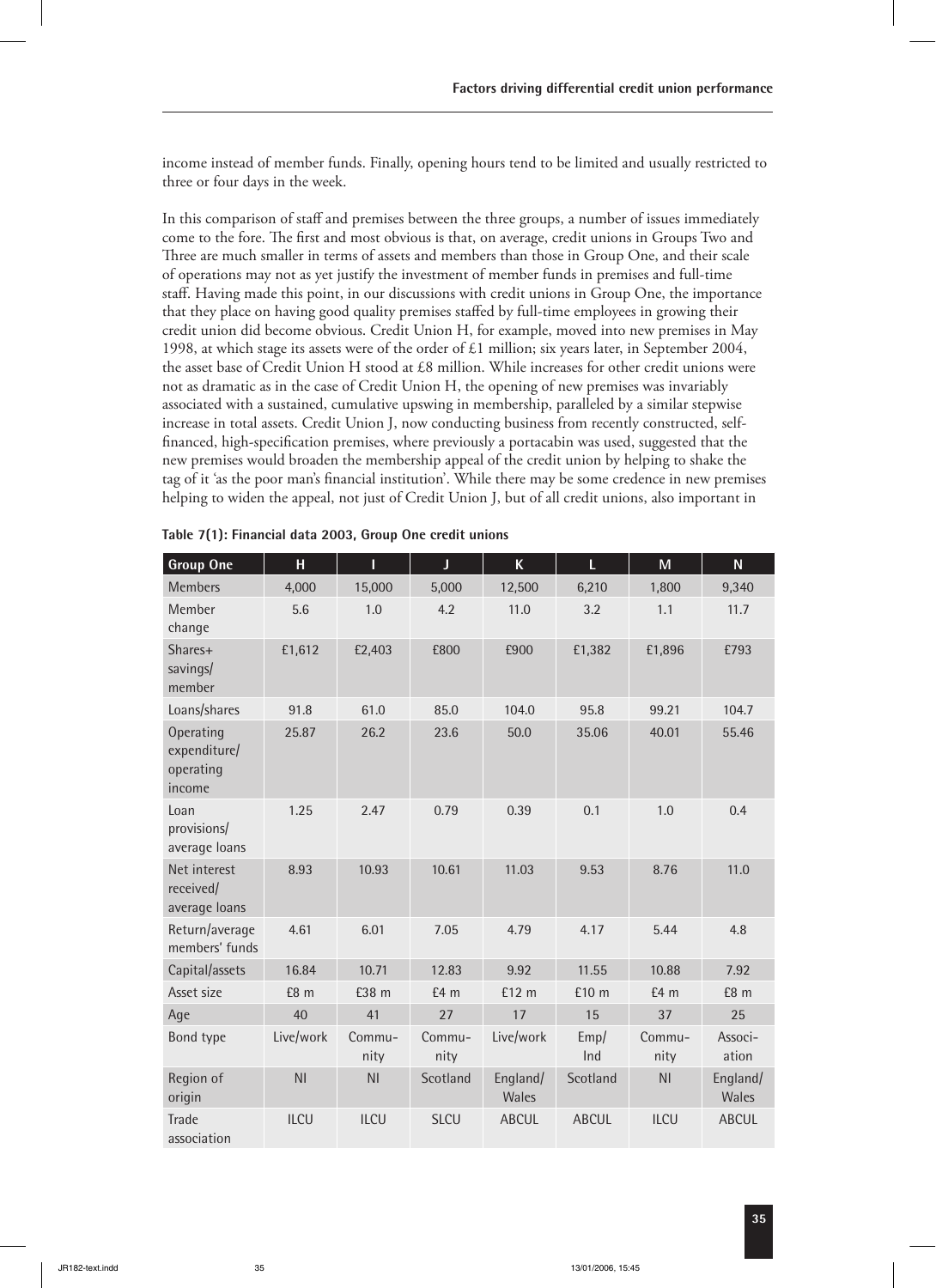income instead of member funds. Finally, opening hours tend to be limited and usually restricted to three or four days in the week.

In this comparison of staff and premises between the three groups, a number of issues immediately come to the fore. The first and most obvious is that, on average, credit unions in Groups Two and Three are much smaller in terms of assets and members than those in Group One, and their scale of operations may not as yet justify the investment of member funds in premises and full-time staff. Having made this point, in our discussions with credit unions in Group One, the importance that they place on having good quality premises staffed by full-time employees in growing their credit union did become obvious. Credit Union H, for example, moved into new premises in May 1998, at which stage its assets were of the order of £1 million; six years later, in September 2004, the asset base of Credit Union H stood at £8 million. While increases for other credit unions were not as dramatic as in the case of Credit Union H, the opening of new premises was invariably associated with a sustained, cumulative upswing in membership, paralleled by a similar stepwise increase in total assets. Credit Union J, now conducting business from recently constructed, self-financed, high-specification premises, where previously a portacabin was used, suggested that the new premises would broaden the membership appeal of the credit union by helping to shake the tag of it 'as the poor man's financial institution'. While there may be some credence in new premises helping to widen the appeal, not just of Credit Union J, but of all credit unions, also important in

**Table 7(1): Financial data 2003, Group One credit unions**

| Group One | H | I | J | K | L | M | N |
|---|---|---|---|---|---|---|---|
| Members | 4,000 | 15,000 | 5,000 | 12,500 | 6,210 | 1,800 | 9,340 |
| Member change | 5.6 | 1.0 | 4.2 | 11.0 | 3.2 | 1.1 | 11.7 |
| Shares+ savings/ member | £1,612 | £2,403 | £800 | £900 | £1,382 | £1,896 | £793 |
| Loans/shares | 91.8 | 61.0 | 85.0 | 104.0 | 95.8 | 99.21 | 104.7 |
| Operating expenditure/ operating income | 25.87 | 26.2 | 23.6 | 50.0 | 35.06 | 40.01 | 55.46 |
| Loan provisions/ average loans | 1.25 | 2.47 | 0.79 | 0.39 | 0.1 | 1.0 | 0.4 |
| Net interest received/ average loans | 8.93 | 10.93 | 10.61 | 11.03 | 9.53 | 8.76 | 11.0 |
| Return/average members' funds | 4.61 | 6.01 | 7.05 | 4.79 | 4.17 | 5.44 | 4.8 |
| Capital/assets | 16.84 | 10.71 | 12.83 | 9.92 | 11.55 | 10.88 | 7.92 |
| Asset size | £8 m | £38 m | £4 m | £12 m | £10 m | £4 m | £8 m |
| Age | 40 | 41 | 27 | 17 | 15 | 37 | 25 |
| Bond type | Live/work | Community | Community | Live/work | Emp/ Ind | Community | Association |
| Region of origin | NI | NI | Scotland | England/ Wales | Scotland | NI | England/ Wales |
| Trade association | ILCU | ILCU | SLCU | ABCUL | ABCUL | ILCU | ABCUL |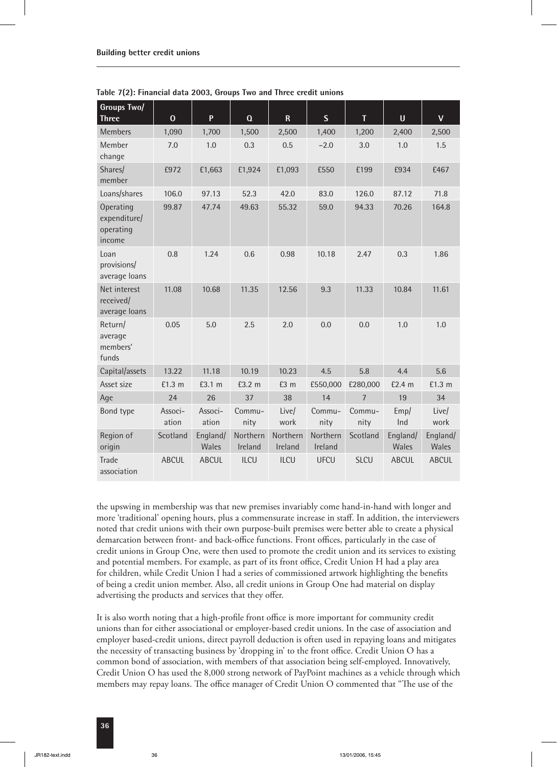**Table 7(2): Financial data 2003, Groups Two and Three credit unions**

| Groups Two/ Three | O | P | Q | R | S | T | U | V |
|---|---|---|---|---|---|---|---|---|
| Members | 1,090 | 1,700 | 1,500 | 2,500 | 1,400 | 1,200 | 2,400 | 2,500 |
| Member change | 7.0 | 1.0 | 0.3 | 0.5 | −2.0 | 3.0 | 1.0 | 1.5 |
| Shares/ member | £972 | £1,663 | £1,924 | £1,093 | £550 | £199 | £934 | £467 |
| Loans/shares | 106.0 | 97.13 | 52.3 | 42.0 | 83.0 | 126.0 | 87.12 | 71.8 |
| Operating expenditure/ operating income | 99.87 | 47.74 | 49.63 | 55.32 | 59.0 | 94.33 | 70.26 | 164.8 |
| Loan provisions/ average loans | 0.8 | 1.24 | 0.6 | 0.98 | 10.18 | 2.47 | 0.3 | 1.86 |
| Net interest received/ average loans | 11.08 | 10.68 | 11.35 | 12.56 | 9.3 | 11.33 | 10.84 | 11.61 |
| Return/ average members' funds | 0.05 | 5.0 | 2.5 | 2.0 | 0.0 | 0.0 | 1.0 | 1.0 |
| Capital/assets | 13.22 | 11.18 | 10.19 | 10.23 | 4.5 | 5.8 | 4.4 | 5.6 |
| Asset size | £1.3 m | £3.1 m | £3.2 m | £3 m | £550,000 | £280,000 | £2.4 m | £1.3 m |
| Age | 24 | 26 | 37 | 38 | 14 | 7 | 19 | 34 |
| Bond type | Association | Association | Community | Live/ work | Community | Community | Emp/ Ind | Live/ work |
| Region of origin | Scotland | England/ Wales | Northern Ireland | Northern Ireland | Northern Ireland | Scotland | England/ Wales | England/ Wales |
| Trade association | ABCUL | ABCUL | ILCU | ILCU | UFCU | SLCU | ABCUL | ABCUL |

the upswing in membership was that new premises invariably come hand-in-hand with longer and more 'traditional' opening hours, plus a commensurate increase in staff. In addition, the interviewers noted that credit unions with their own purpose-built premises were better able to create a physical demarcation between front- and back-office functions. Front offices, particularly in the case of credit unions in Group One, were then used to promote the credit union and its services to existing and potential members. For example, as part of its front office, Credit Union H had a play area for children, while Credit Union I had a series of commissioned artwork highlighting the benefits of being a credit union member. Also, all credit unions in Group One had material on display advertising the products and services that they offer.

It is also worth noting that a high-profile front office is more important for community credit unions than for either associational or employer-based credit unions. In the case of association and employer based-credit unions, direct payroll deduction is often used in repaying loans and mitigates the necessity of transacting business by 'dropping in' to the front office. Credit Union O has a common bond of association, with members of that association being self-employed. Innovatively, Credit Union O has used the 8,000 strong network of PayPoint machines as a vehicle through which members may repay loans. The office manager of Credit Union O commented that "The use of the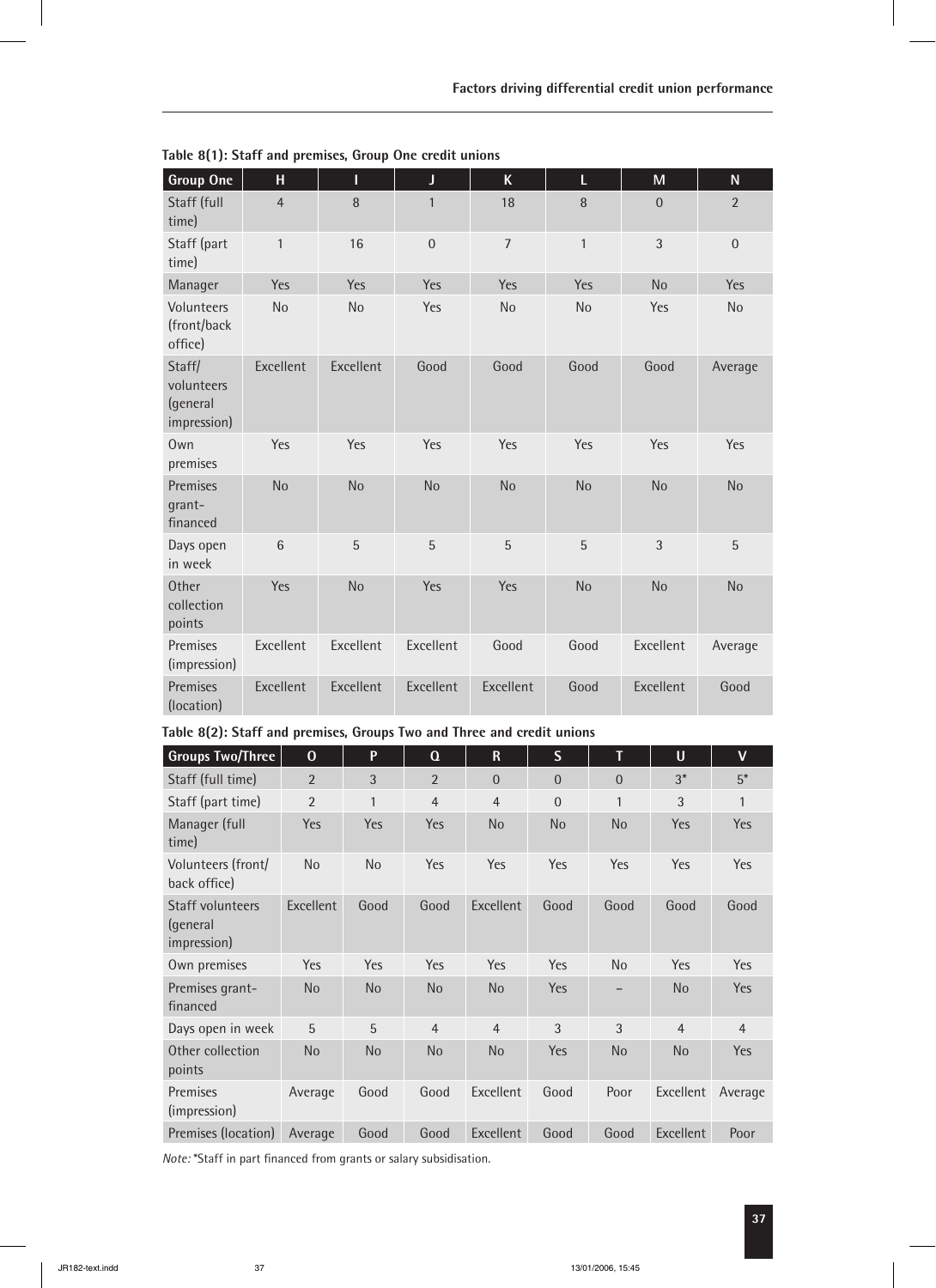**Table 8(1): Staff and premises, Group One credit unions**

| Group One | H | I | J | K | L | M | N |
|---|---|---|---|---|---|---|---|
| Staff (full time) | 4 | 8 | 1 | 18 | 8 | 0 | 2 |
| Staff (part time) | 1 | 16 | 0 | 7 | 1 | 3 | 0 |
| Manager | Yes | Yes | Yes | Yes | Yes | No | Yes |
| Volunteers (front/back office) | No | No | Yes | No | No | Yes | No |
| Staff/ volunteers (general impression) | Excellent | Excellent | Good | Good | Good | Good | Average |
| Own premises | Yes | Yes | Yes | Yes | Yes | Yes | Yes |
| Premises grant-financed | No | No | No | No | No | No | No |
| Days open in week | 6 | 5 | 5 | 5 | 5 | 3 | 5 |
| Other collection points | Yes | No | Yes | Yes | No | No | No |
| Premises (impression) | Excellent | Excellent | Excellent | Good | Good | Excellent | Average |
| Premises (location) | Excellent | Excellent | Excellent | Excellent | Good | Excellent | Good |

**Table 8(2): Staff and premises, Groups Two and Three and credit unions**

| Groups Two/Three | O | P | Q | R | S | T | U | V |
|---|---|---|---|---|---|---|---|---|
| Staff (full time) | 2 | 3 | 2 | 0 | 0 | 0 | 3* | 5* |
| Staff (part time) | 2 | 1 | 4 | 4 | 0 | 1 | 3 | 1 |
| Manager (full time) | Yes | Yes | Yes | No | No | No | Yes | Yes |
| Volunteers (front/ back office) | No | No | Yes | Yes | Yes | Yes | Yes | Yes |
| Staff volunteers (general impression) | Excellent | Good | Good | Excellent | Good | Good | Good | Good |
| Own premises | Yes | Yes | Yes | Yes | Yes | No | Yes | Yes |
| Premises grant-financed | No | No | No | No | Yes | – | No | Yes |
| Days open in week | 5 | 5 | 4 | 4 | 3 | 3 | 4 | 4 |
| Other collection points | No | No | No | No | Yes | No | No | Yes |
| Premises (impression) | Average | Good | Good | Excellent | Good | Poor | Excellent | Average |
| Premises (location) | Average | Good | Good | Excellent | Good | Good | Excellent | Poor |

*Note:* *Staff in part financed from grants or salary subsidisation.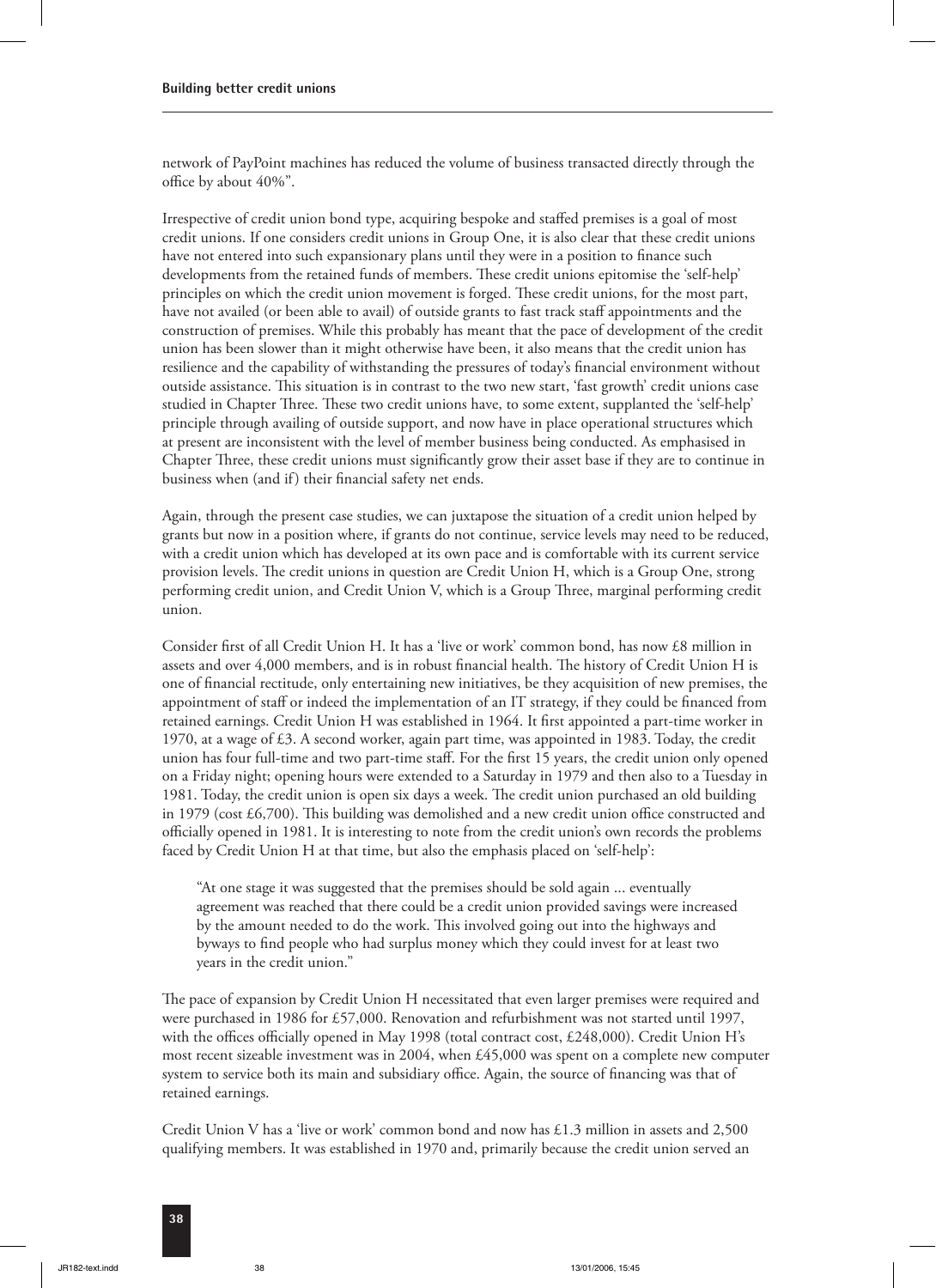network of PayPoint machines has reduced the volume of business transacted directly through the office by about 40%".

Irrespective of credit union bond type, acquiring bespoke and staffed premises is a goal of most credit unions. If one considers credit unions in Group One, it is also clear that these credit unions have not entered into such expansionary plans until they were in a position to finance such developments from the retained funds of members. These credit unions epitomise the 'self-help' principles on which the credit union movement is forged. These credit unions, for the most part, have not availed (or been able to avail) of outside grants to fast track staff appointments and the construction of premises. While this probably has meant that the pace of development of the credit union has been slower than it might otherwise have been, it also means that the credit union has resilience and the capability of withstanding the pressures of today's financial environment without outside assistance. This situation is in contrast to the two new start, 'fast growth' credit unions case studied in Chapter Three. These two credit unions have, to some extent, supplanted the 'self-help' principle through availing of outside support, and now have in place operational structures which at present are inconsistent with the level of member business being conducted. As emphasised in Chapter Three, these credit unions must significantly grow their asset base if they are to continue in business when (and if) their financial safety net ends.

Again, through the present case studies, we can juxtapose the situation of a credit union helped by grants but now in a position where, if grants do not continue, service levels may need to be reduced, with a credit union which has developed at its own pace and is comfortable with its current service provision levels. The credit unions in question are Credit Union H, which is a Group One, strong performing credit union, and Credit Union V, which is a Group Three, marginal performing credit union.

Consider first of all Credit Union H. It has a 'live or work' common bond, has now £8 million in assets and over 4,000 members, and is in robust financial health. The history of Credit Union H is one of financial rectitude, only entertaining new initiatives, be they acquisition of new premises, the appointment of staff or indeed the implementation of an IT strategy, if they could be financed from retained earnings. Credit Union H was established in 1964. It first appointed a part-time worker in 1970, at a wage of £3. A second worker, again part time, was appointed in 1983. Today, the credit union has four full-time and two part-time staff. For the first 15 years, the credit union only opened on a Friday night; opening hours were extended to a Saturday in 1979 and then also to a Tuesday in 1981. Today, the credit union is open six days a week. The credit union purchased an old building in 1979 (cost £6,700). This building was demolished and a new credit union office constructed and officially opened in 1981. It is interesting to note from the credit union's own records the problems faced by Credit Union H at that time, but also the emphasis placed on 'self-help':

> "At one stage it was suggested that the premises should be sold again ... eventually agreement was reached that there could be a credit union provided savings were increased by the amount needed to do the work. This involved going out into the highways and byways to find people who had surplus money which they could invest for at least two years in the credit union."

The pace of expansion by Credit Union H necessitated that even larger premises were required and were purchased in 1986 for £57,000. Renovation and refurbishment was not started until 1997, with the offices officially opened in May 1998 (total contract cost, £248,000). Credit Union H's most recent sizeable investment was in 2004, when £45,000 was spent on a complete new computer system to service both its main and subsidiary office. Again, the source of financing was that of retained earnings.

Credit Union V has a 'live or work' common bond and now has £1.3 million in assets and 2,500 qualifying members. It was established in 1970 and, primarily because the credit union served an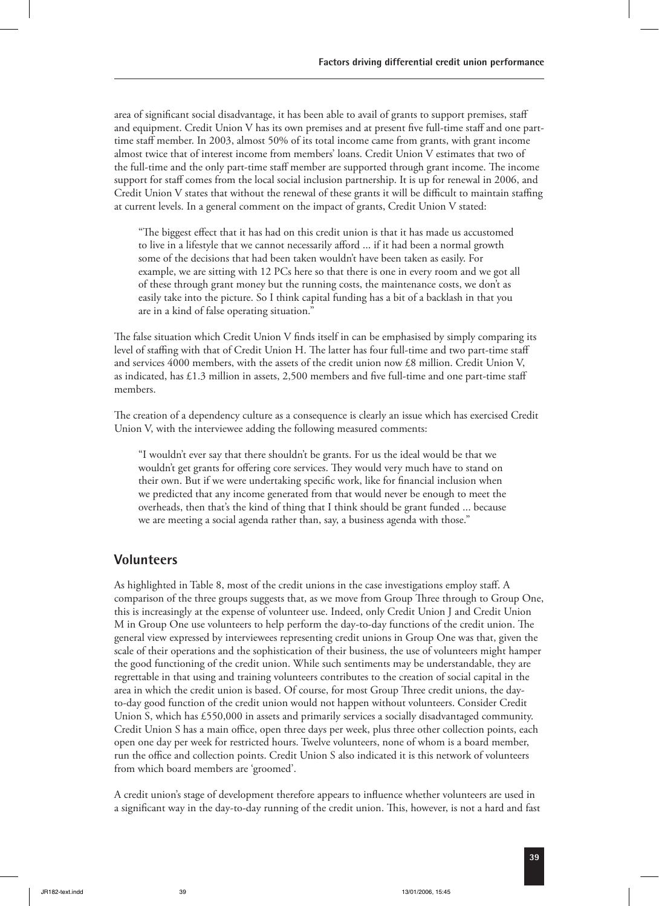area of significant social disadvantage, it has been able to avail of grants to support premises, staff and equipment. Credit Union V has its own premises and at present five full-time staff and one part-time staff member. In 2003, almost 50% of its total income came from grants, with grant income almost twice that of interest income from members' loans. Credit Union V estimates that two of the full-time and the only part-time staff member are supported through grant income. The income support for staff comes from the local social inclusion partnership. It is up for renewal in 2006, and Credit Union V states that without the renewal of these grants it will be difficult to maintain staffing at current levels. In a general comment on the impact of grants, Credit Union V stated:

> "The biggest effect that it has had on this credit union is that it has made us accustomed to live in a lifestyle that we cannot necessarily afford ... if it had been a normal growth some of the decisions that had been taken wouldn't have been taken as easily. For example, we are sitting with 12 PCs here so that there is one in every room and we got all of these through grant money but the running costs, the maintenance costs, we don't as easily take into the picture. So I think capital funding has a bit of a backlash in that you are in a kind of false operating situation."

The false situation which Credit Union V finds itself in can be emphasised by simply comparing its level of staffing with that of Credit Union H. The latter has four full-time and two part-time staff and services 4000 members, with the assets of the credit union now £8 million. Credit Union V, as indicated, has £1.3 million in assets, 2,500 members and five full-time and one part-time staff members.

The creation of a dependency culture as a consequence is clearly an issue which has exercised Credit Union V, with the interviewee adding the following measured comments:

> "I wouldn't ever say that there shouldn't be grants. For us the ideal would be that we wouldn't get grants for offering core services. They would very much have to stand on their own. But if we were undertaking specific work, like for financial inclusion when we predicted that any income generated from that would never be enough to meet the overheads, then that's the kind of thing that I think should be grant funded ... because we are meeting a social agenda rather than, say, a business agenda with those."

## Volunteers

As highlighted in Table 8, most of the credit unions in the case investigations employ staff. A comparison of the three groups suggests that, as we move from Group Three through to Group One, this is increasingly at the expense of volunteer use. Indeed, only Credit Union J and Credit Union M in Group One use volunteers to help perform the day-to-day functions of the credit union. The general view expressed by interviewees representing credit unions in Group One was that, given the scale of their operations and the sophistication of their business, the use of volunteers might hamper the good functioning of the credit union. While such sentiments may be understandable, they are regrettable in that using and training volunteers contributes to the creation of social capital in the area in which the credit union is based. Of course, for most Group Three credit unions, the day-to-day good function of the credit union would not happen without volunteers. Consider Credit Union S, which has £550,000 in assets and primarily services a socially disadvantaged community. Credit Union S has a main office, open three days per week, plus three other collection points, each open one day per week for restricted hours. Twelve volunteers, none of whom is a board member, run the office and collection points. Credit Union S also indicated it is this network of volunteers from which board members are 'groomed'.

A credit union's stage of development therefore appears to influence whether volunteers are used in a significant way in the day-to-day running of the credit union. This, however, is not a hard and fast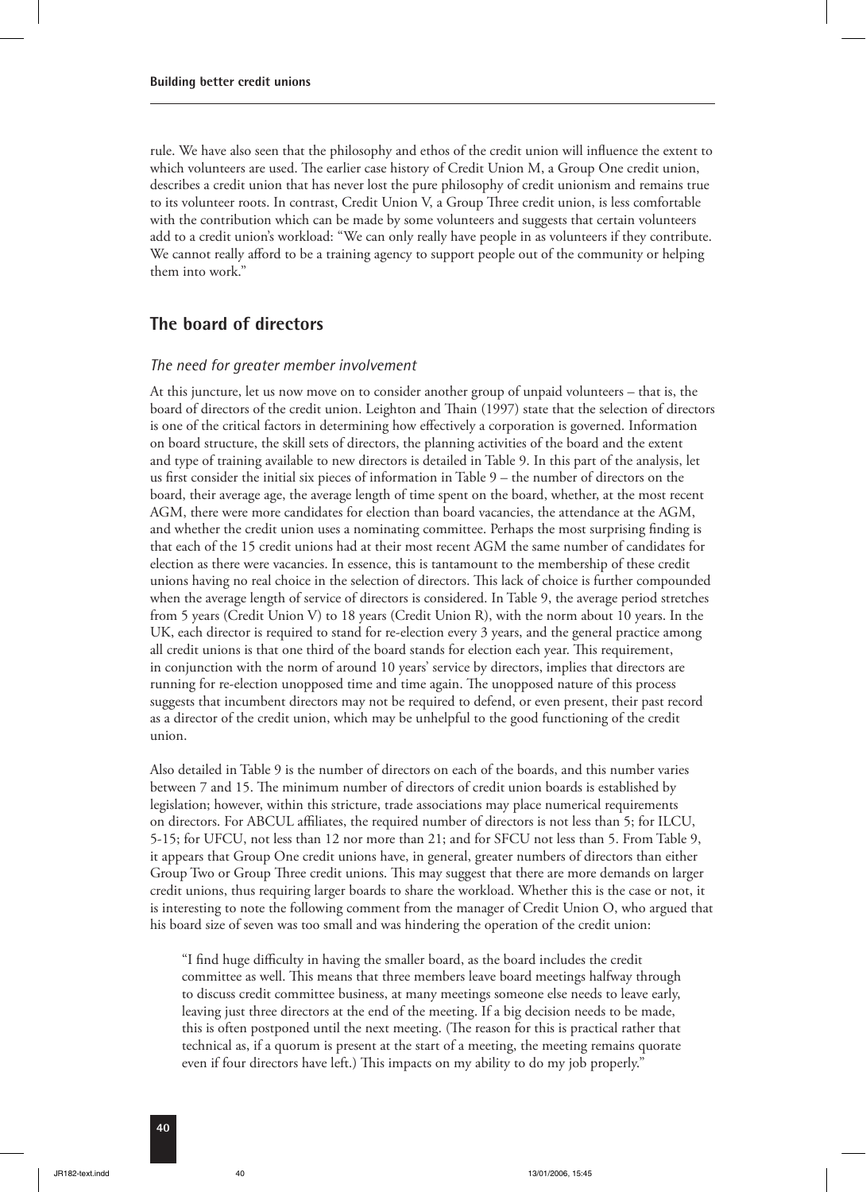rule. We have also seen that the philosophy and ethos of the credit union will influence the extent to which volunteers are used. The earlier case history of Credit Union M, a Group One credit union, describes a credit union that has never lost the pure philosophy of credit unionism and remains true to its volunteer roots. In contrast, Credit Union V, a Group Three credit union, is less comfortable with the contribution which can be made by some volunteers and suggests that certain volunteers add to a credit union's workload: "We can only really have people in as volunteers if they contribute. We cannot really afford to be a training agency to support people out of the community or helping them into work."

## The board of directors

### *The need for greater member involvement*

At this juncture, let us now move on to consider another group of unpaid volunteers – that is, the board of directors of the credit union. Leighton and Thain (1997) state that the selection of directors is one of the critical factors in determining how effectively a corporation is governed. Information on board structure, the skill sets of directors, the planning activities of the board and the extent and type of training available to new directors is detailed in Table 9. In this part of the analysis, let us first consider the initial six pieces of information in Table 9 – the number of directors on the board, their average age, the average length of time spent on the board, whether, at the most recent AGM, there were more candidates for election than board vacancies, the attendance at the AGM, and whether the credit union uses a nominating committee. Perhaps the most surprising finding is that each of the 15 credit unions had at their most recent AGM the same number of candidates for election as there were vacancies. In essence, this is tantamount to the membership of these credit unions having no real choice in the selection of directors. This lack of choice is further compounded when the average length of service of directors is considered. In Table 9, the average period stretches from 5 years (Credit Union V) to 18 years (Credit Union R), with the norm about 10 years. In the UK, each director is required to stand for re-election every 3 years, and the general practice among all credit unions is that one third of the board stands for election each year. This requirement, in conjunction with the norm of around 10 years' service by directors, implies that directors are running for re-election unopposed time and time again. The unopposed nature of this process suggests that incumbent directors may not be required to defend, or even present, their past record as a director of the credit union, which may be unhelpful to the good functioning of the credit union.

Also detailed in Table 9 is the number of directors on each of the boards, and this number varies between 7 and 15. The minimum number of directors of credit union boards is established by legislation; however, within this stricture, trade associations may place numerical requirements on directors. For ABCUL affiliates, the required number of directors is not less than 5; for ILCU, 5-15; for UFCU, not less than 12 nor more than 21; and for SFCU not less than 5. From Table 9, it appears that Group One credit unions have, in general, greater numbers of directors than either Group Two or Group Three credit unions. This may suggest that there are more demands on larger credit unions, thus requiring larger boards to share the workload. Whether this is the case or not, it is interesting to note the following comment from the manager of Credit Union O, who argued that his board size of seven was too small and was hindering the operation of the credit union:

> "I find huge difficulty in having the smaller board, as the board includes the credit committee as well. This means that three members leave board meetings halfway through to discuss credit committee business, at many meetings someone else needs to leave early, leaving just three directors at the end of the meeting. If a big decision needs to be made, this is often postponed until the next meeting. (The reason for this is practical rather that technical as, if a quorum is present at the start of a meeting, the meeting remains quorate even if four directors have left.) This impacts on my ability to do my job properly."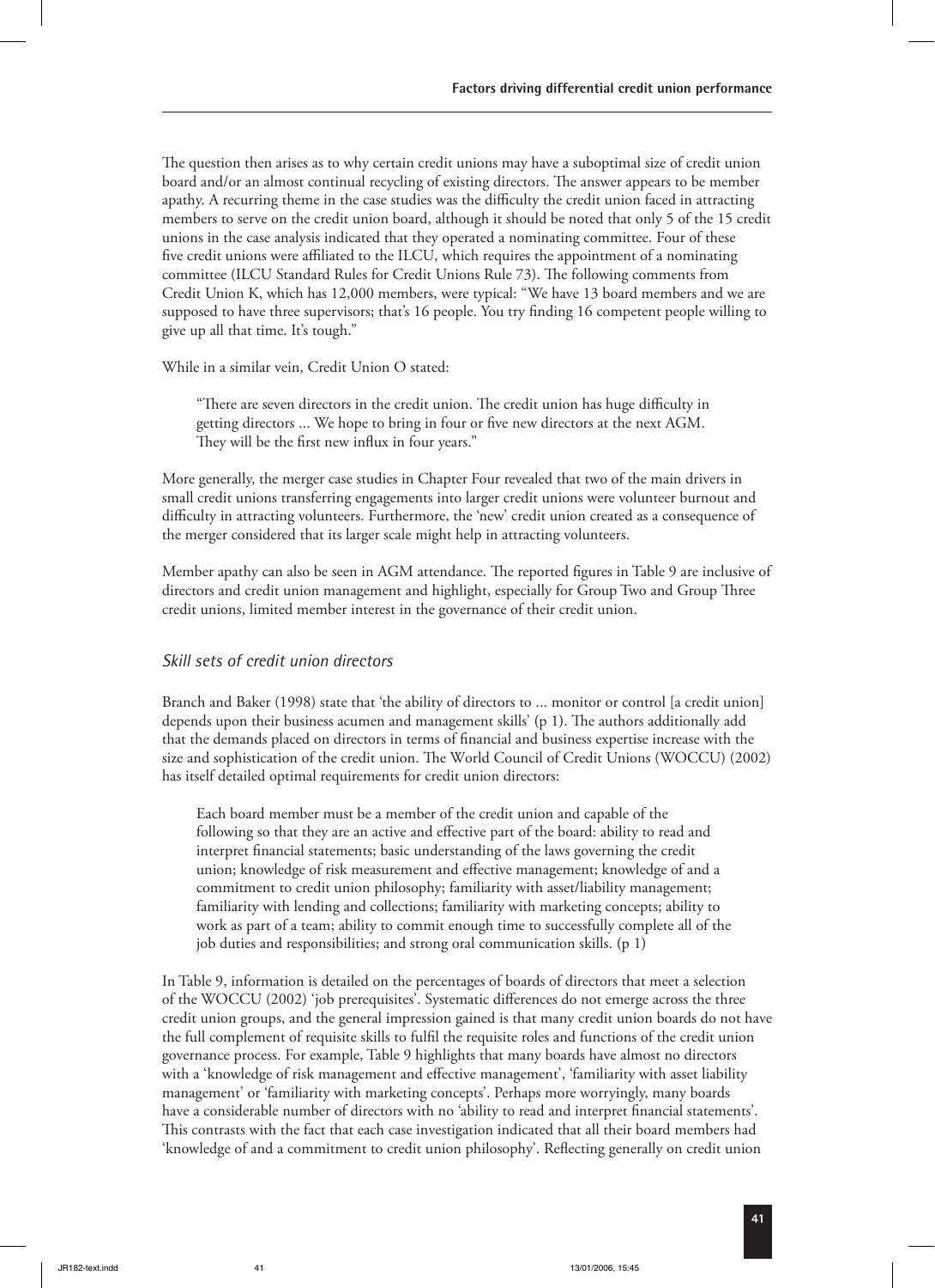The question then arises as to why certain credit unions may have a suboptimal size of credit union board and/or an almost continual recycling of existing directors. The answer appears to be member apathy. A recurring theme in the case studies was the difficulty the credit union faced in attracting members to serve on the credit union board, although it should be noted that only 5 of the 15 credit unions in the case analysis indicated that they operated a nominating committee. Four of these five credit unions were affiliated to the ILCU, which requires the appointment of a nominating committee (ILCU Standard Rules for Credit Unions Rule 73). The following comments from Credit Union K, which has 12,000 members, were typical: "We have 13 board members and we are supposed to have three supervisors; that's 16 people. You try finding 16 competent people willing to give up all that time. It's tough."

While in a similar vein, Credit Union O stated:

> "There are seven directors in the credit union. The credit union has huge difficulty in getting directors ... We hope to bring in four or five new directors at the next AGM. They will be the first new influx in four years."

More generally, the merger case studies in Chapter Four revealed that two of the main drivers in small credit unions transferring engagements into larger credit unions were volunteer burnout and difficulty in attracting volunteers. Furthermore, the 'new' credit union created as a consequence of the merger considered that its larger scale might help in attracting volunteers.

Member apathy can also be seen in AGM attendance. The reported figures in Table 9 are inclusive of directors and credit union management and highlight, especially for Group Two and Group Three credit unions, limited member interest in the governance of their credit union.

### *Skill sets of credit union directors*

Branch and Baker (1998) state that 'the ability of directors to ... monitor or control [a credit union] depends upon their business acumen and management skills' (p 1). The authors additionally add that the demands placed on directors in terms of financial and business expertise increase with the size and sophistication of the credit union. The World Council of Credit Unions (WOCCU) (2002) has itself detailed optimal requirements for credit union directors:

> Each board member must be a member of the credit union and capable of the following so that they are an active and effective part of the board: ability to read and interpret financial statements; basic understanding of the laws governing the credit union; knowledge of risk measurement and effective management; knowledge of and a commitment to credit union philosophy; familiarity with asset/liability management; familiarity with lending and collections; familiarity with marketing concepts; ability to work as part of a team; ability to commit enough time to successfully complete all of the job duties and responsibilities; and strong oral communication skills. (p 1)

In Table 9, information is detailed on the percentages of boards of directors that meet a selection of the WOCCU (2002) 'job prerequisites'. Systematic differences do not emerge across the three credit union groups, and the general impression gained is that many credit union boards do not have the full complement of requisite skills to fulfil the requisite roles and functions of the credit union governance process. For example, Table 9 highlights that many boards have almost no directors with a 'knowledge of risk management and effective management', 'familiarity with asset liability management' or 'familiarity with marketing concepts'. Perhaps more worryingly, many boards have a considerable number of directors with no 'ability to read and interpret financial statements'. This contrasts with the fact that each case investigation indicated that all their board members had 'knowledge of and a commitment to credit union philosophy'. Reflecting generally on credit union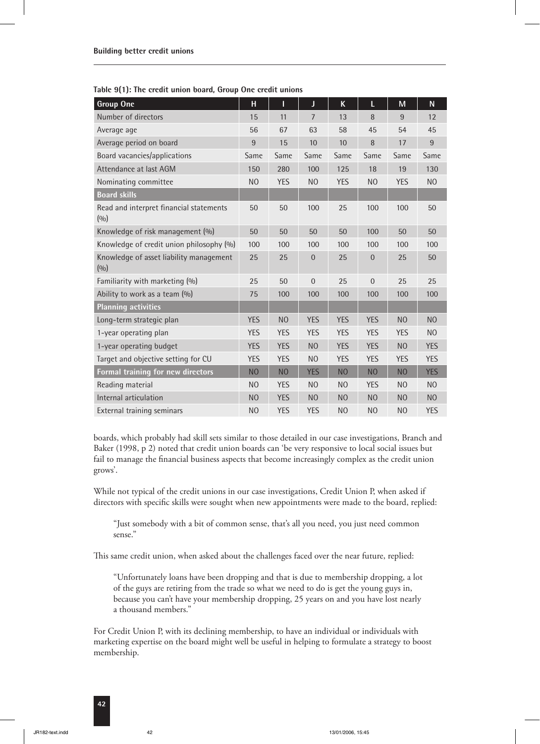**Table 9(1): The credit union board, Group One credit unions**

| Group One | H | I | J | K | L | M | N |
|---|---|---|---|---|---|---|---|
| Number of directors | 15 | 11 | 7 | 13 | 8 | 9 | 12 |
| Average age | 56 | 67 | 63 | 58 | 45 | 54 | 45 |
| Average period on board | 9 | 15 | 10 | 10 | 8 | 17 | 9 |
| Board vacancies/applications | Same | Same | Same | Same | Same | Same | Same |
| Attendance at last AGM | 150 | 280 | 100 | 125 | 18 | 19 | 130 |
| Nominating committee | NO | YES | NO | YES | NO | YES | NO |
| **Board skills** | | | | | | | |
| Read and interpret financial statements (%) | 50 | 50 | 100 | 25 | 100 | 100 | 50 |
| Knowledge of risk management (%) | 50 | 50 | 50 | 50 | 100 | 50 | 50 |
| Knowledge of credit union philosophy (%) | 100 | 100 | 100 | 100 | 100 | 100 | 100 |
| Knowledge of asset liability management (%) | 25 | 25 | 0 | 25 | 0 | 25 | 50 |
| Familiarity with marketing (%) | 25 | 50 | 0 | 25 | 0 | 25 | 25 |
| Ability to work as a team (%) | 75 | 100 | 100 | 100 | 100 | 100 | 100 |
| **Planning activities** | | | | | | | |
| Long-term strategic plan | YES | NO | YES | YES | YES | NO | NO |
| 1-year operating plan | YES | YES | YES | YES | YES | YES | NO |
| 1-year operating budget | YES | YES | NO | YES | YES | NO | YES |
| Target and objective setting for CU | YES | YES | NO | YES | YES | YES | YES |
| **Formal training for new directors** | NO | NO | YES | NO | NO | NO | YES |
| Reading material | NO | YES | NO | NO | YES | NO | NO |
| Internal articulation | NO | YES | NO | NO | NO | NO | NO |
| External training seminars | NO | YES | YES | NO | NO | NO | YES |

boards, which probably had skill sets similar to those detailed in our case investigations, Branch and Baker (1998, p 2) noted that credit union boards can 'be very responsive to local social issues but fail to manage the financial business aspects that become increasingly complex as the credit union grows'.

While not typical of the credit unions in our case investigations, Credit Union P, when asked if directors with specific skills were sought when new appointments were made to the board, replied:

> "Just somebody with a bit of common sense, that's all you need, you just need common sense."

This same credit union, when asked about the challenges faced over the near future, replied:

> "Unfortunately loans have been dropping and that is due to membership dropping, a lot of the guys are retiring from the trade so what we need to do is get the young guys in, because you can't have your membership dropping, 25 years on and you have lost nearly a thousand members."

For Credit Union P, with its declining membership, to have an individual or individuals with marketing expertise on the board might well be useful in helping to formulate a strategy to boost membership.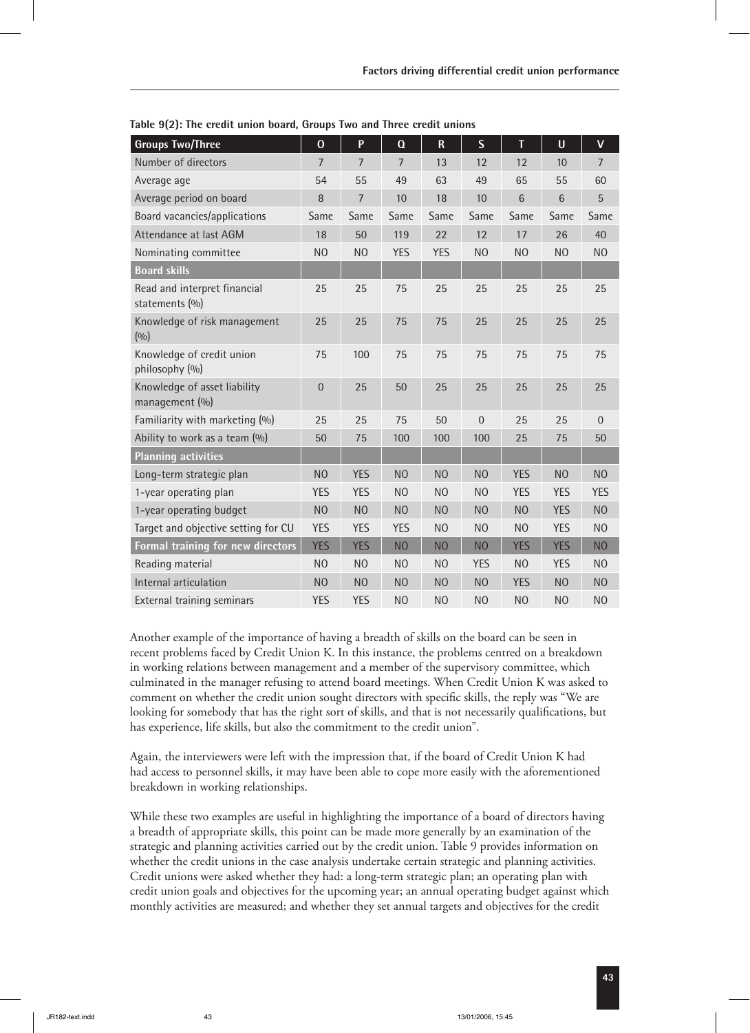**Table 9(2): The credit union board, Groups Two and Three credit unions**

| Groups Two/Three | O | P | Q | R | S | T | U | V |
|---|---|---|---|---|---|---|---|---|
| Number of directors | 7 | 7 | 7 | 13 | 12 | 12 | 10 | 7 |
| Average age | 54 | 55 | 49 | 63 | 49 | 65 | 55 | 60 |
| Average period on board | 8 | 7 | 10 | 18 | 10 | 6 | 6 | 5 |
| Board vacancies/applications | Same | Same | Same | Same | Same | Same | Same | Same |
| Attendance at last AGM | 18 | 50 | 119 | 22 | 12 | 17 | 26 | 40 |
| Nominating committee | NO | NO | YES | YES | NO | NO | NO | NO |
| **Board skills** | | | | | | | | |
| Read and interpret financial statements (%) | 25 | 25 | 75 | 25 | 25 | 25 | 25 | 25 |
| Knowledge of risk management (%) | 25 | 25 | 75 | 75 | 25 | 25 | 25 | 25 |
| Knowledge of credit union philosophy (%) | 75 | 100 | 75 | 75 | 75 | 75 | 75 | 75 |
| Knowledge of asset liability management (%) | 0 | 25 | 50 | 25 | 25 | 25 | 25 | 25 |
| Familiarity with marketing (%) | 25 | 25 | 75 | 50 | 0 | 25 | 25 | 0 |
| Ability to work as a team (%) | 50 | 75 | 100 | 100 | 100 | 25 | 75 | 50 |
| **Planning activities** | | | | | | | | |
| Long-term strategic plan | NO | YES | NO | NO | NO | YES | NO | NO |
| 1-year operating plan | YES | YES | NO | NO | NO | YES | YES | YES |
| 1-year operating budget | NO | NO | NO | NO | NO | NO | YES | NO |
| Target and objective setting for CU | YES | YES | YES | NO | NO | NO | YES | NO |
| **Formal training for new directors** | YES | YES | NO | NO | NO | YES | YES | NO |
| Reading material | NO | NO | NO | NO | YES | NO | YES | NO |
| Internal articulation | NO | NO | NO | NO | NO | YES | NO | NO |
| External training seminars | YES | YES | NO | NO | NO | NO | NO | NO |

Another example of the importance of having a breadth of skills on the board can be seen in recent problems faced by Credit Union K. In this instance, the problems centred on a breakdown in working relations between management and a member of the supervisory committee, which culminated in the manager refusing to attend board meetings. When Credit Union K was asked to comment on whether the credit union sought directors with specific skills, the reply was "We are looking for somebody that has the right sort of skills, and that is not necessarily qualifications, but has experience, life skills, but also the commitment to the credit union".

Again, the interviewers were left with the impression that, if the board of Credit Union K had had access to personnel skills, it may have been able to cope more easily with the aforementioned breakdown in working relationships.

While these two examples are useful in highlighting the importance of a board of directors having a breadth of appropriate skills, this point can be made more generally by an examination of the strategic and planning activities carried out by the credit union. Table 9 provides information on whether the credit unions in the case analysis undertake certain strategic and planning activities. Credit unions were asked whether they had: a long-term strategic plan; an operating plan with credit union goals and objectives for the upcoming year; an annual operating budget against which monthly activities are measured; and whether they set annual targets and objectives for the credit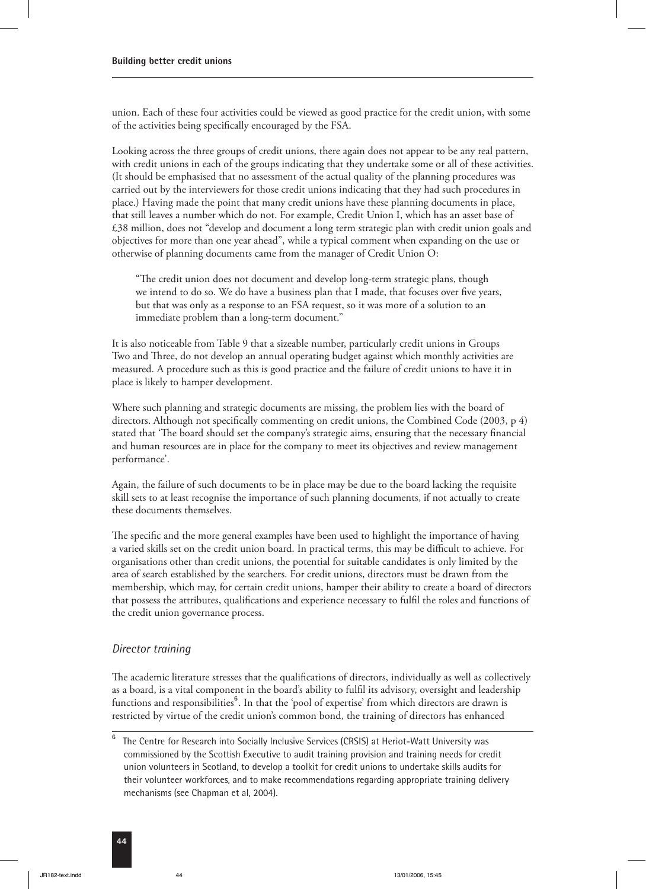union. Each of these four activities could be viewed as good practice for the credit union, with some of the activities being specifically encouraged by the FSA.

Looking across the three groups of credit unions, there again does not appear to be any real pattern, with credit unions in each of the groups indicating that they undertake some or all of these activities. (It should be emphasised that no assessment of the actual quality of the planning procedures was carried out by the interviewers for those credit unions indicating that they had such procedures in place.) Having made the point that many credit unions have these planning documents in place, that still leaves a number which do not. For example, Credit Union I, which has an asset base of £38 million, does not "develop and document a long term strategic plan with credit union goals and objectives for more than one year ahead", while a typical comment when expanding on the use or otherwise of planning documents came from the manager of Credit Union O:

> "The credit union does not document and develop long-term strategic plans, though we intend to do so. We do have a business plan that I made, that focuses over five years, but that was only as a response to an FSA request, so it was more of a solution to an immediate problem than a long-term document."

It is also noticeable from Table 9 that a sizeable number, particularly credit unions in Groups Two and Three, do not develop an annual operating budget against which monthly activities are measured. A procedure such as this is good practice and the failure of credit unions to have it in place is likely to hamper development.

Where such planning and strategic documents are missing, the problem lies with the board of directors. Although not specifically commenting on credit unions, the Combined Code (2003, p 4) stated that 'The board should set the company's strategic aims, ensuring that the necessary financial and human resources are in place for the company to meet its objectives and review management performance'.

Again, the failure of such documents to be in place may be due to the board lacking the requisite skill sets to at least recognise the importance of such planning documents, if not actually to create these documents themselves.

The specific and the more general examples have been used to highlight the importance of having a varied skills set on the credit union board. In practical terms, this may be difficult to achieve. For organisations other than credit unions, the potential for suitable candidates is only limited by the area of search established by the searchers. For credit unions, directors must be drawn from the membership, which may, for certain credit unions, hamper their ability to create a board of directors that possess the attributes, qualifications and experience necessary to fulfil the roles and functions of the credit union governance process.

### *Director training*

The academic literature stresses that the qualifications of directors, individually as well as collectively as a board, is a vital component in the board's ability to fulfil its advisory, oversight and leadership functions and responsibilities[6]. In that the 'pool of expertise' from which directors are drawn is restricted by virtue of the credit union's common bond, the training of directors has enhanced

---

[6] The Centre for Research into Socially Inclusive Services (CRSIS) at Heriot-Watt University was commissioned by the Scottish Executive to audit training provision and training needs for credit union volunteers in Scotland, to develop a toolkit for credit unions to undertake skills audits for their volunteer workforces, and to make recommendations regarding appropriate training delivery mechanisms (see Chapman et al, 2004).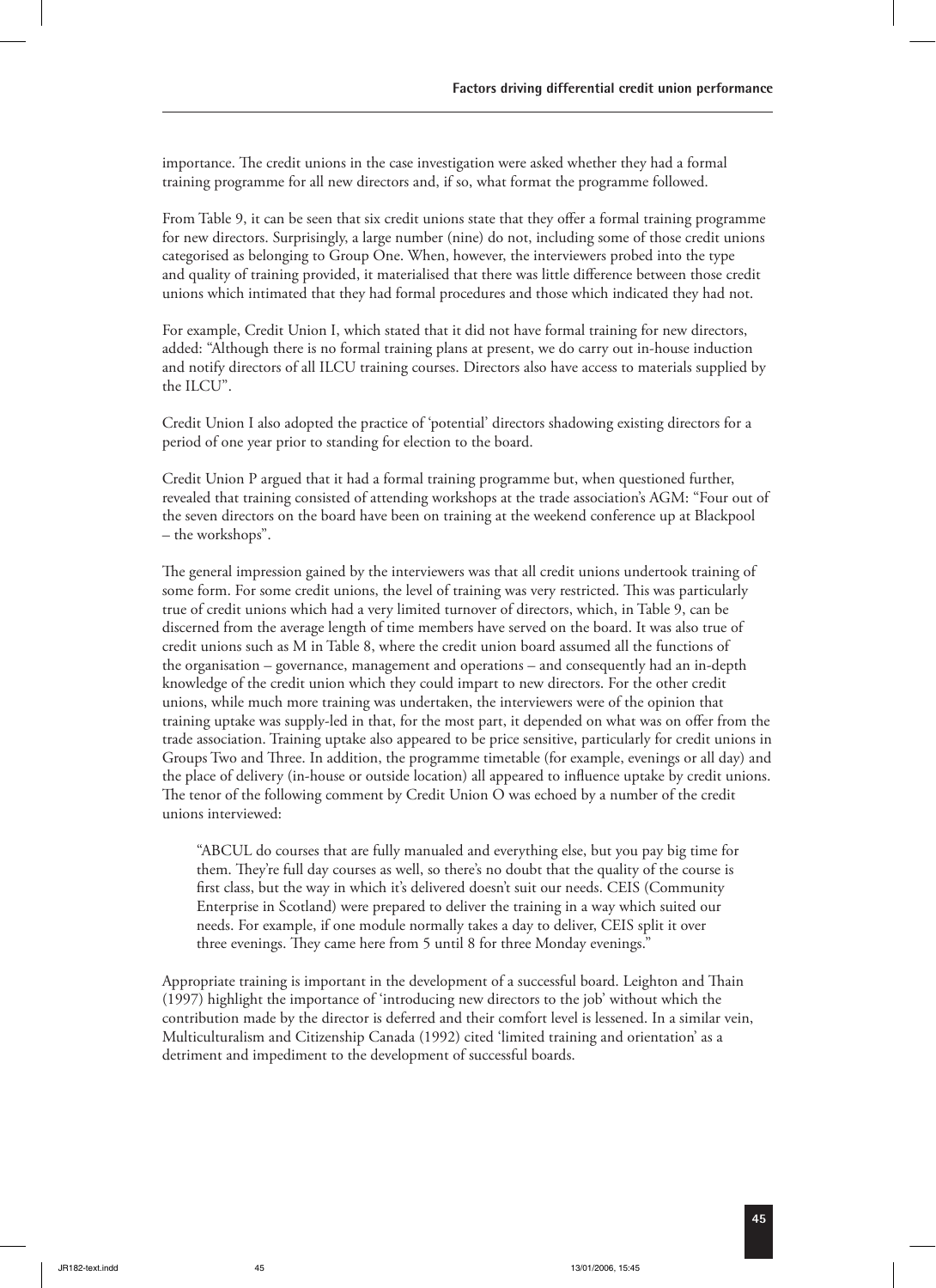importance. The credit unions in the case investigation were asked whether they had a formal training programme for all new directors and, if so, what format the programme followed.

From Table 9, it can be seen that six credit unions state that they offer a formal training programme for new directors. Surprisingly, a large number (nine) do not, including some of those credit unions categorised as belonging to Group One. When, however, the interviewers probed into the type and quality of training provided, it materialised that there was little difference between those credit unions which intimated that they had formal procedures and those which indicated they had not.

For example, Credit Union I, which stated that it did not have formal training for new directors, added: "Although there is no formal training plans at present, we do carry out in-house induction and notify directors of all ILCU training courses. Directors also have access to materials supplied by the ILCU".

Credit Union I also adopted the practice of 'potential' directors shadowing existing directors for a period of one year prior to standing for election to the board.

Credit Union P argued that it had a formal training programme but, when questioned further, revealed that training consisted of attending workshops at the trade association's AGM: "Four out of the seven directors on the board have been on training at the weekend conference up at Blackpool – the workshops".

The general impression gained by the interviewers was that all credit unions undertook training of some form. For some credit unions, the level of training was very restricted. This was particularly true of credit unions which had a very limited turnover of directors, which, in Table 9, can be discerned from the average length of time members have served on the board. It was also true of credit unions such as M in Table 8, where the credit union board assumed all the functions of the organisation – governance, management and operations – and consequently had an in-depth knowledge of the credit union which they could impart to new directors. For the other credit unions, while much more training was undertaken, the interviewers were of the opinion that training uptake was supply-led in that, for the most part, it depended on what was on offer from the trade association. Training uptake also appeared to be price sensitive, particularly for credit unions in Groups Two and Three. In addition, the programme timetable (for example, evenings or all day) and the place of delivery (in-house or outside location) all appeared to influence uptake by credit unions. The tenor of the following comment by Credit Union O was echoed by a number of the credit unions interviewed:

> "ABCUL do courses that are fully manualed and everything else, but you pay big time for them. They're full day courses as well, so there's no doubt that the quality of the course is first class, but the way in which it's delivered doesn't suit our needs. CEIS (Community Enterprise in Scotland) were prepared to deliver the training in a way which suited our needs. For example, if one module normally takes a day to deliver, CEIS split it over three evenings. They came here from 5 until 8 for three Monday evenings."

Appropriate training is important in the development of a successful board. Leighton and Thain (1997) highlight the importance of 'introducing new directors to the job' without which the contribution made by the director is deferred and their comfort level is lessened. In a similar vein, Multiculturalism and Citizenship Canada (1992) cited 'limited training and orientation' as a detriment and impediment to the development of successful boards.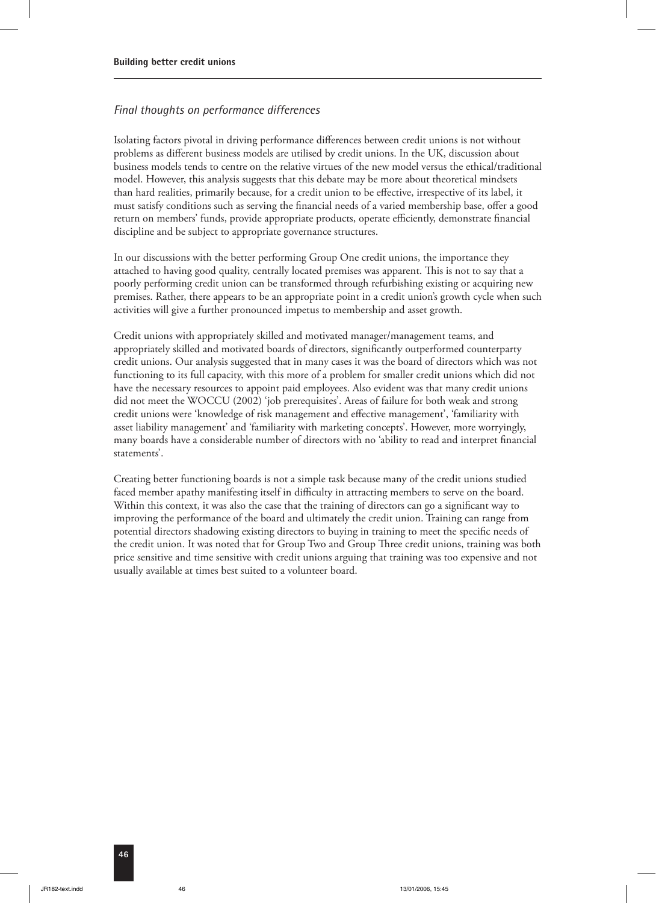### *Final thoughts on performance differences*

Isolating factors pivotal in driving performance differences between credit unions is not without problems as different business models are utilised by credit unions. In the UK, discussion about business models tends to centre on the relative virtues of the new model versus the ethical/traditional model. However, this analysis suggests that this debate may be more about theoretical mindsets than hard realities, primarily because, for a credit union to be effective, irrespective of its label, it must satisfy conditions such as serving the financial needs of a varied membership base, offer a good return on members' funds, provide appropriate products, operate efficiently, demonstrate financial discipline and be subject to appropriate governance structures.

In our discussions with the better performing Group One credit unions, the importance they attached to having good quality, centrally located premises was apparent. This is not to say that a poorly performing credit union can be transformed through refurbishing existing or acquiring new premises. Rather, there appears to be an appropriate point in a credit union's growth cycle when such activities will give a further pronounced impetus to membership and asset growth.

Credit unions with appropriately skilled and motivated manager/management teams, and appropriately skilled and motivated boards of directors, significantly outperformed counterparty credit unions. Our analysis suggested that in many cases it was the board of directors which was not functioning to its full capacity, with this more of a problem for smaller credit unions which did not have the necessary resources to appoint paid employees. Also evident was that many credit unions did not meet the WOCCU (2002) 'job prerequisites'. Areas of failure for both weak and strong credit unions were 'knowledge of risk management and effective management', 'familiarity with asset liability management' and 'familiarity with marketing concepts'. However, more worryingly, many boards have a considerable number of directors with no 'ability to read and interpret financial statements'.

Creating better functioning boards is not a simple task because many of the credit unions studied faced member apathy manifesting itself in difficulty in attracting members to serve on the board. Within this context, it was also the case that the training of directors can go a significant way to improving the performance of the board and ultimately the credit union. Training can range from potential directors shadowing existing directors to buying in training to meet the specific needs of the credit union. It was noted that for Group Two and Group Three credit unions, training was both price sensitive and time sensitive with credit unions arguing that training was too expensive and not usually available at times best suited to a volunteer board.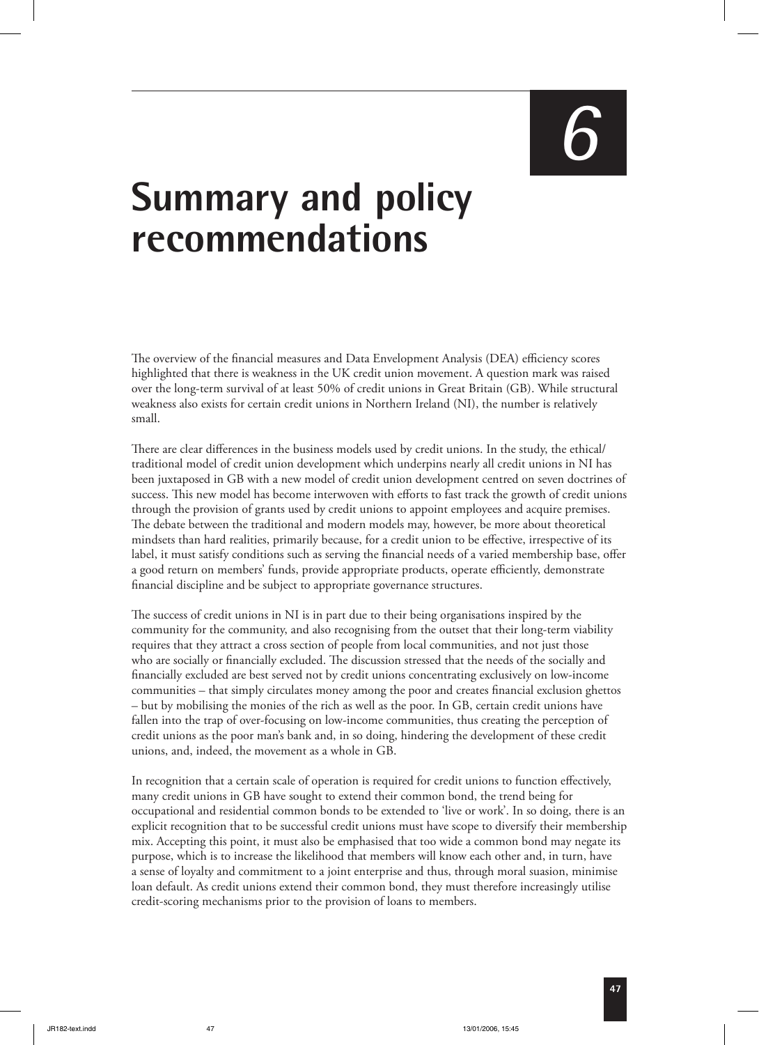# 6 Summary and policy recommendations

The overview of the financial measures and Data Envelopment Analysis (DEA) efficiency scores highlighted that there is weakness in the UK credit union movement. A question mark was raised over the long-term survival of at least 50% of credit unions in Great Britain (GB). While structural weakness also exists for certain credit unions in Northern Ireland (NI), the number is relatively small.

There are clear differences in the business models used by credit unions. In the study, the ethical/traditional model of credit union development which underpins nearly all credit unions in NI has been juxtaposed in GB with a new model of credit union development centred on seven doctrines of success. This new model has become interwoven with efforts to fast track the growth of credit unions through the provision of grants used by credit unions to appoint employees and acquire premises. The debate between the traditional and modern models may, however, be more about theoretical mindsets than hard realities, primarily because, for a credit union to be effective, irrespective of its label, it must satisfy conditions such as serving the financial needs of a varied membership base, offer a good return on members' funds, provide appropriate products, operate efficiently, demonstrate financial discipline and be subject to appropriate governance structures.

The success of credit unions in NI is in part due to their being organisations inspired by the community for the community, and also recognising from the outset that their long-term viability requires that they attract a cross section of people from local communities, and not just those who are socially or financially excluded. The discussion stressed that the needs of the socially and financially excluded are best served not by credit unions concentrating exclusively on low-income communities – that simply circulates money among the poor and creates financial exclusion ghettos – but by mobilising the monies of the rich as well as the poor. In GB, certain credit unions have fallen into the trap of over-focusing on low-income communities, thus creating the perception of credit unions as the poor man's bank and, in so doing, hindering the development of these credit unions, and, indeed, the movement as a whole in GB.

In recognition that a certain scale of operation is required for credit unions to function effectively, many credit unions in GB have sought to extend their common bond, the trend being for occupational and residential common bonds to be extended to 'live or work'. In so doing, there is an explicit recognition that to be successful credit unions must have scope to diversify their membership mix. Accepting this point, it must also be emphasised that too wide a common bond may negate its purpose, which is to increase the likelihood that members will know each other and, in turn, have a sense of loyalty and commitment to a joint enterprise and thus, through moral suasion, minimise loan default. As credit unions extend their common bond, they must therefore increasingly utilise credit-scoring mechanisms prior to the provision of loans to members.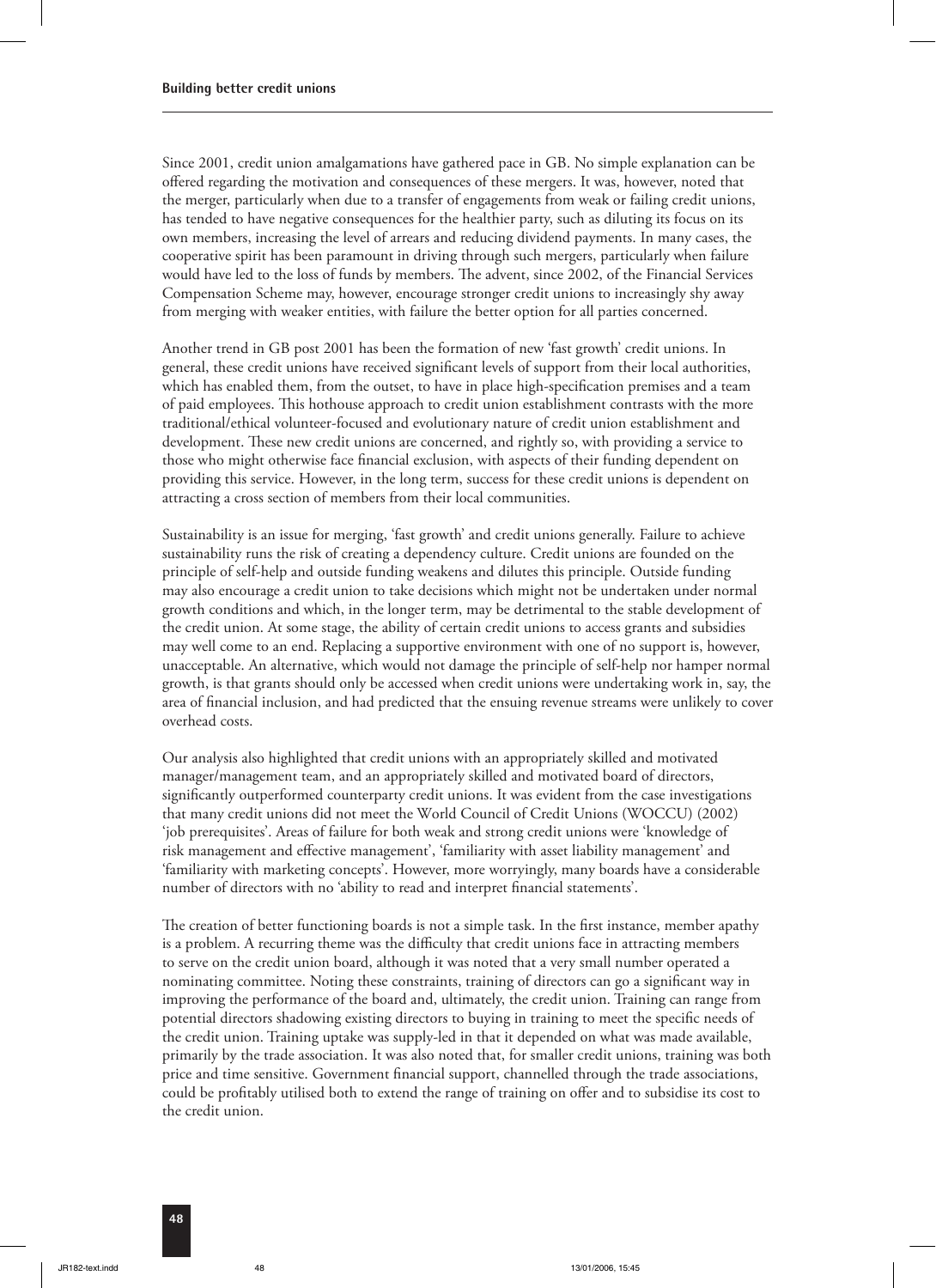Since 2001, credit union amalgamations have gathered pace in GB. No simple explanation can be offered regarding the motivation and consequences of these mergers. It was, however, noted that the merger, particularly when due to a transfer of engagements from weak or failing credit unions, has tended to have negative consequences for the healthier party, such as diluting its focus on its own members, increasing the level of arrears and reducing dividend payments. In many cases, the cooperative spirit has been paramount in driving through such mergers, particularly when failure would have led to the loss of funds by members. The advent, since 2002, of the Financial Services Compensation Scheme may, however, encourage stronger credit unions to increasingly shy away from merging with weaker entities, with failure the better option for all parties concerned.

Another trend in GB post 2001 has been the formation of new 'fast growth' credit unions. In general, these credit unions have received significant levels of support from their local authorities, which has enabled them, from the outset, to have in place high-specification premises and a team of paid employees. This hothouse approach to credit union establishment contrasts with the more traditional/ethical volunteer-focused and evolutionary nature of credit union establishment and development. These new credit unions are concerned, and rightly so, with providing a service to those who might otherwise face financial exclusion, with aspects of their funding dependent on providing this service. However, in the long term, success for these credit unions is dependent on attracting a cross section of members from their local communities.

Sustainability is an issue for merging, 'fast growth' and credit unions generally. Failure to achieve sustainability runs the risk of creating a dependency culture. Credit unions are founded on the principle of self-help and outside funding weakens and dilutes this principle. Outside funding may also encourage a credit union to take decisions which might not be undertaken under normal growth conditions and which, in the longer term, may be detrimental to the stable development of the credit union. At some stage, the ability of certain credit unions to access grants and subsidies may well come to an end. Replacing a supportive environment with one of no support is, however, unacceptable. An alternative, which would not damage the principle of self-help nor hamper normal growth, is that grants should only be accessed when credit unions were undertaking work in, say, the area of financial inclusion, and had predicted that the ensuing revenue streams were unlikely to cover overhead costs.

Our analysis also highlighted that credit unions with an appropriately skilled and motivated manager/management team, and an appropriately skilled and motivated board of directors, significantly outperformed counterparty credit unions. It was evident from the case investigations that many credit unions did not meet the World Council of Credit Unions (WOCCU) (2002) 'job prerequisites'. Areas of failure for both weak and strong credit unions were 'knowledge of risk management and effective management', 'familiarity with asset liability management' and 'familiarity with marketing concepts'. However, more worryingly, many boards have a considerable number of directors with no 'ability to read and interpret financial statements'.

The creation of better functioning boards is not a simple task. In the first instance, member apathy is a problem. A recurring theme was the difficulty that credit unions face in attracting members to serve on the credit union board, although it was noted that a very small number operated a nominating committee. Noting these constraints, training of directors can go a significant way in improving the performance of the board and, ultimately, the credit union. Training can range from potential directors shadowing existing directors to buying in training to meet the specific needs of the credit union. Training uptake was supply-led in that it depended on what was made available, primarily by the trade association. It was also noted that, for smaller credit unions, training was both price and time sensitive. Government financial support, channelled through the trade associations, could be profitably utilised both to extend the range of training on offer and to subsidise its cost to the credit union.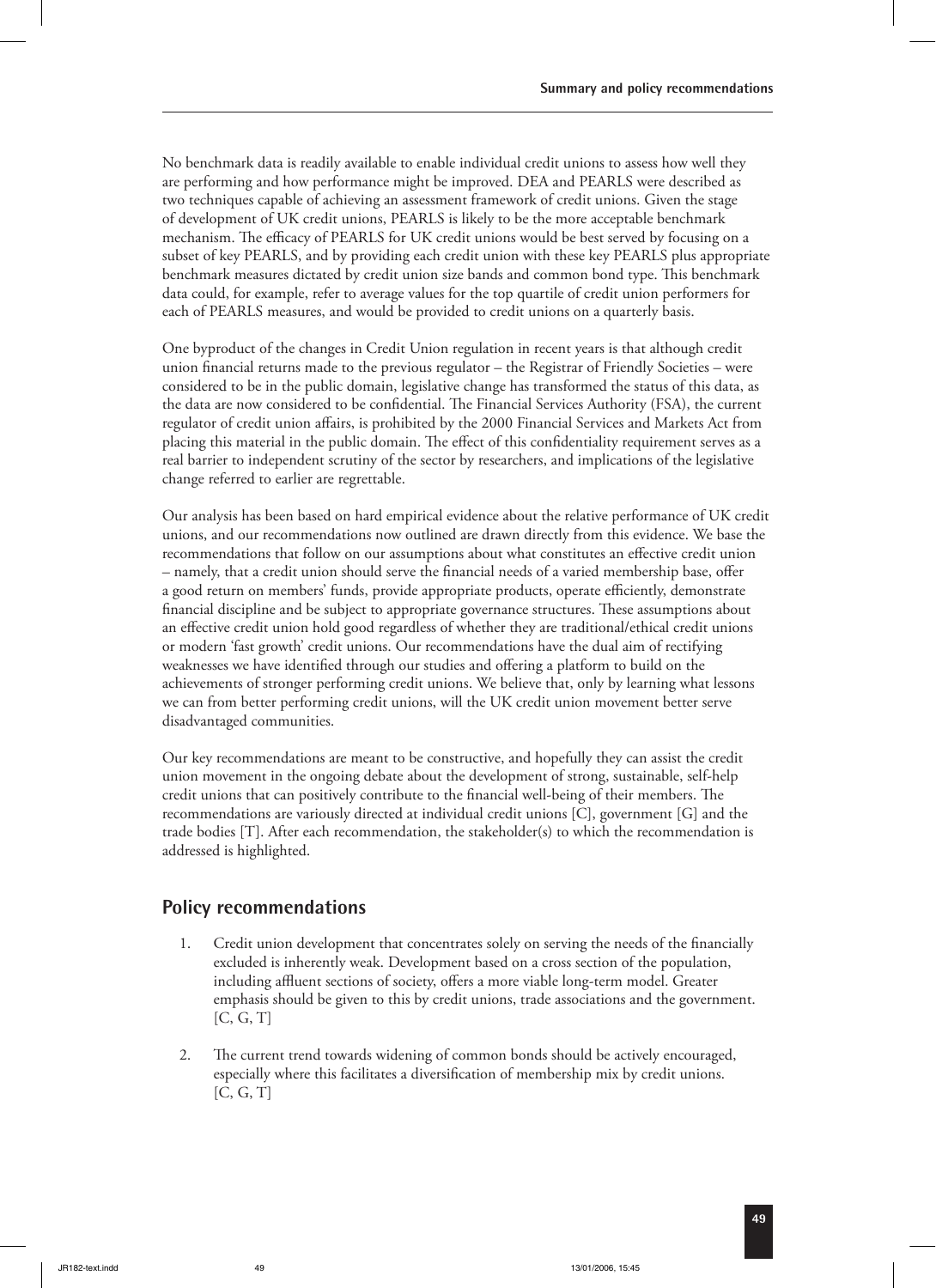No benchmark data is readily available to enable individual credit unions to assess how well they are performing and how performance might be improved. DEA and PEARLS were described as two techniques capable of achieving an assessment framework of credit unions. Given the stage of development of UK credit unions, PEARLS is likely to be the more acceptable benchmark mechanism. The efficacy of PEARLS for UK credit unions would be best served by focusing on a subset of key PEARLS, and by providing each credit union with these key PEARLS plus appropriate benchmark measures dictated by credit union size bands and common bond type. This benchmark data could, for example, refer to average values for the top quartile of credit union performers for each of PEARLS measures, and would be provided to credit unions on a quarterly basis.

One byproduct of the changes in Credit Union regulation in recent years is that although credit union financial returns made to the previous regulator – the Registrar of Friendly Societies – were considered to be in the public domain, legislative change has transformed the status of this data, as the data are now considered to be confidential. The Financial Services Authority (FSA), the current regulator of credit union affairs, is prohibited by the 2000 Financial Services and Markets Act from placing this material in the public domain. The effect of this confidentiality requirement serves as a real barrier to independent scrutiny of the sector by researchers, and implications of the legislative change referred to earlier are regrettable.

Our analysis has been based on hard empirical evidence about the relative performance of UK credit unions, and our recommendations now outlined are drawn directly from this evidence. We base the recommendations that follow on our assumptions about what constitutes an effective credit union – namely, that a credit union should serve the financial needs of a varied membership base, offer a good return on members' funds, provide appropriate products, operate efficiently, demonstrate financial discipline and be subject to appropriate governance structures. These assumptions about an effective credit union hold good regardless of whether they are traditional/ethical credit unions or modern 'fast growth' credit unions. Our recommendations have the dual aim of rectifying weaknesses we have identified through our studies and offering a platform to build on the achievements of stronger performing credit unions. We believe that, only by learning what lessons we can from better performing credit unions, will the UK credit union movement better serve disadvantaged communities.

Our key recommendations are meant to be constructive, and hopefully they can assist the credit union movement in the ongoing debate about the development of strong, sustainable, self-help credit unions that can positively contribute to the financial well-being of their members. The recommendations are variously directed at individual credit unions [C], government [G] and the trade bodies [T]. After each recommendation, the stakeholder(s) to which the recommendation is addressed is highlighted.

## Policy recommendations

1. Credit union development that concentrates solely on serving the needs of the financially excluded is inherently weak. Development based on a cross section of the population, including affluent sections of society, offers a more viable long-term model. Greater emphasis should be given to this by credit unions, trade associations and the government. [C, G, T]

2. The current trend towards widening of common bonds should be actively encouraged, especially where this facilitates a diversification of membership mix by credit unions. [C, G, T]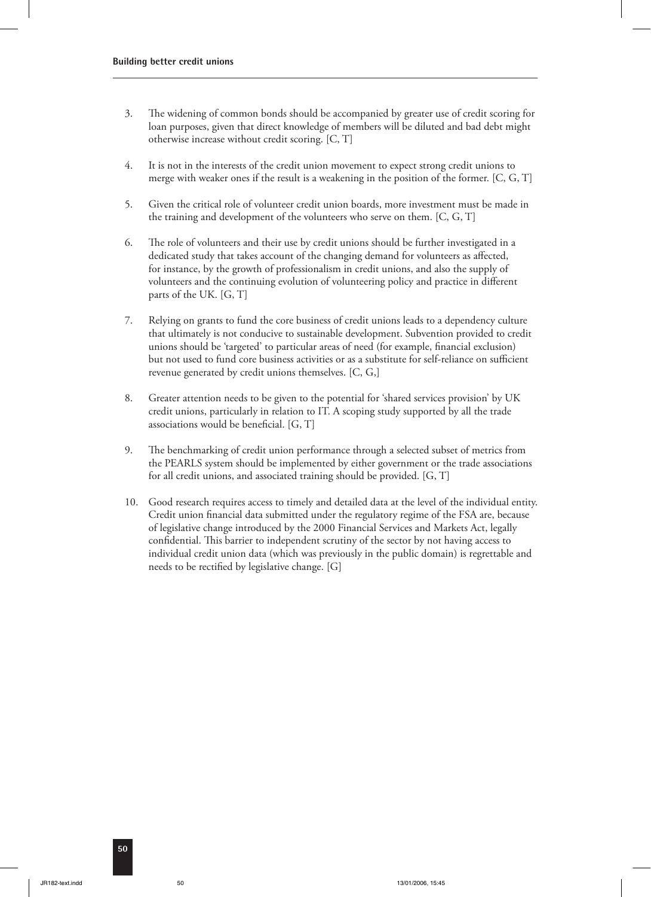3. The widening of common bonds should be accompanied by greater use of credit scoring for loan purposes, given that direct knowledge of members will be diluted and bad debt might otherwise increase without credit scoring. [C, T]

4. It is not in the interests of the credit union movement to expect strong credit unions to merge with weaker ones if the result is a weakening in the position of the former. [C, G, T]

5. Given the critical role of volunteer credit union boards, more investment must be made in the training and development of the volunteers who serve on them. [C, G, T]

6. The role of volunteers and their use by credit unions should be further investigated in a dedicated study that takes account of the changing demand for volunteers as affected, for instance, by the growth of professionalism in credit unions, and also the supply of volunteers and the continuing evolution of volunteering policy and practice in different parts of the UK. [G, T]

7. Relying on grants to fund the core business of credit unions leads to a dependency culture that ultimately is not conducive to sustainable development. Subvention provided to credit unions should be 'targeted' to particular areas of need (for example, financial exclusion) but not used to fund core business activities or as a substitute for self-reliance on sufficient revenue generated by credit unions themselves. [C, G,]

8. Greater attention needs to be given to the potential for 'shared services provision' by UK credit unions, particularly in relation to IT. A scoping study supported by all the trade associations would be beneficial. [G, T]

9. The benchmarking of credit union performance through a selected subset of metrics from the PEARLS system should be implemented by either government or the trade associations for all credit unions, and associated training should be provided. [G, T]

10. Good research requires access to timely and detailed data at the level of the individual entity. Credit union financial data submitted under the regulatory regime of the FSA are, because of legislative change introduced by the 2000 Financial Services and Markets Act, legally confidential. This barrier to independent scrutiny of the sector by not having access to individual credit union data (which was previously in the public domain) is regrettable and needs to be rectified by legislative change. [G]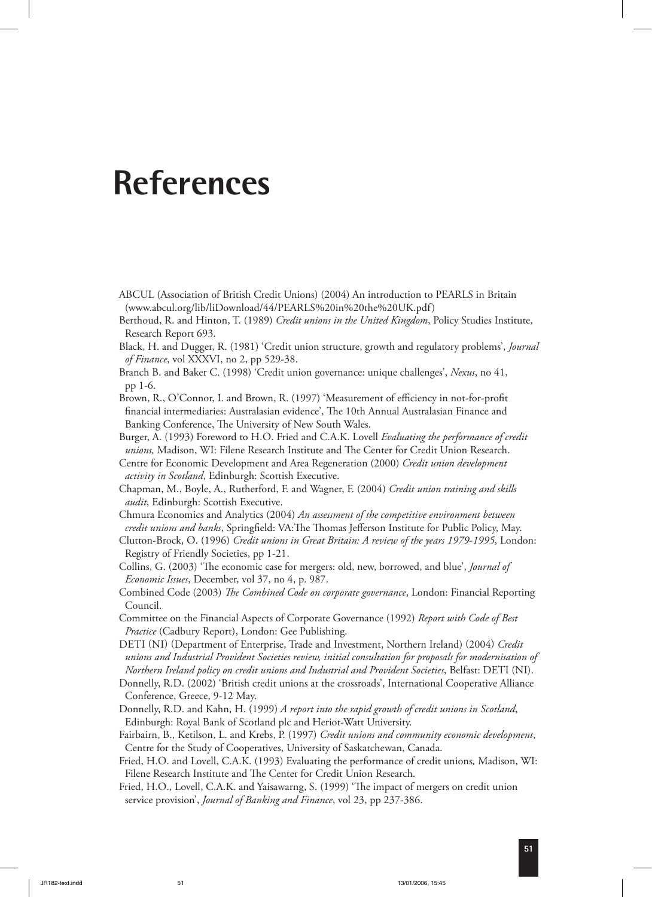# References

ABCUL (Association of British Credit Unions) (2004) An introduction to PEARLS in Britain (www.abcul.org/lib/liDownload/44/PEARLS%20in%20the%20UK.pdf)

Berthoud, R. and Hinton, T. (1989) *Credit unions in the United Kingdom*, Policy Studies Institute, Research Report 693.

Black, H. and Dugger, R. (1981) 'Credit union structure, growth and regulatory problems', *Journal of Finance*, vol XXXVI, no 2, pp 529-38.

Branch B. and Baker C. (1998) 'Credit union governance: unique challenges', *Nexus*, no 41, pp 1-6.

Brown, R., O'Connor, I. and Brown, R. (1997) 'Measurement of efficiency in not-for-profit financial intermediaries: Australasian evidence', The 10th Annual Australasian Finance and Banking Conference, The University of New South Wales.

Burger, A. (1993) Foreword to H.O. Fried and C.A.K. Lovell *Evaluating the performance of credit unions,* Madison, WI: Filene Research Institute and The Center for Credit Union Research.

Centre for Economic Development and Area Regeneration (2000) *Credit union development activity in Scotland*, Edinburgh: Scottish Executive.

Chapman, M., Boyle, A., Rutherford, F. and Wagner, F. (2004) *Credit union training and skills audit*, Edinburgh: Scottish Executive.

Chmura Economics and Analytics (2004) *An assessment of the competitive environment between credit unions and banks*, Springfield: VA:The Thomas Jefferson Institute for Public Policy, May.

Clutton-Brock, O. (1996) *Credit unions in Great Britain: A review of the years 1979-1995*, London: Registry of Friendly Societies, pp 1-21.

Collins, G. (2003) 'The economic case for mergers: old, new, borrowed, and blue', *Journal of Economic Issues*, December, vol 37, no 4, p. 987.

Combined Code (2003) *The Combined Code on corporate governance*, London: Financial Reporting Council.

Committee on the Financial Aspects of Corporate Governance (1992) *Report with Code of Best Practice* (Cadbury Report), London: Gee Publishing.

DETI (NI) (Department of Enterprise, Trade and Investment, Northern Ireland) (2004) *Credit unions and Industrial Provident Societies review, initial consultation for proposals for modernisation of Northern Ireland policy on credit unions and Industrial and Provident Societies*, Belfast: DETI (NI).

Donnelly, R.D. (2002) 'British credit unions at the crossroads', International Cooperative Alliance Conference, Greece, 9-12 May.

Donnelly, R.D. and Kahn, H. (1999) *A report into the rapid growth of credit unions in Scotland*, Edinburgh: Royal Bank of Scotland plc and Heriot-Watt University.

Fairbairn, B., Ketilson, L. and Krebs, P. (1997) *Credit unions and community economic development*, Centre for the Study of Cooperatives, University of Saskatchewan, Canada.

Fried, H.O. and Lovell, C.A.K. (1993) Evaluating the performance of credit unions*,* Madison, WI: Filene Research Institute and The Center for Credit Union Research.

Fried, H.O., Lovell, C.A.K. and Yaisawarng, S. (1999) 'The impact of mergers on credit union service provision', *Journal of Banking and Finance*, vol 23, pp 237-386.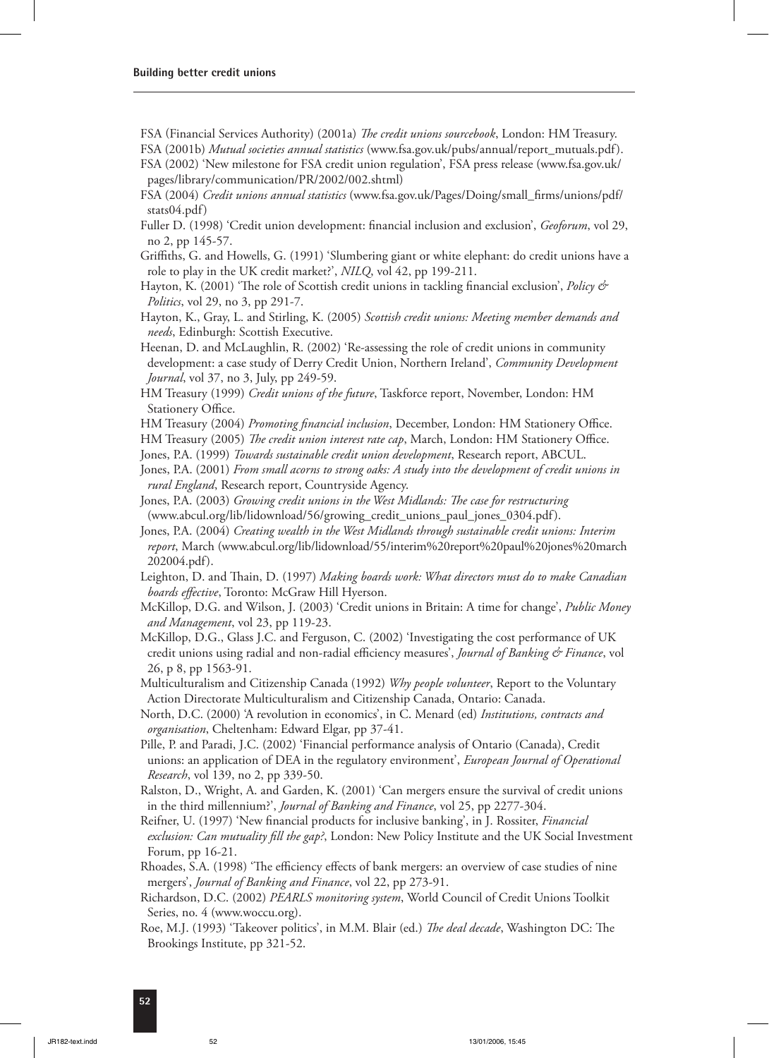FSA (Financial Services Authority) (2001a) *The credit unions sourcebook*, London: HM Treasury.

FSA (2001b) *Mutual societies annual statistics* (www.fsa.gov.uk/pubs/annual/report_mutuals.pdf).

FSA (2002) 'New milestone for FSA credit union regulation', FSA press release (www.fsa.gov.uk/pages/library/communication/PR/2002/002.shtml)

FSA (2004) *Credit unions annual statistics* (www.fsa.gov.uk/Pages/Doing/small_firms/unions/pdf/stats04.pdf)

Fuller D. (1998) 'Credit union development: financial inclusion and exclusion', *Geoforum*, vol 29, no 2, pp 145-57.

Griffiths, G. and Howells, G. (1991) 'Slumbering giant or white elephant: do credit unions have a role to play in the UK credit market?', *NILQ*, vol 42, pp 199-211.

Hayton, K. (2001) 'The role of Scottish credit unions in tackling financial exclusion', *Policy & Politics*, vol 29, no 3, pp 291-7.

Hayton, K., Gray, L. and Stirling, K. (2005) *Scottish credit unions: Meeting member demands and needs*, Edinburgh: Scottish Executive.

Heenan, D. and McLaughlin, R. (2002) 'Re-assessing the role of credit unions in community development: a case study of Derry Credit Union, Northern Ireland', *Community Development Journal*, vol 37, no 3, July, pp 249-59.

HM Treasury (1999) *Credit unions of the future*, Taskforce report, November, London: HM Stationery Office.

HM Treasury (2004) *Promoting financial inclusion*, December, London: HM Stationery Office.

HM Treasury (2005) *The credit union interest rate cap*, March, London: HM Stationery Office.

Jones, P.A. (1999) *Towards sustainable credit union development*, Research report, ABCUL.

Jones, P.A. (2001) *From small acorns to strong oaks: A study into the development of credit unions in rural England*, Research report, Countryside Agency.

Jones, P.A. (2003) *Growing credit unions in the West Midlands: The case for restructuring* (www.abcul.org/lib/lidownload/56/growing_credit_unions_paul_jones_0304.pdf).

Jones, P.A. (2004) *Creating wealth in the West Midlands through sustainable credit unions: Interim report*, March (www.abcul.org/lib/lidownload/55/interim%20report%20paul%20jones%20march%20202004.pdf).

Leighton, D. and Thain, D. (1997) *Making boards work: What directors must do to make Canadian boards effective*, Toronto: McGraw Hill Hyerson.

McKillop, D.G. and Wilson, J. (2003) 'Credit unions in Britain: A time for change', *Public Money and Management*, vol 23, pp 119-23.

McKillop, D.G., Glass J.C. and Ferguson, C. (2002) 'Investigating the cost performance of UK credit unions using radial and non-radial efficiency measures', *Journal of Banking & Finance*, vol 26, p 8, pp 1563-91.

Multiculturalism and Citizenship Canada (1992) *Why people volunteer*, Report to the Voluntary Action Directorate Multiculturalism and Citizenship Canada, Ontario: Canada.

North, D.C. (2000) 'A revolution in economics', in C. Menard (ed) *Institutions, contracts and organisation*, Cheltenham: Edward Elgar, pp 37-41.

Pille, P. and Paradi, J.C. (2002) 'Financial performance analysis of Ontario (Canada), Credit unions: an application of DEA in the regulatory environment', *European Journal of Operational Research*, vol 139, no 2, pp 339-50.

Ralston, D., Wright, A. and Garden, K. (2001) 'Can mergers ensure the survival of credit unions in the third millennium?', *Journal of Banking and Finance*, vol 25, pp 2277-304.

Reifner, U. (1997) 'New financial products for inclusive banking', in J. Rossiter, *Financial exclusion: Can mutuality fill the gap?*, London: New Policy Institute and the UK Social Investment Forum, pp 16-21.

Rhoades, S.A. (1998) 'The efficiency effects of bank mergers: an overview of case studies of nine mergers', *Journal of Banking and Finance*, vol 22, pp 273-91.

Richardson, D.C. (2002) *PEARLS monitoring system*, World Council of Credit Unions Toolkit Series, no. 4 (www.woccu.org).

Roe, M.J. (1993) 'Takeover politics', in M.M. Blair (ed.) *The deal decade*, Washington DC: The Brookings Institute, pp 321-52.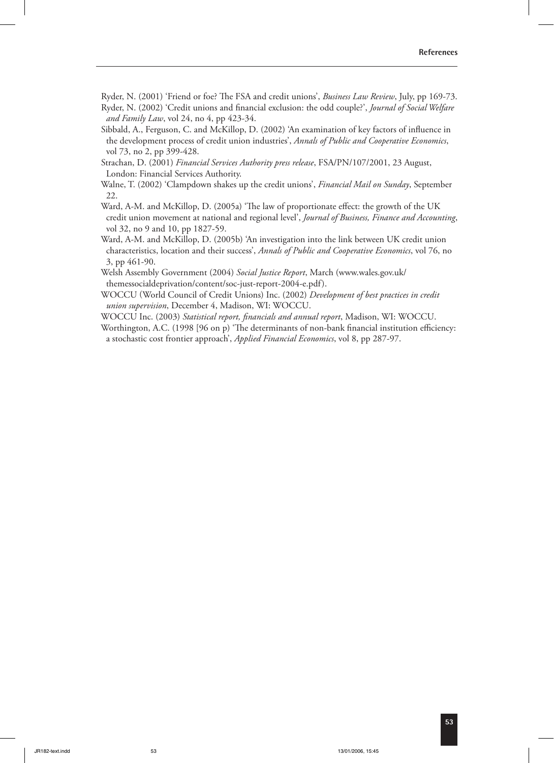Ryder, N. (2001) 'Friend or foe? The FSA and credit unions', *Business Law Review*, July, pp 169-73.

Ryder, N. (2002) 'Credit unions and financial exclusion: the odd couple?', *Journal of Social Welfare and Family Law*, vol 24, no 4, pp 423-34.

Sibbald, A., Ferguson, C. and McKillop, D. (2002) 'An examination of key factors of influence in the development process of credit union industries', *Annals of Public and Cooperative Economics*, vol 73, no 2, pp 399-428.

Strachan, D. (2001) *Financial Services Authority press release*, FSA/PN/107/2001, 23 August, London: Financial Services Authority.

Walne, T. (2002) 'Clampdown shakes up the credit unions', *Financial Mail on Sunday*, September 22.

Ward, A-M. and McKillop, D. (2005a) 'The law of proportionate effect: the growth of the UK credit union movement at national and regional level', *Journal of Business, Finance and Accounting*, vol 32, no 9 and 10, pp 1827-59.

Ward, A-M. and McKillop, D. (2005b) 'An investigation into the link between UK credit union characteristics, location and their success', *Annals of Public and Cooperative Economics*, vol 76, no 3, pp 461-90.

Welsh Assembly Government (2004) *Social Justice Report*, March (www.wales.gov.uk/themessocialdeprivation/content/soc-just-report-2004-e.pdf).

WOCCU (World Council of Credit Unions) Inc. (2002) *Development of best practices in credit union supervision*, December 4, Madison, WI: WOCCU.

WOCCU Inc. (2003) *Statistical report, financials and annual report*, Madison, WI: WOCCU.

Worthington, A.C. (1998 [96 on p) 'The determinants of non-bank financial institution efficiency: a stochastic cost frontier approach', *Applied Financial Economics*, vol 8, pp 287-97.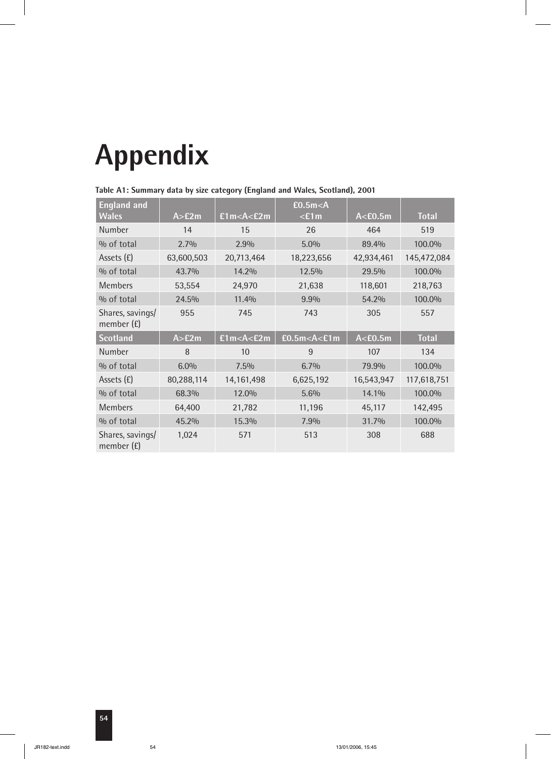# Appendix

**Table A1: Summary data by size category (England and Wales, Scotland), 2001**

| England and Wales | A>£2m | £1m<A<£2m | £0.5m<A<£1m | A<£0.5m | Total |
|---|---|---|---|---|---|
| Number | 14 | 15 | 26 | 464 | 519 |
| % of total | 2.7% | 2.9% | 5.0% | 89.4% | 100.0% |
| Assets (£) | 63,600,503 | 20,713,464 | 18,223,656 | 42,934,461 | 145,472,084 |
| % of total | 43.7% | 14.2% | 12.5% | 29.5% | 100.0% |
| Members | 53,554 | 24,970 | 21,638 | 118,601 | 218,763 |
| % of total | 24.5% | 11.4% | 9.9% | 54.2% | 100.0% |
| Shares, savings/member (£) | 955 | 745 | 743 | 305 | 557 |
| **Scotland** | **A>£2m** | **£1m<A<£2m** | **£0.5m<A<£1m** | **A<£0.5m** | **Total** |
| Number | 8 | 10 | 9 | 107 | 134 |
| % of total | 6.0% | 7.5% | 6.7% | 79.9% | 100.0% |
| Assets (£) | 80,288,114 | 14,161,498 | 6,625,192 | 16,543,947 | 117,618,751 |
| % of total | 68.3% | 12.0% | 5.6% | 14.1% | 100.0% |
| Members | 64,400 | 21,782 | 11,196 | 45,117 | 142,495 |
| % of total | 45.2% | 15.3% | 7.9% | 31.7% | 100.0% |
| Shares, savings/member (£) | 1,024 | 571 | 513 | 308 | 688 |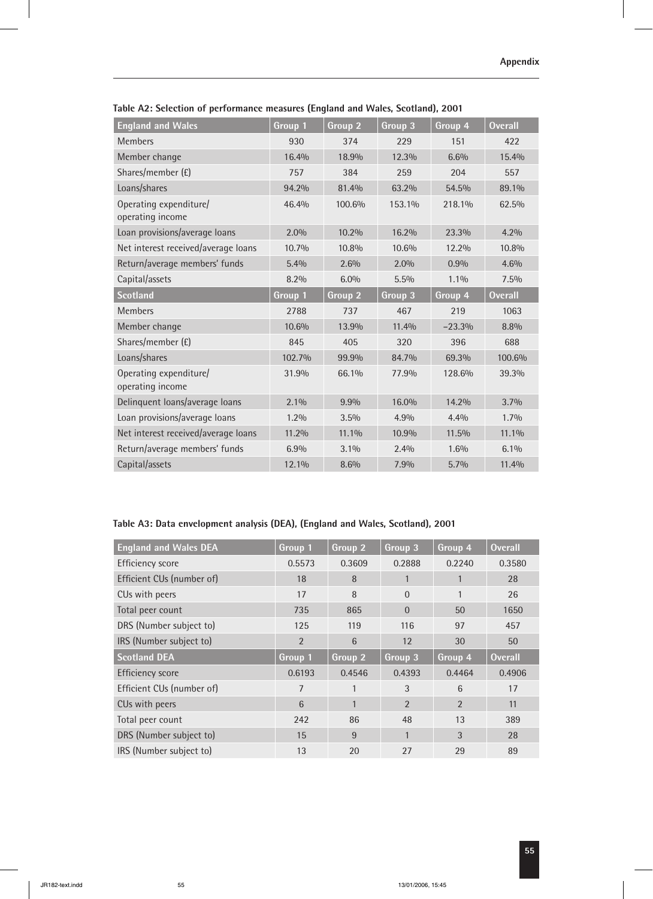**Table A2: Selection of performance measures (England and Wales, Scotland), 2001**

| England and Wales | Group 1 | Group 2 | Group 3 | Group 4 | Overall |
|---|---|---|---|---|---|
| Members | 930 | 374 | 229 | 151 | 422 |
| Member change | 16.4% | 18.9% | 12.3% | 6.6% | 15.4% |
| Shares/member (£) | 757 | 384 | 259 | 204 | 557 |
| Loans/shares | 94.2% | 81.4% | 63.2% | 54.5% | 89.1% |
| Operating expenditure/ operating income | 46.4% | 100.6% | 153.1% | 218.1% | 62.5% |
| Loan provisions/average loans | 2.0% | 10.2% | 16.2% | 23.3% | 4.2% |
| Net interest received/average loans | 10.7% | 10.8% | 10.6% | 12.2% | 10.8% |
| Return/average members' funds | 5.4% | 2.6% | 2.0% | 0.9% | 4.6% |
| Capital/assets | 8.2% | 6.0% | 5.5% | 1.1% | 7.5% |
| **Scotland** | **Group 1** | **Group 2** | **Group 3** | **Group 4** | **Overall** |
| Members | 2788 | 737 | 467 | 219 | 1063 |
| Member change | 10.6% | 13.9% | 11.4% | –23.3% | 8.8% |
| Shares/member (£) | 845 | 405 | 320 | 396 | 688 |
| Loans/shares | 102.7% | 99.9% | 84.7% | 69.3% | 100.6% |
| Operating expenditure/ operating income | 31.9% | 66.1% | 77.9% | 128.6% | 39.3% |
| Delinquent loans/average loans | 2.1% | 9.9% | 16.0% | 14.2% | 3.7% |
| Loan provisions/average loans | 1.2% | 3.5% | 4.9% | 4.4% | 1.7% |
| Net interest received/average loans | 11.2% | 11.1% | 10.9% | 11.5% | 11.1% |
| Return/average members' funds | 6.9% | 3.1% | 2.4% | 1.6% | 6.1% |
| Capital/assets | 12.1% | 8.6% | 7.9% | 5.7% | 11.4% |

**Table A3: Data envelopment analysis (DEA), (England and Wales, Scotland), 2001**

| England and Wales DEA | Group 1 | Group 2 | Group 3 | Group 4 | Overall |
|---|---|---|---|---|---|
| Efficiency score | 0.5573 | 0.3609 | 0.2888 | 0.2240 | 0.3580 |
| Efficient CUs (number of) | 18 | 8 | 1 | 1 | 28 |
| CUs with peers | 17 | 8 | 0 | 1 | 26 |
| Total peer count | 735 | 865 | 0 | 50 | 1650 |
| DRS (Number subject to) | 125 | 119 | 116 | 97 | 457 |
| IRS (Number subject to) | 2 | 6 | 12 | 30 | 50 |
| **Scotland DEA** | **Group 1** | **Group 2** | **Group 3** | **Group 4** | **Overall** |
| Efficiency score | 0.6193 | 0.4546 | 0.4393 | 0.4464 | 0.4906 |
| Efficient CUs (number of) | 7 | 1 | 3 | 6 | 17 |
| CUs with peers | 6 | 1 | 2 | 2 | 11 |
| Total peer count | 242 | 86 | 48 | 13 | 389 |
| DRS (Number subject to) | 15 | 9 | 1 | 3 | 28 |
| IRS (Number subject to) | 13 | 20 | 27 | 29 | 89 |